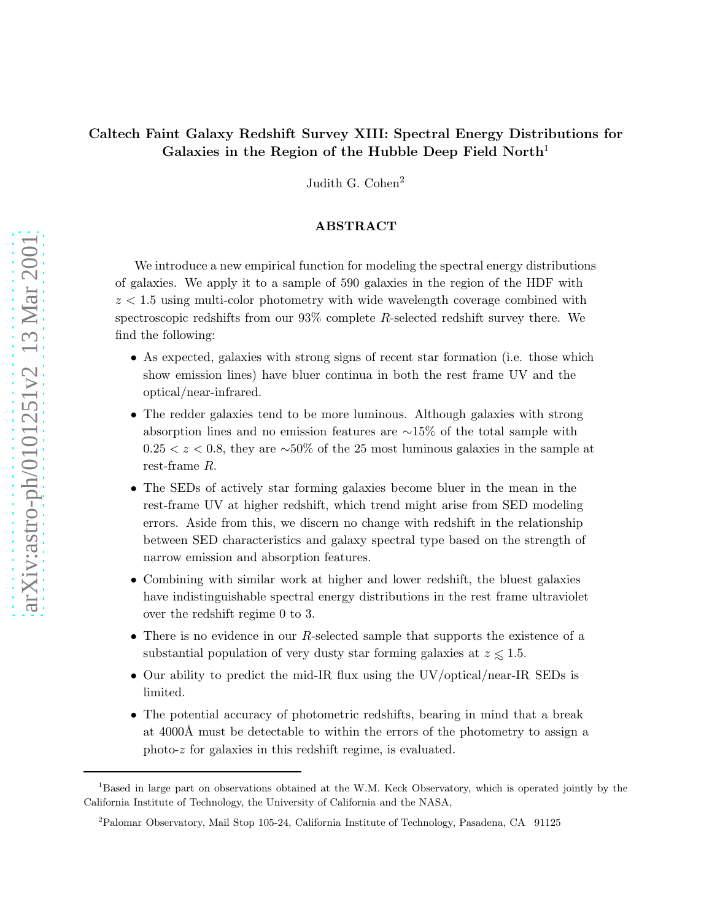# Caltech Faint Galaxy Redshift Survey XIII: Spectral Energy Distributions for Galaxies in the Region of the Hubble Deep Field North[1]

Judith G. Cohen[2]

## ABSTRACT

We introduce a new empirical function for modeling the spectral energy distributions of galaxies. We apply it to a sample of 590 galaxies in the region of the HDF with $z < 1.5$ using multi-color photometry with wide wavelength coverage combined with spectroscopic redshifts from our 93% complete $R$-selected redshift survey there. We find the following:

- As expected, galaxies with strong signs of recent star formation (i.e. those which show emission lines) have bluer continua in both the rest frame UV and the optical/near-infrared.
- The redder galaxies tend to be more luminous. Although galaxies with strong absorption lines and no emission features are ∼15% of the total sample with $0.25 < z < 0.8$, they are ∼50% of the 25 most luminous galaxies in the sample at rest-frame $R$.
- The SEDs of actively star forming galaxies become bluer in the mean in the rest-frame UV at higher redshift, which trend might arise from SED modeling errors. Aside from this, we discern no change with redshift in the relationship between SED characteristics and galaxy spectral type based on the strength of narrow emission and absorption features.
- Combining with similar work at higher and lower redshift, the bluest galaxies have indistinguishable spectral energy distributions in the rest frame ultraviolet over the redshift regime 0 to 3.
- There is no evidence in our $R$-selected sample that supports the existence of a substantial population of very dusty star forming galaxies at $z \lesssim 1.5$.
- Our ability to predict the mid-IR flux using the UV/optical/near-IR SEDs is limited.
- The potential accuracy of photometric redshifts, bearing in mind that a break at 4000Å must be detectable to within the errors of the photometry to assign a photo-$z$ for galaxies in this redshift regime, is evaluated.

---

[1]Based in large part on observations obtained at the W.M. Keck Observatory, which is operated jointly by the California Institute of Technology, the University of California and the NASA,

[2]Palomar Observatory, Mail Stop 105-24, California Institute of Technology, Pasadena, CA 91125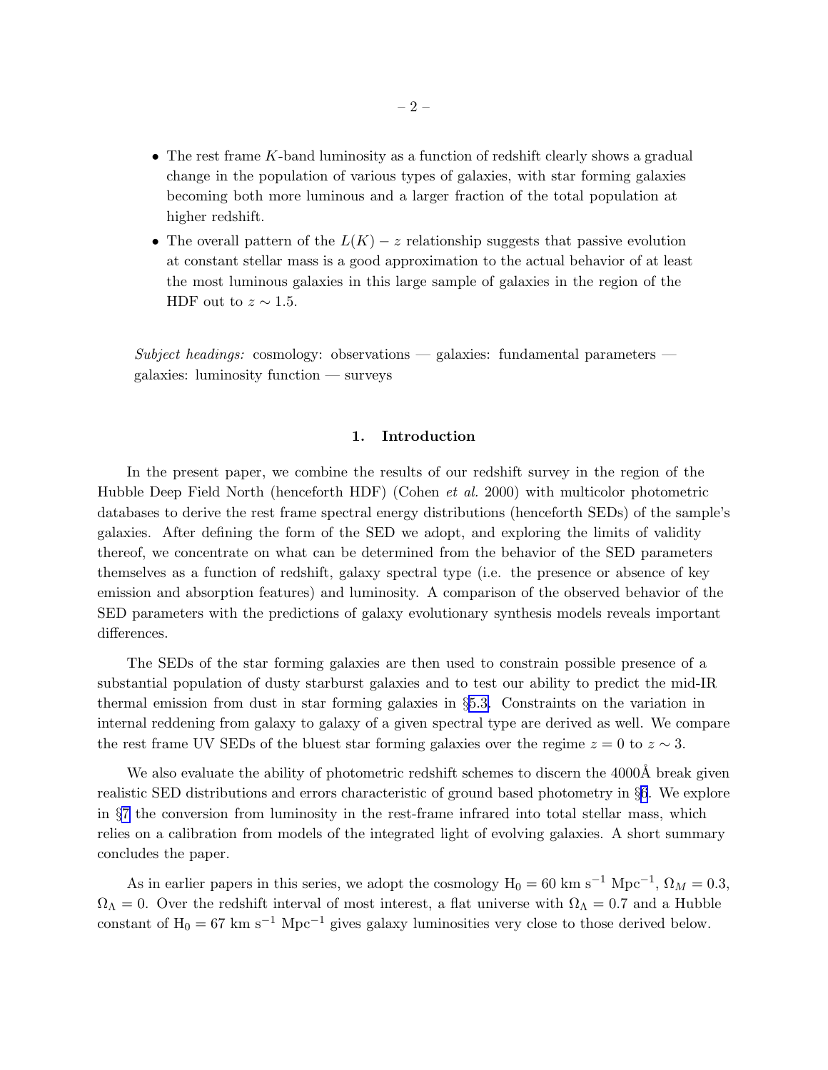- The rest frame $K$-band luminosity as a function of redshift clearly shows a gradual change in the population of various types of galaxies, with star forming galaxies becoming both more luminous and a larger fraction of the total population at higher redshift.
- The overall pattern of the $L(K) - z$ relationship suggests that passive evolution at constant stellar mass is a good approximation to the actual behavior of at least the most luminous galaxies in this large sample of galaxies in the region of the HDF out to $z \sim 1.5$.

*Subject headings:* cosmology: observations — galaxies: fundamental parameters — galaxies: luminosity function — surveys

## 1. Introduction

In the present paper, we combine the results of our redshift survey in the region of the Hubble Deep Field North (henceforth HDF) (Cohen *et al.* 2000) with multicolor photometric databases to derive the rest frame spectral energy distributions (henceforth SEDs) of the sample's galaxies. After defining the form of the SED we adopt, and exploring the limits of validity thereof, we concentrate on what can be determined from the behavior of the SED parameters themselves as a function of redshift, galaxy spectral type (i.e. the presence or absence of key emission and absorption features) and luminosity. A comparison of the observed behavior of the SED parameters with the predictions of galaxy evolutionary synthesis models reveals important differences.

The SEDs of the star forming galaxies are then used to constrain possible presence of a substantial population of dusty starburst galaxies and to test our ability to predict the mid-IR thermal emission from dust in star forming galaxies in §5.3. Constraints on the variation in internal reddening from galaxy to galaxy of a given spectral type are derived as well. We compare the rest frame UV SEDs of the bluest star forming galaxies over the regime $z = 0$ to $z \sim 3$.

We also evaluate the ability of photometric redshift schemes to discern the 4000Å break given realistic SED distributions and errors characteristic of ground based photometry in §6. We explore in §7 the conversion from luminosity in the rest-frame infrared into total stellar mass, which relies on a calibration from models of the integrated light of evolving galaxies. A short summary concludes the paper.

As in earlier papers in this series, we adopt the cosmology $H_0 = 60$ km s$^{-1}$ Mpc$^{-1}$, $\Omega_M = 0.3$, $\Omega_\Lambda = 0$. Over the redshift interval of most interest, a flat universe with $\Omega_\Lambda = 0.7$ and a Hubble constant of $H_0 = 67$ km s$^{-1}$ Mpc$^{-1}$ gives galaxy luminosities very close to those derived below.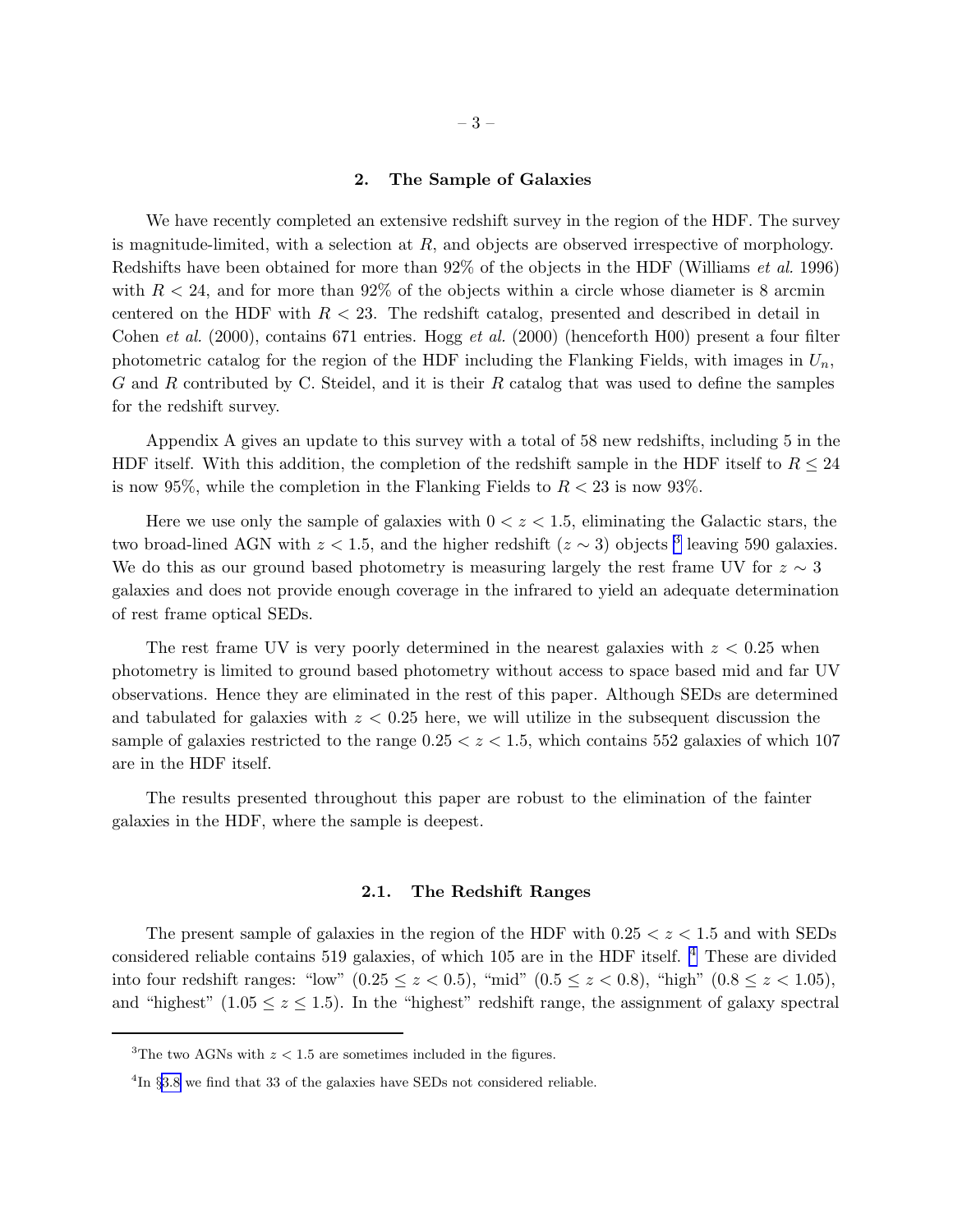## 2. The Sample of Galaxies

We have recently completed an extensive redshift survey in the region of the HDF. The survey is magnitude-limited, with a selection at $R$, and objects are observed irrespective of morphology. Redshifts have been obtained for more than 92% of the objects in the HDF (Williams *et al.* 1996) with $R < 24$, and for more than 92% of the objects within a circle whose diameter is 8 arcmin centered on the HDF with $R < 23$. The redshift catalog, presented and described in detail in Cohen *et al.* (2000), contains 671 entries. Hogg *et al.* (2000) (henceforth H00) present a four filter photometric catalog for the region of the HDF including the Flanking Fields, with images in $U_n$, $G$ and $R$ contributed by C. Steidel, and it is their $R$ catalog that was used to define the samples for the redshift survey.

Appendix A gives an update to this survey with a total of 58 new redshifts, including 5 in the HDF itself. With this addition, the completion of the redshift sample in the HDF itself to $R \leq 24$ is now 95%, while the completion in the Flanking Fields to $R < 23$ is now 93%.

Here we use only the sample of galaxies with $0 < z < 1.5$, eliminating the Galactic stars, the two broad-lined AGN with $z < 1.5$, and the higher redshift ($z \sim 3$) objects [3] leaving 590 galaxies. We do this as our ground based photometry is measuring largely the rest frame UV for $z \sim 3$ galaxies and does not provide enough coverage in the infrared to yield an adequate determination of rest frame optical SEDs.

The rest frame UV is very poorly determined in the nearest galaxies with $z < 0.25$ when photometry is limited to ground based photometry without access to space based mid and far UV observations. Hence they are eliminated in the rest of this paper. Although SEDs are determined and tabulated for galaxies with $z < 0.25$ here, we will utilize in the subsequent discussion the sample of galaxies restricted to the range $0.25 < z < 1.5$, which contains 552 galaxies of which 107 are in the HDF itself.

The results presented throughout this paper are robust to the elimination of the fainter galaxies in the HDF, where the sample is deepest.

### 2.1. The Redshift Ranges

The present sample of galaxies in the region of the HDF with $0.25 < z < 1.5$ and with SEDs considered reliable contains 519 galaxies, of which 105 are in the HDF itself. [4] These are divided into four redshift ranges: "low" ($0.25 \leq z < 0.5$), "mid" ($0.5 \leq z < 0.8$), "high" ($0.8 \leq z < 1.05$), and "highest" ($1.05 \leq z \leq 1.5$). In the "highest" redshift range, the assignment of galaxy spectral

[3] The two AGNs with $z < 1.5$ are sometimes included in the figures.

[4] In §3.8 we find that 33 of the galaxies have SEDs not considered reliable.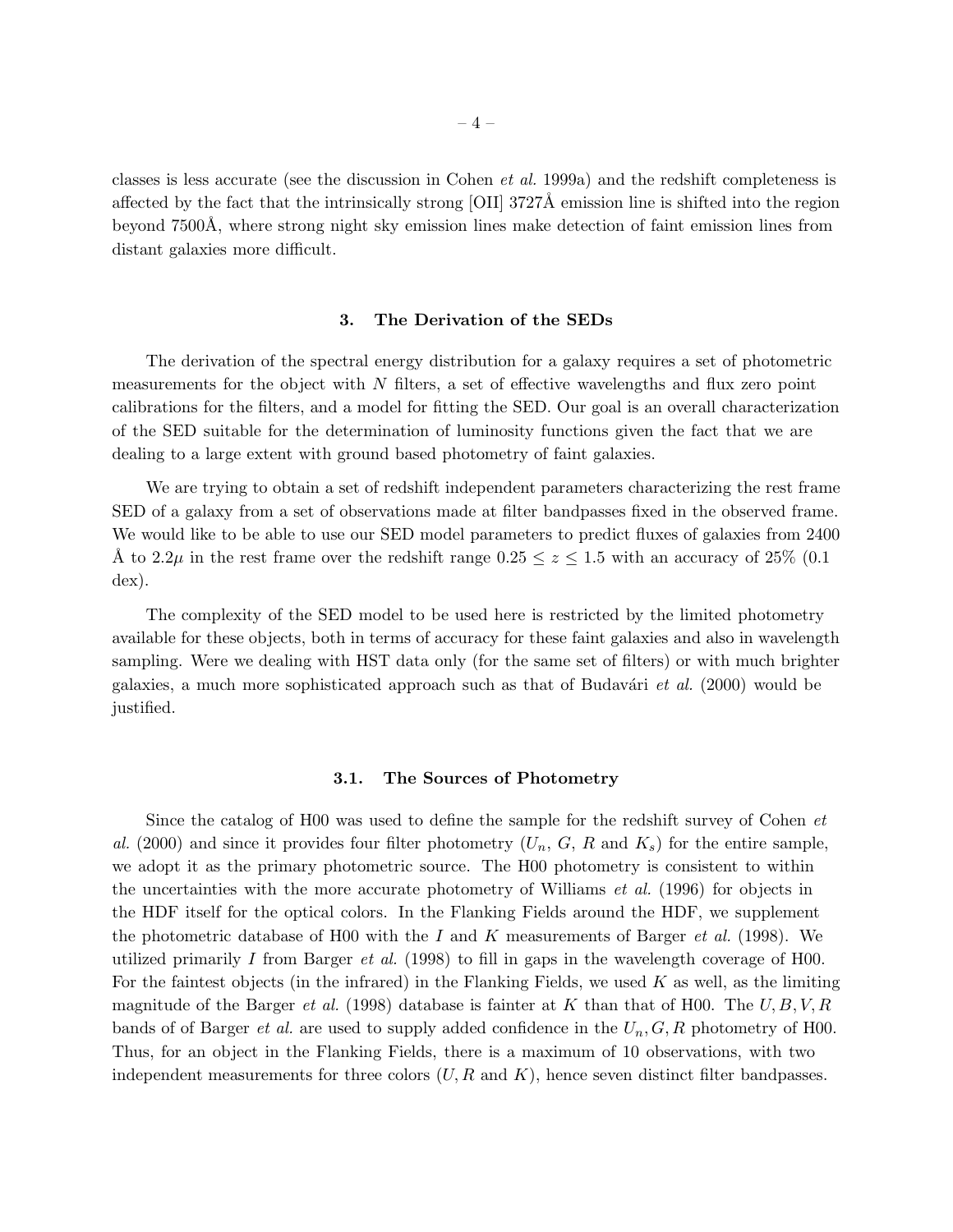classes is less accurate (see the discussion in Cohen *et al.* 1999a) and the redshift completeness is affected by the fact that the intrinsically strong [OII] 3727Å emission line is shifted into the region beyond 7500Å, where strong night sky emission lines make detection of faint emission lines from distant galaxies more difficult.

## 3. The Derivation of the SEDs

The derivation of the spectral energy distribution for a galaxy requires a set of photometric measurements for the object with $N$ filters, a set of effective wavelengths and flux zero point calibrations for the filters, and a model for fitting the SED. Our goal is an overall characterization of the SED suitable for the determination of luminosity functions given the fact that we are dealing to a large extent with ground based photometry of faint galaxies.

We are trying to obtain a set of redshift independent parameters characterizing the rest frame SED of a galaxy from a set of observations made at filter bandpasses fixed in the observed frame. We would like to be able to use our SED model parameters to predict fluxes of galaxies from 2400 Å to $2.2\mu$ in the rest frame over the redshift range $0.25 \leq z \leq 1.5$ with an accuracy of 25% (0.1 dex).

The complexity of the SED model to be used here is restricted by the limited photometry available for these objects, both in terms of accuracy for these faint galaxies and also in wavelength sampling. Were we dealing with HST data only (for the same set of filters) or with much brighter galaxies, a much more sophisticated approach such as that of Budavári *et al.* (2000) would be justified.

### 3.1. The Sources of Photometry

Since the catalog of H00 was used to define the sample for the redshift survey of Cohen *et al.* (2000) and since it provides four filter photometry ($U_n$, $G$, $R$ and $K_s$) for the entire sample, we adopt it as the primary photometric source. The H00 photometry is consistent to within the uncertainties with the more accurate photometry of Williams *et al.* (1996) for objects in the HDF itself for the optical colors. In the Flanking Fields around the HDF, we supplement the photometric database of H00 with the $I$ and $K$ measurements of Barger *et al.* (1998). We utilized primarily $I$ from Barger *et al.* (1998) to fill in gaps in the wavelength coverage of H00. For the faintest objects (in the infrared) in the Flanking Fields, we used $K$ as well, as the limiting magnitude of the Barger *et al.* (1998) database is fainter at $K$ than that of H00. The $U, B, V, R$ bands of of Barger *et al.* are used to supply added confidence in the $U_n, G, R$ photometry of H00. Thus, for an object in the Flanking Fields, there is a maximum of 10 observations, with two independent measurements for three colors ($U, R$ and $K$), hence seven distinct filter bandpasses.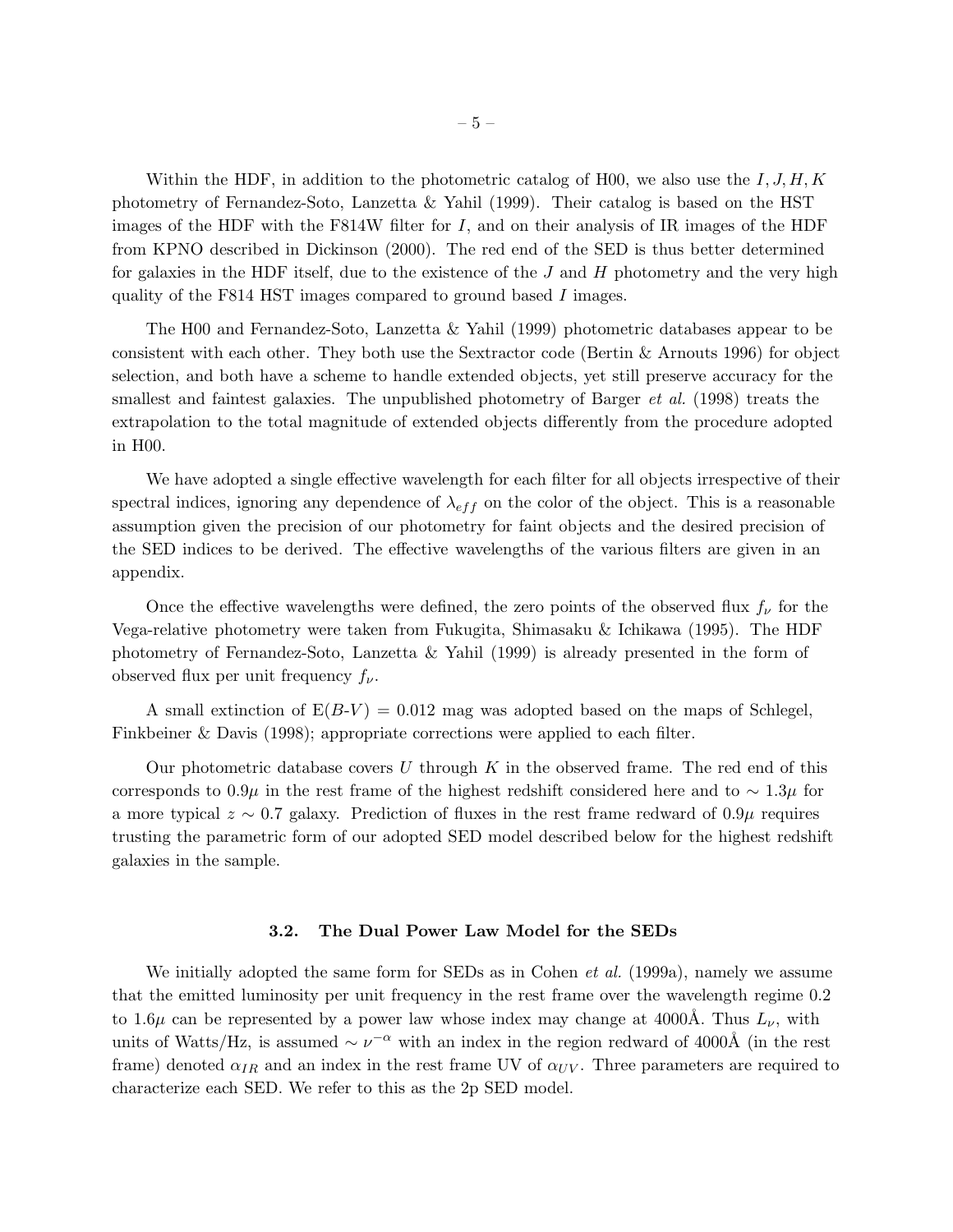Within the HDF, in addition to the photometric catalog of H00, we also use the $I, J, H, K$ photometry of Fernandez-Soto, Lanzetta & Yahil (1999). Their catalog is based on the HST images of the HDF with the F814W filter for $I$, and on their analysis of IR images of the HDF from KPNO described in Dickinson (2000). The red end of the SED is thus better determined for galaxies in the HDF itself, due to the existence of the $J$ and $H$ photometry and the very high quality of the F814 HST images compared to ground based $I$ images.

The H00 and Fernandez-Soto, Lanzetta & Yahil (1999) photometric databases appear to be consistent with each other. They both use the Sextractor code (Bertin & Arnouts 1996) for object selection, and both have a scheme to handle extended objects, yet still preserve accuracy for the smallest and faintest galaxies. The unpublished photometry of Barger *et al.* (1998) treats the extrapolation to the total magnitude of extended objects differently from the procedure adopted in H00.

We have adopted a single effective wavelength for each filter for all objects irrespective of their spectral indices, ignoring any dependence of $\lambda_{eff}$ on the color of the object. This is a reasonable assumption given the precision of our photometry for faint objects and the desired precision of the SED indices to be derived. The effective wavelengths of the various filters are given in an appendix.

Once the effective wavelengths were defined, the zero points of the observed flux $f_\nu$ for the Vega-relative photometry were taken from Fukugita, Shimasaku & Ichikawa (1995). The HDF photometry of Fernandez-Soto, Lanzetta & Yahil (1999) is already presented in the form of observed flux per unit frequency $f_\nu$.

A small extinction of E($B$-$V$) = 0.012 mag was adopted based on the maps of Schlegel, Finkbeiner & Davis (1998); appropriate corrections were applied to each filter.

Our photometric database covers $U$ through $K$ in the observed frame. The red end of this corresponds to $0.9\mu$ in the rest frame of the highest redshift considered here and to $\sim 1.3\mu$ for a more typical $z \sim 0.7$ galaxy. Prediction of fluxes in the rest frame redward of $0.9\mu$ requires trusting the parametric form of our adopted SED model described below for the highest redshift galaxies in the sample.

### 3.2. The Dual Power Law Model for the SEDs

We initially adopted the same form for SEDs as in Cohen *et al.* (1999a), namely we assume that the emitted luminosity per unit frequency in the rest frame over the wavelength regime 0.2 to $1.6\mu$ can be represented by a power law whose index may change at 4000Å. Thus $L_\nu$, with units of Watts/Hz, is assumed $\sim \nu^{-\alpha}$ with an index in the region redward of 4000Å (in the rest frame) denoted $\alpha_{IR}$ and an index in the rest frame UV of $\alpha_{UV}$. Three parameters are required to characterize each SED. We refer to this as the 2p SED model.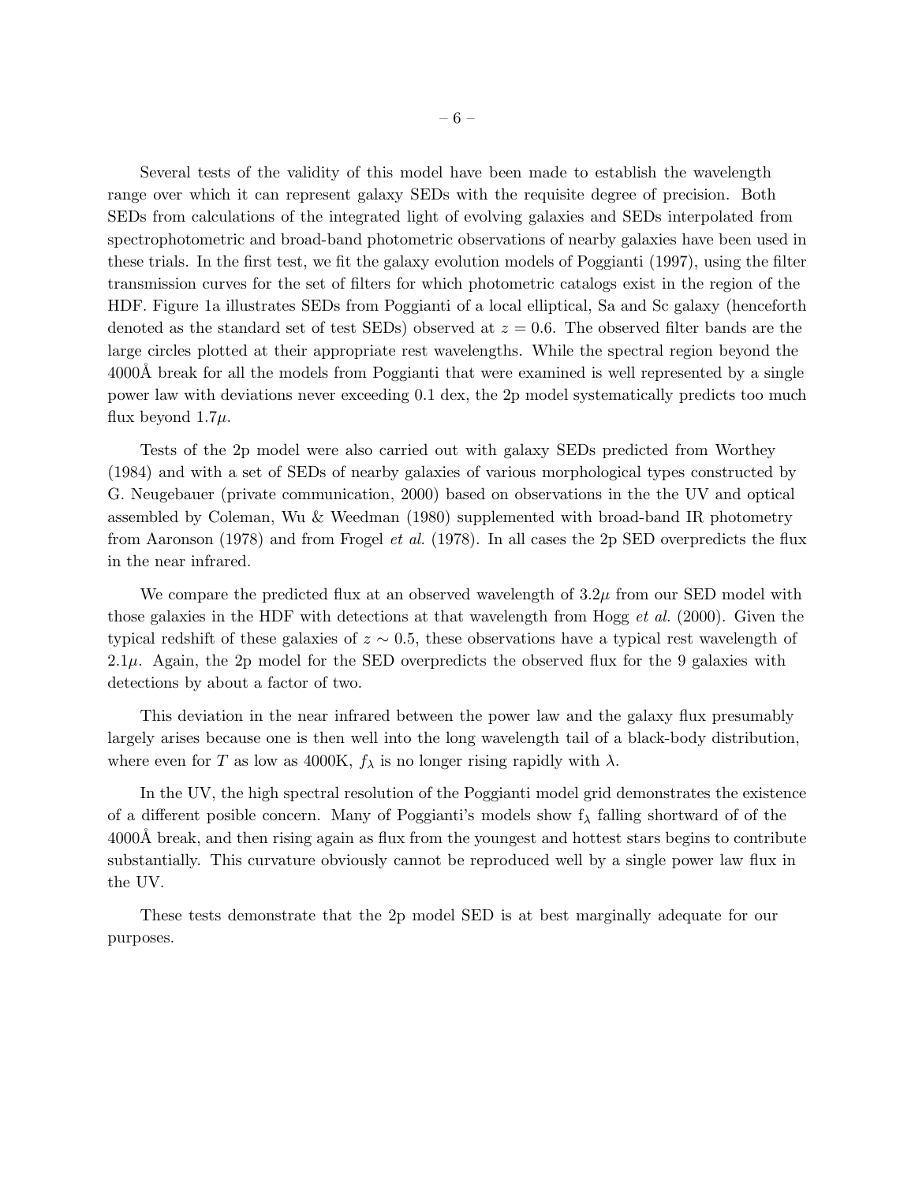Several tests of the validity of this model have been made to establish the wavelength range over which it can represent galaxy SEDs with the requisite degree of precision. Both SEDs from calculations of the integrated light of evolving galaxies and SEDs interpolated from spectrophotometric and broad-band photometric observations of nearby galaxies have been used in these trials. In the first test, we fit the galaxy evolution models of Poggianti (1997), using the filter transmission curves for the set of filters for which photometric catalogs exist in the region of the HDF. Figure 1a illustrates SEDs from Poggianti of a local elliptical, Sa and Sc galaxy (henceforth denoted as the standard set of test SEDs) observed at $z = 0.6$. The observed filter bands are the large circles plotted at their appropriate rest wavelengths. While the spectral region beyond the 4000Å break for all the models from Poggianti that were examined is well represented by a single power law with deviations never exceeding 0.1 dex, the 2p model systematically predicts too much flux beyond $1.7\mu$.

Tests of the 2p model were also carried out with galaxy SEDs predicted from Worthey (1984) and with a set of SEDs of nearby galaxies of various morphological types constructed by G. Neugebauer (private communication, 2000) based on observations in the the UV and optical assembled by Coleman, Wu & Weedman (1980) supplemented with broad-band IR photometry from Aaronson (1978) and from Frogel *et al.* (1978). In all cases the 2p SED overpredicts the flux in the near infrared.

We compare the predicted flux at an observed wavelength of $3.2\mu$ from our SED model with those galaxies in the HDF with detections at that wavelength from Hogg *et al.* (2000). Given the typical redshift of these galaxies of $z \sim 0.5$, these observations have a typical rest wavelength of $2.1\mu$. Again, the 2p model for the SED overpredicts the observed flux for the 9 galaxies with detections by about a factor of two.

This deviation in the near infrared between the power law and the galaxy flux presumably largely arises because one is then well into the long wavelength tail of a black-body distribution, where even for $T$ as low as 4000K, $f_\lambda$ is no longer rising rapidly with $\lambda$.

In the UV, the high spectral resolution of the Poggianti model grid demonstrates the existence of a different posible concern. Many of Poggianti's models show $f_\lambda$ falling shortward of of the 4000Å break, and then rising again as flux from the youngest and hottest stars begins to contribute substantially. This curvature obviously cannot be reproduced well by a single power law flux in the UV.

These tests demonstrate that the 2p model SED is at best marginally adequate for our purposes.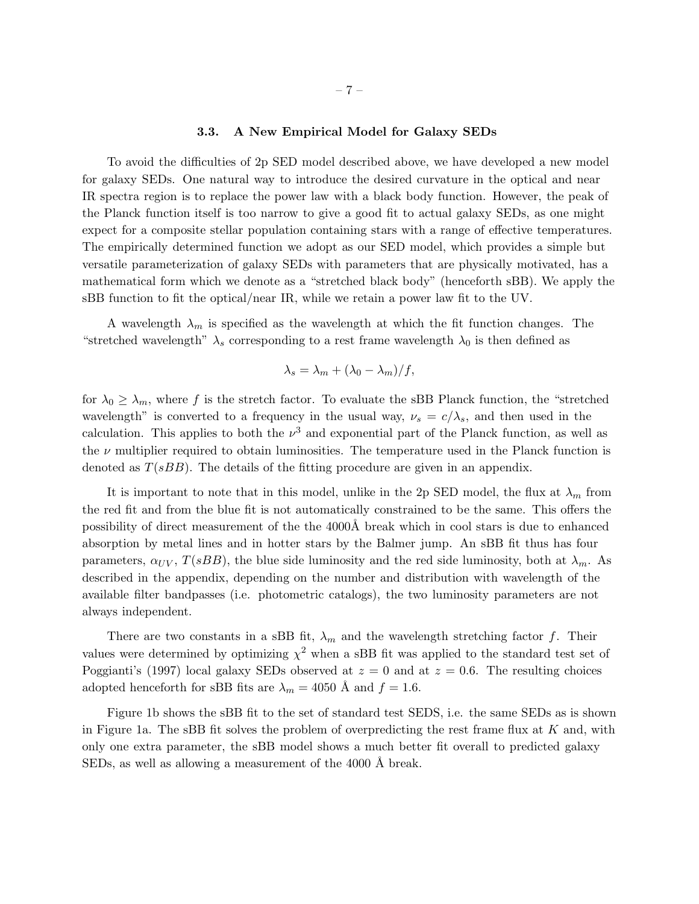### 3.3. A New Empirical Model for Galaxy SEDs

To avoid the difficulties of 2p SED model described above, we have developed a new model for galaxy SEDs. One natural way to introduce the desired curvature in the optical and near IR spectra region is to replace the power law with a black body function. However, the peak of the Planck function itself is too narrow to give a good fit to actual galaxy SEDs, as one might expect for a composite stellar population containing stars with a range of effective temperatures. The empirically determined function we adopt as our SED model, which provides a simple but versatile parameterization of galaxy SEDs with parameters that are physically motivated, has a mathematical form which we denote as a "stretched black body" (henceforth sBB). We apply the sBB function to fit the optical/near IR, while we retain a power law fit to the UV.

A wavelength $\lambda_m$ is specified as the wavelength at which the fit function changes. The "stretched wavelength" $\lambda_s$ corresponding to a rest frame wavelength $\lambda_0$ is then defined as

$$\lambda_s = \lambda_m + (\lambda_0 - \lambda_m)/f,$$

for $\lambda_0 \geq \lambda_m$, where $f$ is the stretch factor. To evaluate the sBB Planck function, the "stretched wavelength" is converted to a frequency in the usual way, $\nu_s = c/\lambda_s$, and then used in the calculation. This applies to both the $\nu^3$ and exponential part of the Planck function, as well as the $\nu$ multiplier required to obtain luminosities. The temperature used in the Planck function is denoted as $T(sBB)$. The details of the fitting procedure are given in an appendix.

It is important to note that in this model, unlike in the 2p SED model, the flux at $\lambda_m$ from the red fit and from the blue fit is not automatically constrained to be the same. This offers the possibility of direct measurement of the the 4000Å break which in cool stars is due to enhanced absorption by metal lines and in hotter stars by the Balmer jump. An sBB fit thus has four parameters, $\alpha_{UV}$, $T(sBB)$, the blue side luminosity and the red side luminosity, both at $\lambda_m$. As described in the appendix, depending on the number and distribution with wavelength of the available filter bandpasses (i.e. photometric catalogs), the two luminosity parameters are not always independent.

There are two constants in a sBB fit, $\lambda_m$ and the wavelength stretching factor $f$. Their values were determined by optimizing $\chi^2$ when a sBB fit was applied to the standard test set of Poggianti's (1997) local galaxy SEDs observed at $z = 0$ and at $z = 0.6$. The resulting choices adopted henceforth for sBB fits are $\lambda_m = 4050$ Å and $f = 1.6$.

Figure 1b shows the sBB fit to the set of standard test SEDS, i.e. the same SEDs as is shown in Figure 1a. The sBB fit solves the problem of overpredicting the rest frame flux at $K$ and, with only one extra parameter, the sBB model shows a much better fit overall to predicted galaxy SEDs, as well as allowing a measurement of the 4000 Å break.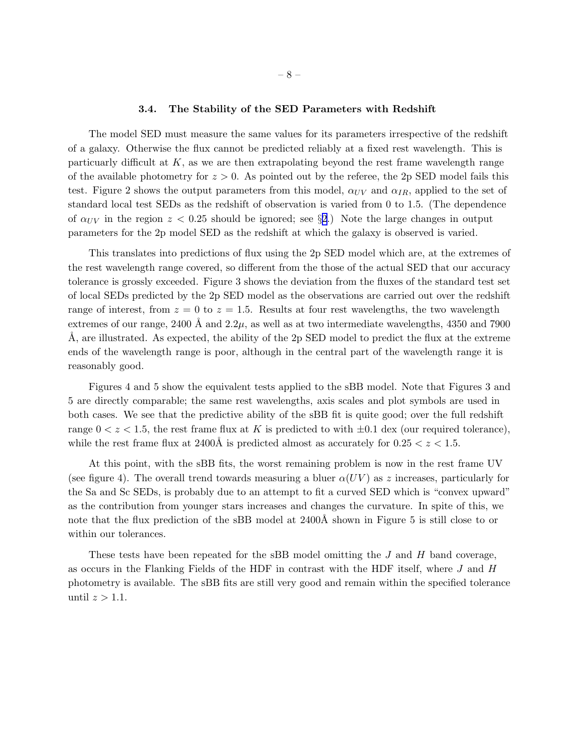### 3.4. The Stability of the SED Parameters with Redshift

The model SED must measure the same values for its parameters irrespective of the redshift of a galaxy. Otherwise the flux cannot be predicted reliably at a fixed rest wavelength. This is particuarly difficult at $K$, as we are then extrapolating beyond the rest frame wavelength range of the available photometry for $z > 0$. As pointed out by the referee, the 2p SED model fails this test. Figure 2 shows the output parameters from this model, $\alpha_{UV}$ and $\alpha_{IR}$, applied to the set of standard local test SEDs as the redshift of observation is varied from 0 to 1.5. (The dependence of $\alpha_{UV}$ in the region $z < 0.25$ should be ignored; see §2.) Note the large changes in output parameters for the 2p model SED as the redshift at which the galaxy is observed is varied.

This translates into predictions of flux using the 2p SED model which are, at the extremes of the rest wavelength range covered, so different from the those of the actual SED that our accuracy tolerance is grossly exceeded. Figure 3 shows the deviation from the fluxes of the standard test set of local SEDs predicted by the 2p SED model as the observations are carried out over the redshift range of interest, from $z = 0$ to $z = 1.5$. Results at four rest wavelengths, the two wavelength extremes of our range, 2400 Å and 2.2$\mu$, as well as at two intermediate wavelengths, 4350 and 7900 Å, are illustrated. As expected, the ability of the 2p SED model to predict the flux at the extreme ends of the wavelength range is poor, although in the central part of the wavelength range it is reasonably good.

Figures 4 and 5 show the equivalent tests applied to the sBB model. Note that Figures 3 and 5 are directly comparable; the same rest wavelengths, axis scales and plot symbols are used in both cases. We see that the predictive ability of the sBB fit is quite good; over the full redshift range $0 < z < 1.5$, the rest frame flux at $K$ is predicted to with $\pm 0.1$ dex (our required tolerance), while the rest frame flux at 2400Å is predicted almost as accurately for $0.25 < z < 1.5$.

At this point, with the sBB fits, the worst remaining problem is now in the rest frame UV (see figure 4). The overall trend towards measuring a bluer $\alpha(UV)$ as $z$ increases, particularly for the Sa and Sc SEDs, is probably due to an attempt to fit a curved SED which is "convex upward" as the contribution from younger stars increases and changes the curvature. In spite of this, we note that the flux prediction of the sBB model at 2400Å shown in Figure 5 is still close to or within our tolerances.

These tests have been repeated for the sBB model omitting the $J$ and $H$ band coverage, as occurs in the Flanking Fields of the HDF in contrast with the HDF itself, where $J$ and $H$ photometry is available. The sBB fits are still very good and remain within the specified tolerance until $z > 1.1$.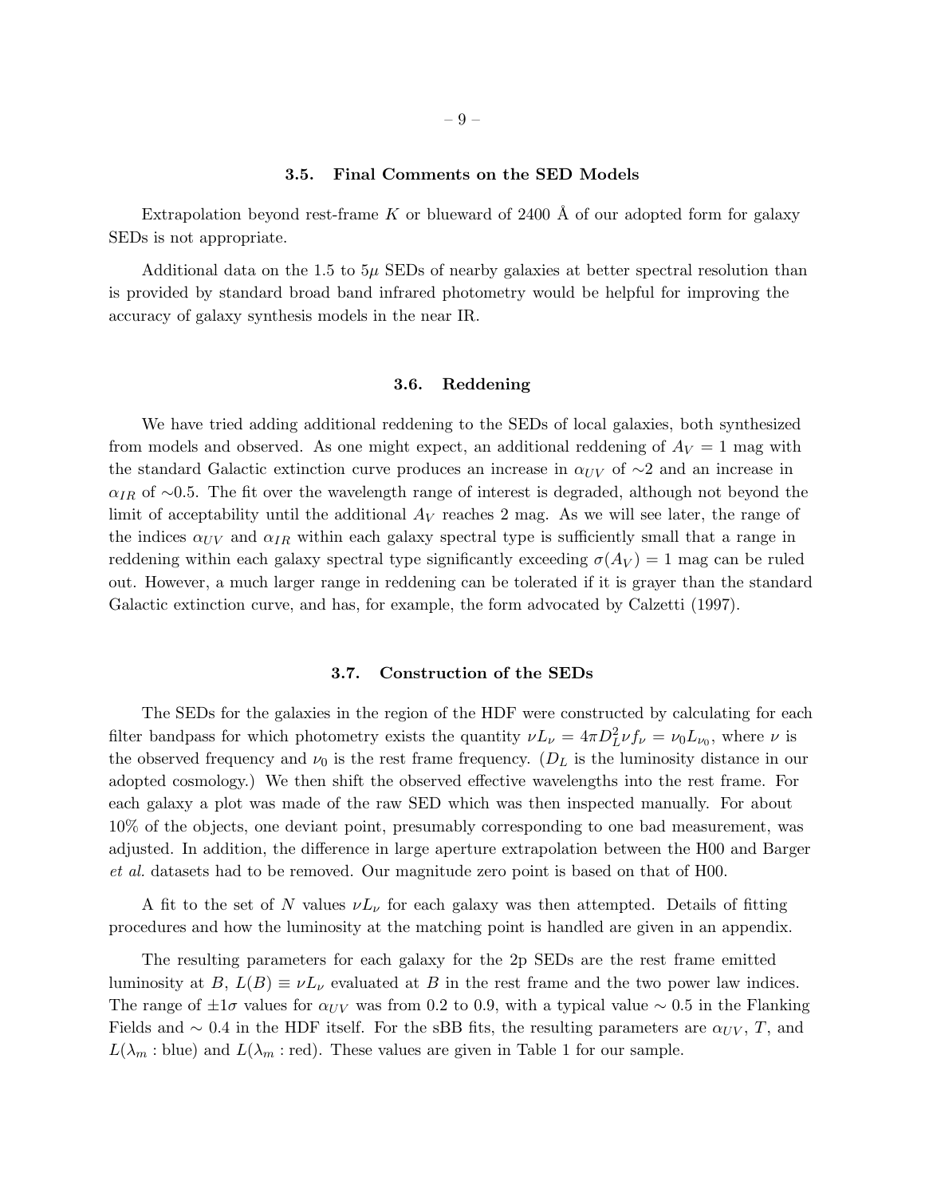### 3.5. Final Comments on the SED Models

Extrapolation beyond rest-frame $K$ or blueward of 2400 Å of our adopted form for galaxy SEDs is not appropriate.

Additional data on the 1.5 to $5\mu$ SEDs of nearby galaxies at better spectral resolution than is provided by standard broad band infrared photometry would be helpful for improving the accuracy of galaxy synthesis models in the near IR.

### 3.6. Reddening

We have tried adding additional reddening to the SEDs of local galaxies, both synthesized from models and observed. As one might expect, an additional reddening of $A_V = 1$ mag with the standard Galactic extinction curve produces an increase in $\alpha_{UV}$ of $\sim$2 and an increase in $\alpha_{IR}$ of $\sim$0.5. The fit over the wavelength range of interest is degraded, although not beyond the limit of acceptability until the additional $A_V$ reaches 2 mag. As we will see later, the range of the indices $\alpha_{UV}$ and $\alpha_{IR}$ within each galaxy spectral type is sufficiently small that a range in reddening within each galaxy spectral type significantly exceeding $\sigma(A_V) = 1$ mag can be ruled out. However, a much larger range in reddening can be tolerated if it is grayer than the standard Galactic extinction curve, and has, for example, the form advocated by Calzetti (1997).

### 3.7. Construction of the SEDs

The SEDs for the galaxies in the region of the HDF were constructed by calculating for each filter bandpass for which photometry exists the quantity $\nu L_\nu = 4\pi D_L^2 \nu f_\nu = \nu_0 L_{\nu_0}$, where $\nu$ is the observed frequency and $\nu_0$ is the rest frame frequency. ($D_L$ is the luminosity distance in our adopted cosmology.) We then shift the observed effective wavelengths into the rest frame. For each galaxy a plot was made of the raw SED which was then inspected manually. For about 10% of the objects, one deviant point, presumably corresponding to one bad measurement, was adjusted. In addition, the difference in large aperture extrapolation between the H00 and Barger *et al.* datasets had to be removed. Our magnitude zero point is based on that of H00.

A fit to the set of $N$ values $\nu L_\nu$ for each galaxy was then attempted. Details of fitting procedures and how the luminosity at the matching point is handled are given in an appendix.

The resulting parameters for each galaxy for the 2p SEDs are the rest frame emitted luminosity at $B$, $L(B) \equiv \nu L_\nu$ evaluated at $B$ in the rest frame and the two power law indices. The range of $\pm 1\sigma$ values for $\alpha_{UV}$ was from 0.2 to 0.9, with a typical value $\sim$ 0.5 in the Flanking Fields and $\sim$ 0.4 in the HDF itself. For the sBB fits, the resulting parameters are $\alpha_{UV}$, $T$, and $L(\lambda_m : \text{blue})$ and $L(\lambda_m : \text{red})$. These values are given in Table 1 for our sample.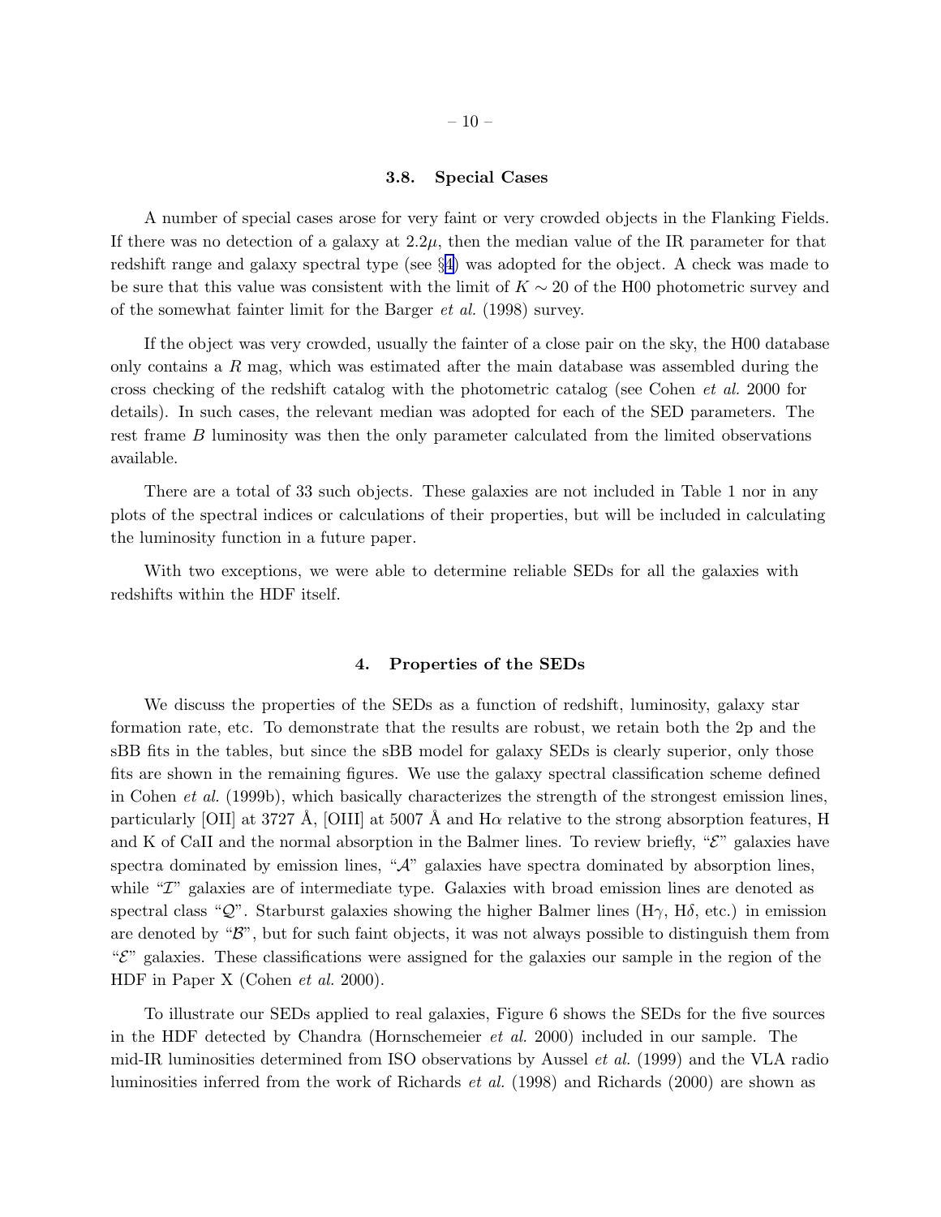### 3.8. Special Cases

A number of special cases arose for very faint or very crowded objects in the Flanking Fields. If there was no detection of a galaxy at $2.2\mu$, then the median value of the IR parameter for that redshift range and galaxy spectral type (see §4) was adopted for the object. A check was made to be sure that this value was consistent with the limit of $K \sim 20$ of the H00 photometric survey and of the somewhat fainter limit for the Barger *et al.* (1998) survey.

If the object was very crowded, usually the fainter of a close pair on the sky, the H00 database only contains a $R$ mag, which was estimated after the main database was assembled during the cross checking of the redshift catalog with the photometric catalog (see Cohen *et al.* 2000 for details). In such cases, the relevant median was adopted for each of the SED parameters. The rest frame $B$ luminosity was then the only parameter calculated from the limited observations available.

There are a total of 33 such objects. These galaxies are not included in Table 1 nor in any plots of the spectral indices or calculations of their properties, but will be included in calculating the luminosity function in a future paper.

With two exceptions, we were able to determine reliable SEDs for all the galaxies with redshifts within the HDF itself.

## 4. Properties of the SEDs

We discuss the properties of the SEDs as a function of redshift, luminosity, galaxy star formation rate, etc. To demonstrate that the results are robust, we retain both the 2p and the sBB fits in the tables, but since the sBB model for galaxy SEDs is clearly superior, only those fits are shown in the remaining figures. We use the galaxy spectral classification scheme defined in Cohen *et al.* (1999b), which basically characterizes the strength of the strongest emission lines, particularly [OII] at 3727 Å, [OIII] at 5007 Å and H$\alpha$ relative to the strong absorption features, H and K of CaII and the normal absorption in the Balmer lines. To review briefly, "$\mathcal{E}$" galaxies have spectra dominated by emission lines, "$\mathcal{A}$" galaxies have spectra dominated by absorption lines, while "$\mathcal{I}$" galaxies are of intermediate type. Galaxies with broad emission lines are denoted as spectral class "$\mathcal{Q}$". Starburst galaxies showing the higher Balmer lines (H$\gamma$, H$\delta$, etc.) in emission are denoted by "$\mathcal{B}$", but for such faint objects, it was not always possible to distinguish them from "$\mathcal{E}$" galaxies. These classifications were assigned for the galaxies our sample in the region of the HDF in Paper X (Cohen *et al.* 2000).

To illustrate our SEDs applied to real galaxies, Figure 6 shows the SEDs for the five sources in the HDF detected by Chandra (Hornschemeier *et al.* 2000) included in our sample. The mid-IR luminosities determined from ISO observations by Aussel *et al.* (1999) and the VLA radio luminosities inferred from the work of Richards *et al.* (1998) and Richards (2000) are shown as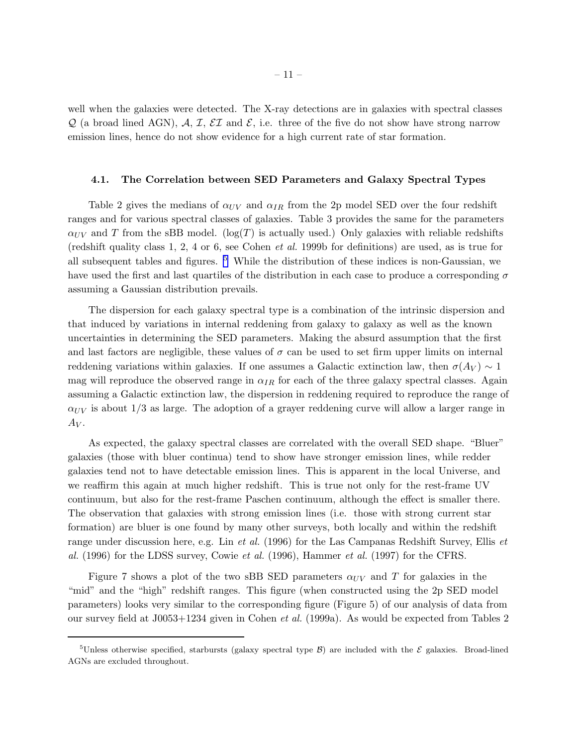well when the galaxies were detected. The X-ray detections are in galaxies with spectral classes $\mathcal{Q}$ (a broad lined AGN), $\mathcal{A}$, $\mathcal{I}$, $\mathcal{EI}$ and $\mathcal{E}$, i.e. three of the five do not show have strong narrow emission lines, hence do not show evidence for a high current rate of star formation.

### 4.1. The Correlation between SED Parameters and Galaxy Spectral Types

Table 2 gives the medians of $\alpha_{UV}$ and $\alpha_{IR}$ from the 2p model SED over the four redshift ranges and for various spectral classes of galaxies. Table 3 provides the same for the parameters $\alpha_{UV}$ and $T$ from the sBB model. ($\log(T)$ is actually used.) Only galaxies with reliable redshifts (redshift quality class 1, 2, 4 or 6, see Cohen *et al.* 1999b for definitions) are used, as is true for all subsequent tables and figures. [5] While the distribution of these indices is non-Gaussian, we have used the first and last quartiles of the distribution in each case to produce a corresponding $\sigma$ assuming a Gaussian distribution prevails.

The dispersion for each galaxy spectral type is a combination of the intrinsic dispersion and that induced by variations in internal reddening from galaxy to galaxy as well as the known uncertainties in determining the SED parameters. Making the absurd assumption that the first and last factors are negligible, these values of $\sigma$ can be used to set firm upper limits on internal reddening variations within galaxies. If one assumes a Galactic extinction law, then $\sigma(A_V) \sim 1$ mag will reproduce the observed range in $\alpha_{IR}$ for each of the three galaxy spectral classes. Again assuming a Galactic extinction law, the dispersion in reddening required to reproduce the range of $\alpha_{UV}$ is about 1/3 as large. The adoption of a grayer reddening curve will allow a larger range in $A_V$.

As expected, the galaxy spectral classes are correlated with the overall SED shape. "Bluer" galaxies (those with bluer continua) tend to show have stronger emission lines, while redder galaxies tend not to have detectable emission lines. This is apparent in the local Universe, and we reaffirm this again at much higher redshift. This is true not only for the rest-frame UV continuum, but also for the rest-frame Paschen continuum, although the effect is smaller there. The observation that galaxies with strong emission lines (i.e. those with strong current star formation) are bluer is one found by many other surveys, both locally and within the redshift range under discussion here, e.g. Lin *et al.* (1996) for the Las Campanas Redshift Survey, Ellis *et al.* (1996) for the LDSS survey, Cowie *et al.* (1996), Hammer *et al.* (1997) for the CFRS.

Figure 7 shows a plot of the two sBB SED parameters $\alpha_{UV}$ and $T$ for galaxies in the "mid" and the "high" redshift ranges. This figure (when constructed using the 2p SED model parameters) looks very similar to the corresponding figure (Figure 5) of our analysis of data from our survey field at J0053+1234 given in Cohen *et al.* (1999a). As would be expected from Tables 2

[5] Unless otherwise specified, starbursts (galaxy spectral type $\mathcal{B}$) are included with the $\mathcal{E}$ galaxies. Broad-lined AGNs are excluded throughout.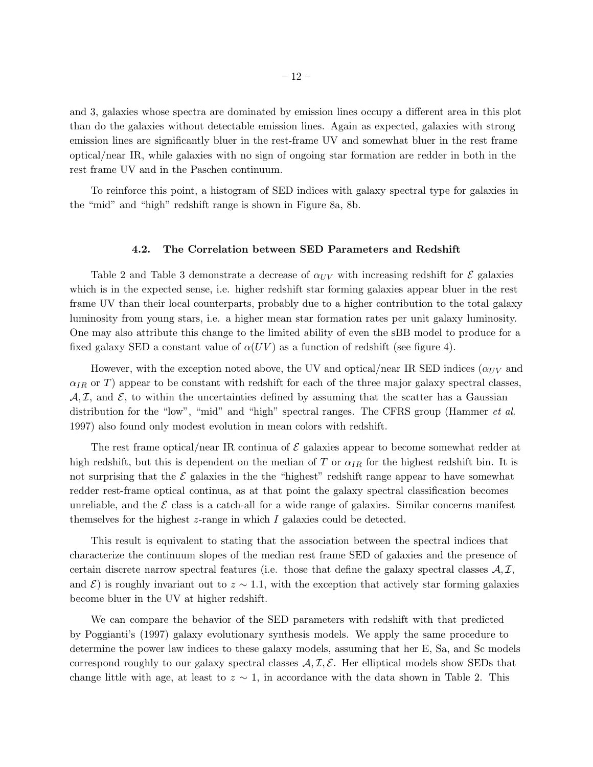and 3, galaxies whose spectra are dominated by emission lines occupy a different area in this plot than do the galaxies without detectable emission lines. Again as expected, galaxies with strong emission lines are significantly bluer in the rest-frame UV and somewhat bluer in the rest frame optical/near IR, while galaxies with no sign of ongoing star formation are redder in both in the rest frame UV and in the Paschen continuum.

To reinforce this point, a histogram of SED indices with galaxy spectral type for galaxies in the "mid" and "high" redshift range is shown in Figure 8a, 8b.

### 4.2. The Correlation between SED Parameters and Redshift

Table 2 and Table 3 demonstrate a decrease of $\alpha_{UV}$ with increasing redshift for $\mathcal{E}$ galaxies which is in the expected sense, i.e. higher redshift star forming galaxies appear bluer in the rest frame UV than their local counterparts, probably due to a higher contribution to the total galaxy luminosity from young stars, i.e. a higher mean star formation rates per unit galaxy luminosity. One may also attribute this change to the limited ability of even the sBB model to produce for a fixed galaxy SED a constant value of $\alpha(UV)$ as a function of redshift (see figure 4).

However, with the exception noted above, the UV and optical/near IR SED indices ($\alpha_{UV}$ and $\alpha_{IR}$ or $T$) appear to be constant with redshift for each of the three major galaxy spectral classes, $\mathcal{A}, \mathcal{I}$, and $\mathcal{E}$, to within the uncertainties defined by assuming that the scatter has a Gaussian distribution for the "low", "mid" and "high" spectral ranges. The CFRS group (Hammer *et al.* 1997) also found only modest evolution in mean colors with redshift.

The rest frame optical/near IR continua of $\mathcal{E}$ galaxies appear to become somewhat redder at high redshift, but this is dependent on the median of $T$ or $\alpha_{IR}$ for the highest redshift bin. It is not surprising that the $\mathcal{E}$ galaxies in the the "highest" redshift range appear to have somewhat redder rest-frame optical continua, as at that point the galaxy spectral classification becomes unreliable, and the $\mathcal{E}$ class is a catch-all for a wide range of galaxies. Similar concerns manifest themselves for the highest $z$-range in which $I$ galaxies could be detected.

This result is equivalent to stating that the association between the spectral indices that characterize the continuum slopes of the median rest frame SED of galaxies and the presence of certain discrete narrow spectral features (i.e. those that define the galaxy spectral classes $\mathcal{A}, \mathcal{I}$, and $\mathcal{E}$) is roughly invariant out to $z \sim 1.1$, with the exception that actively star forming galaxies become bluer in the UV at higher redshift.

We can compare the behavior of the SED parameters with redshift with that predicted by Poggianti's (1997) galaxy evolutionary synthesis models. We apply the same procedure to determine the power law indices to these galaxy models, assuming that her E, Sa, and Sc models correspond roughly to our galaxy spectral classes $\mathcal{A}, \mathcal{I}, \mathcal{E}$. Her elliptical models show SEDs that change little with age, at least to $z \sim 1$, in accordance with the data shown in Table 2. This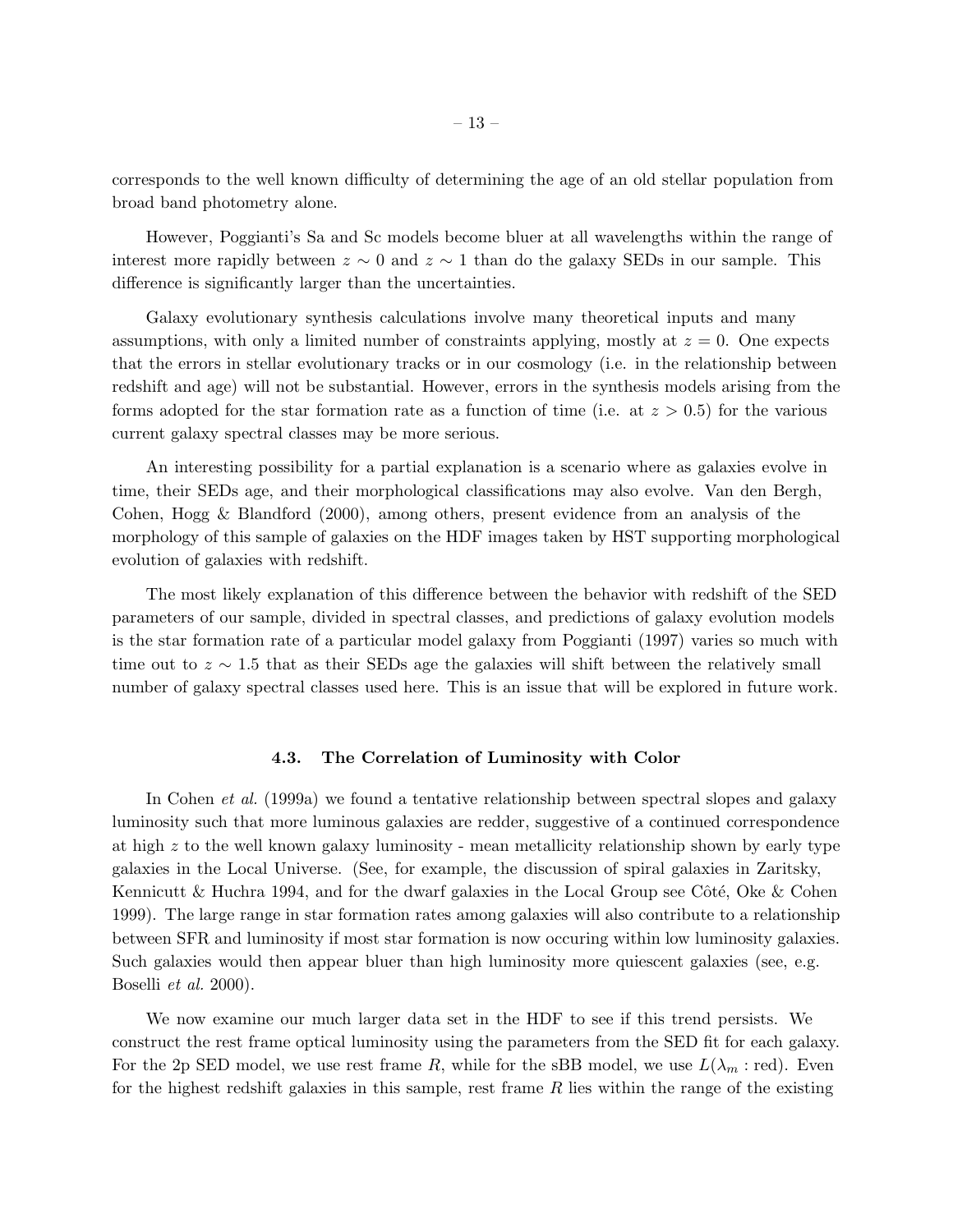corresponds to the well known difficulty of determining the age of an old stellar population from broad band photometry alone.

However, Poggianti's Sa and Sc models become bluer at all wavelengths within the range of interest more rapidly between $z \sim 0$ and $z \sim 1$ than do the galaxy SEDs in our sample. This difference is significantly larger than the uncertainties.

Galaxy evolutionary synthesis calculations involve many theoretical inputs and many assumptions, with only a limited number of constraints applying, mostly at $z = 0$. One expects that the errors in stellar evolutionary tracks or in our cosmology (i.e. in the relationship between redshift and age) will not be substantial. However, errors in the synthesis models arising from the forms adopted for the star formation rate as a function of time (i.e. at $z > 0.5$) for the various current galaxy spectral classes may be more serious.

An interesting possibility for a partial explanation is a scenario where as galaxies evolve in time, their SEDs age, and their morphological classifications may also evolve. Van den Bergh, Cohen, Hogg & Blandford (2000), among others, present evidence from an analysis of the morphology of this sample of galaxies on the HDF images taken by HST supporting morphological evolution of galaxies with redshift.

The most likely explanation of this difference between the behavior with redshift of the SED parameters of our sample, divided in spectral classes, and predictions of galaxy evolution models is the star formation rate of a particular model galaxy from Poggianti (1997) varies so much with time out to $z \sim 1.5$ that as their SEDs age the galaxies will shift between the relatively small number of galaxy spectral classes used here. This is an issue that will be explored in future work.

### 4.3. The Correlation of Luminosity with Color

In Cohen *et al.* (1999a) we found a tentative relationship between spectral slopes and galaxy luminosity such that more luminous galaxies are redder, suggestive of a continued correspondence at high $z$ to the well known galaxy luminosity - mean metallicity relationship shown by early type galaxies in the Local Universe. (See, for example, the discussion of spiral galaxies in Zaritsky, Kennicutt & Huchra 1994, and for the dwarf galaxies in the Local Group see Côté, Oke & Cohen 1999). The large range in star formation rates among galaxies will also contribute to a relationship between SFR and luminosity if most star formation is now occuring within low luminosity galaxies. Such galaxies would then appear bluer than high luminosity more quiescent galaxies (see, e.g. Boselli *et al.* 2000).

We now examine our much larger data set in the HDF to see if this trend persists. We construct the rest frame optical luminosity using the parameters from the SED fit for each galaxy. For the 2p SED model, we use rest frame $R$, while for the sBB model, we use $L(\lambda_m : \mathrm{red})$. Even for the highest redshift galaxies in this sample, rest frame $R$ lies within the range of the existing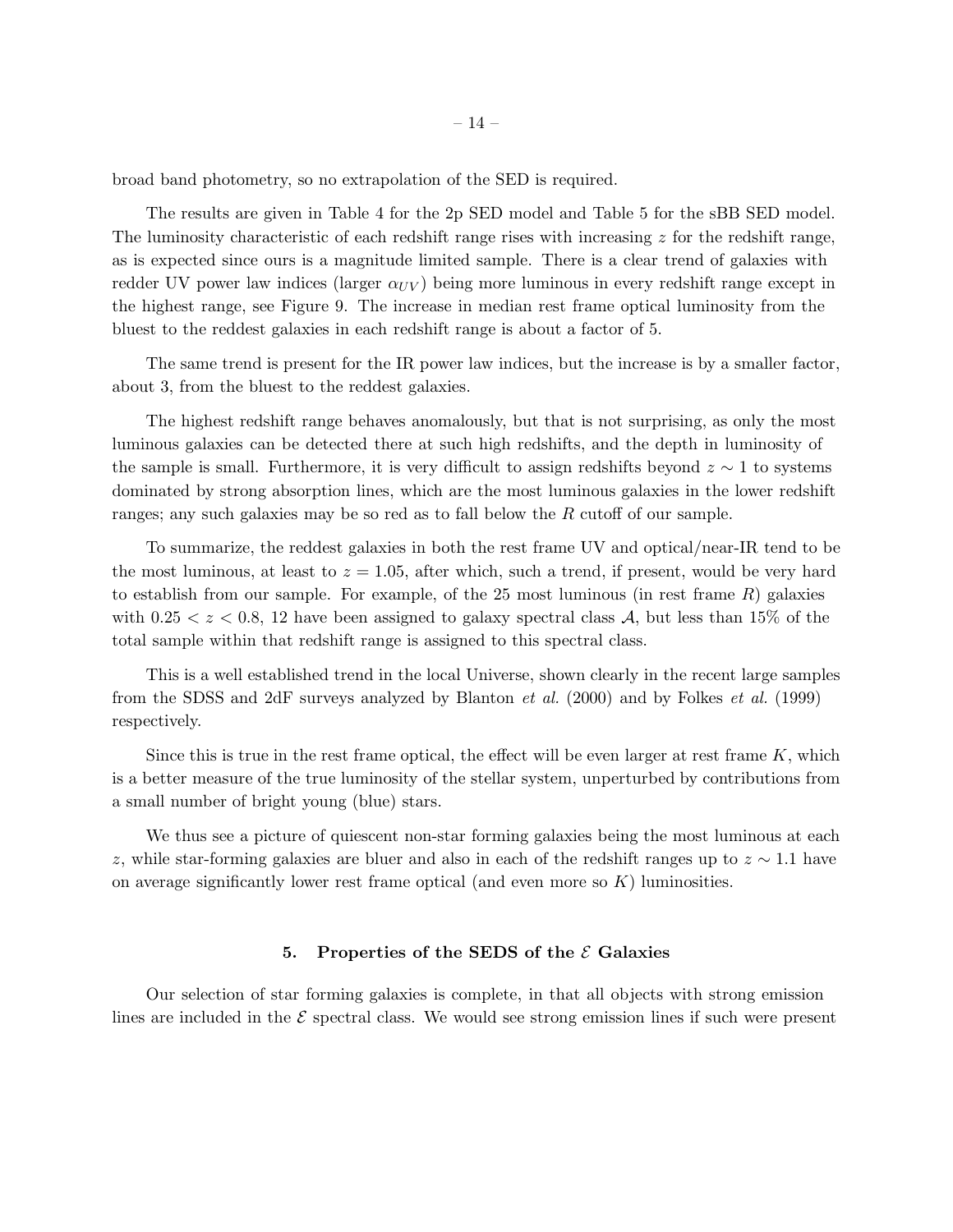broad band photometry, so no extrapolation of the SED is required.

The results are given in Table 4 for the 2p SED model and Table 5 for the sBB SED model. The luminosity characteristic of each redshift range rises with increasing $z$ for the redshift range, as is expected since ours is a magnitude limited sample. There is a clear trend of galaxies with redder UV power law indices (larger $\alpha_{UV}$) being more luminous in every redshift range except in the highest range, see Figure 9. The increase in median rest frame optical luminosity from the bluest to the reddest galaxies in each redshift range is about a factor of 5.

The same trend is present for the IR power law indices, but the increase is by a smaller factor, about 3, from the bluest to the reddest galaxies.

The highest redshift range behaves anomalously, but that is not surprising, as only the most luminous galaxies can be detected there at such high redshifts, and the depth in luminosity of the sample is small. Furthermore, it is very difficult to assign redshifts beyond $z \sim 1$ to systems dominated by strong absorption lines, which are the most luminous galaxies in the lower redshift ranges; any such galaxies may be so red as to fall below the $R$ cutoff of our sample.

To summarize, the reddest galaxies in both the rest frame UV and optical/near-IR tend to be the most luminous, at least to $z = 1.05$, after which, such a trend, if present, would be very hard to establish from our sample. For example, of the 25 most luminous (in rest frame $R$) galaxies with $0.25 < z < 0.8$, 12 have been assigned to galaxy spectral class $\mathcal{A}$, but less than 15% of the total sample within that redshift range is assigned to this spectral class.

This is a well established trend in the local Universe, shown clearly in the recent large samples from the SDSS and 2dF surveys analyzed by Blanton *et al.* (2000) and by Folkes *et al.* (1999) respectively.

Since this is true in the rest frame optical, the effect will be even larger at rest frame $K$, which is a better measure of the true luminosity of the stellar system, unperturbed by contributions from a small number of bright young (blue) stars.

We thus see a picture of quiescent non-star forming galaxies being the most luminous at each $z$, while star-forming galaxies are bluer and also in each of the redshift ranges up to $z \sim 1.1$ have on average significantly lower rest frame optical (and even more so $K$) luminosities.

## 5. Properties of the SEDS of the $\mathcal{E}$ Galaxies

Our selection of star forming galaxies is complete, in that all objects with strong emission lines are included in the $\mathcal{E}$ spectral class. We would see strong emission lines if such were present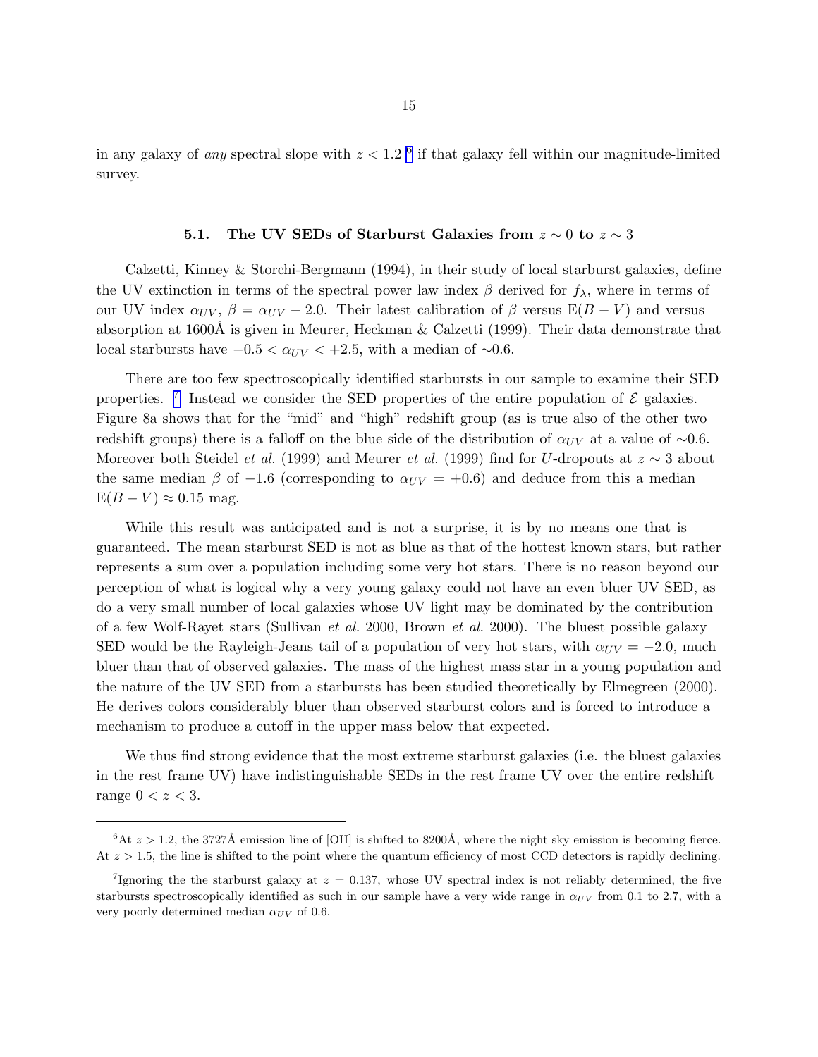in any galaxy of *any* spectral slope with $z < 1.2$ [6] if that galaxy fell within our magnitude-limited survey.

### 5.1. The UV SEDs of Starburst Galaxies from $z \sim 0$ to $z \sim 3$

Calzetti, Kinney & Storchi-Bergmann (1994), in their study of local starburst galaxies, define the UV extinction in terms of the spectral power law index $\beta$ derived for $f_\lambda$, where in terms of our UV index $\alpha_{UV}$, $\beta = \alpha_{UV} - 2.0$. Their latest calibration of $\beta$ versus E$(B-V)$ and versus absorption at 1600Å is given in Meurer, Heckman & Calzetti (1999). Their data demonstrate that local starbursts have $-0.5 < \alpha_{UV} < +2.5$, with a median of $\sim$0.6.

There are too few spectroscopically identified starbursts in our sample to examine their SED properties. [7] Instead we consider the SED properties of the entire population of $\mathcal{E}$ galaxies. Figure 8a shows that for the "mid" and "high" redshift group (as is true also of the other two redshift groups) there is a falloff on the blue side of the distribution of $\alpha_{UV}$ at a value of $\sim$0.6. Moreover both Steidel *et al.* (1999) and Meurer *et al.* (1999) find for $U$-dropouts at $z \sim 3$ about the same median $\beta$ of $-1.6$ (corresponding to $\alpha_{UV} = +0.6$) and deduce from this a median E$(B-V) \approx 0.15$ mag.

While this result was anticipated and is not a surprise, it is by no means one that is guaranteed. The mean starburst SED is not as blue as that of the hottest known stars, but rather represents a sum over a population including some very hot stars. There is no reason beyond our perception of what is logical why a very young galaxy could not have an even bluer UV SED, as do a very small number of local galaxies whose UV light may be dominated by the contribution of a few Wolf-Rayet stars (Sullivan *et al.* 2000, Brown *et al.* 2000). The bluest possible galaxy SED would be the Rayleigh-Jeans tail of a population of very hot stars, with $\alpha_{UV} = -2.0$, much bluer than that of observed galaxies. The mass of the highest mass star in a young population and the nature of the UV SED from a starbursts has been studied theoretically by Elmegreen (2000). He derives colors considerably bluer than observed starburst colors and is forced to introduce a mechanism to produce a cutoff in the upper mass below that expected.

We thus find strong evidence that the most extreme starburst galaxies (i.e. the bluest galaxies in the rest frame UV) have indistinguishable SEDs in the rest frame UV over the entire redshift range $0 < z < 3$.

---

[6] At $z > 1.2$, the 3727Å emission line of [OII] is shifted to 8200Å, where the night sky emission is becoming fierce. At $z > 1.5$, the line is shifted to the point where the quantum efficiency of most CCD detectors is rapidly declining.

[7] Ignoring the the starburst galaxy at $z = 0.137$, whose UV spectral index is not reliably determined, the five starbursts spectroscopically identified as such in our sample have a very wide range in $\alpha_{UV}$ from 0.1 to 2.7, with a very poorly determined median $\alpha_{UV}$ of 0.6.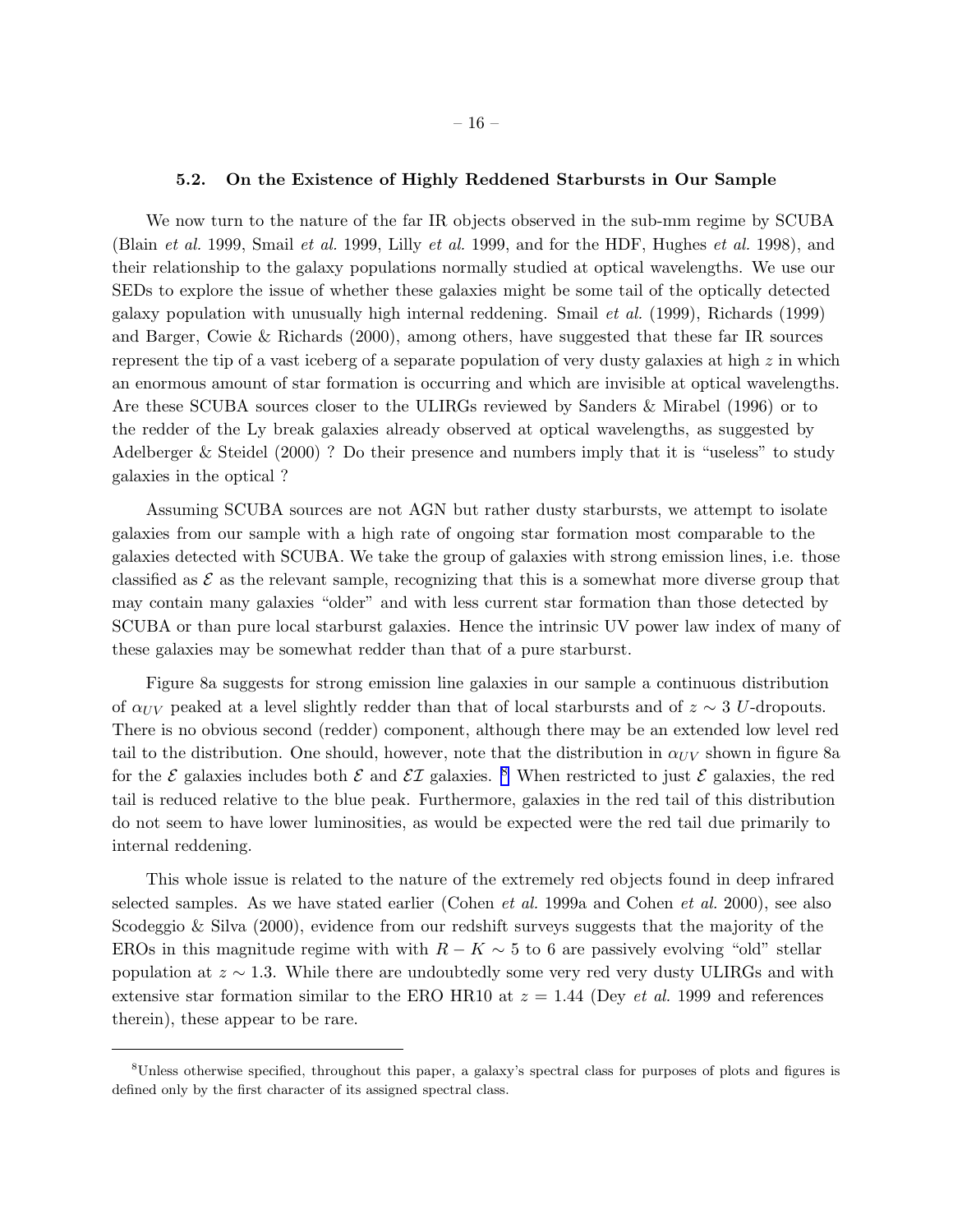### 5.2. On the Existence of Highly Reddened Starbursts in Our Sample

We now turn to the nature of the far IR objects observed in the sub-mm regime by SCUBA (Blain *et al.* 1999, Smail *et al.* 1999, Lilly *et al.* 1999, and for the HDF, Hughes *et al.* 1998), and their relationship to the galaxy populations normally studied at optical wavelengths. We use our SEDs to explore the issue of whether these galaxies might be some tail of the optically detected galaxy population with unusually high internal reddening. Smail *et al.* (1999), Richards (1999) and Barger, Cowie & Richards (2000), among others, have suggested that these far IR sources represent the tip of a vast iceberg of a separate population of very dusty galaxies at high $z$ in which an enormous amount of star formation is occurring and which are invisible at optical wavelengths. Are these SCUBA sources closer to the ULIRGs reviewed by Sanders & Mirabel (1996) or to the redder of the Ly break galaxies already observed at optical wavelengths, as suggested by Adelberger & Steidel (2000) ? Do their presence and numbers imply that it is "useless" to study galaxies in the optical ?

Assuming SCUBA sources are not AGN but rather dusty starbursts, we attempt to isolate galaxies from our sample with a high rate of ongoing star formation most comparable to the galaxies detected with SCUBA. We take the group of galaxies with strong emission lines, i.e. those classified as $\mathcal{E}$ as the relevant sample, recognizing that this is a somewhat more diverse group that may contain many galaxies "older" and with less current star formation than those detected by SCUBA or than pure local starburst galaxies. Hence the intrinsic UV power law index of many of these galaxies may be somewhat redder than that of a pure starburst.

Figure 8a suggests for strong emission line galaxies in our sample a continuous distribution of $\alpha_{UV}$ peaked at a level slightly redder than that of local starbursts and of $z \sim 3$ $U$-dropouts. There is no obvious second (redder) component, although there may be an extended low level red tail to the distribution. One should, however, note that the distribution in $\alpha_{UV}$ shown in figure 8a for the $\mathcal{E}$ galaxies includes both $\mathcal{E}$ and $\mathcal{EI}$ galaxies. [8] When restricted to just $\mathcal{E}$ galaxies, the red tail is reduced relative to the blue peak. Furthermore, galaxies in the red tail of this distribution do not seem to have lower luminosities, as would be expected were the red tail due primarily to internal reddening.

This whole issue is related to the nature of the extremely red objects found in deep infrared selected samples. As we have stated earlier (Cohen *et al.* 1999a and Cohen *et al.* 2000), see also Scodeggio & Silva (2000), evidence from our redshift surveys suggests that the majority of the EROs in this magnitude regime with with $R - K \sim 5$ to 6 are passively evolving "old" stellar population at $z \sim 1.3$. While there are undoubtedly some very red very dusty ULIRGs and with extensive star formation similar to the ERO HR10 at $z = 1.44$ (Dey *et al.* 1999 and references therein), these appear to be rare.

---

[8] Unless otherwise specified, throughout this paper, a galaxy's spectral class for purposes of plots and figures is defined only by the first character of its assigned spectral class.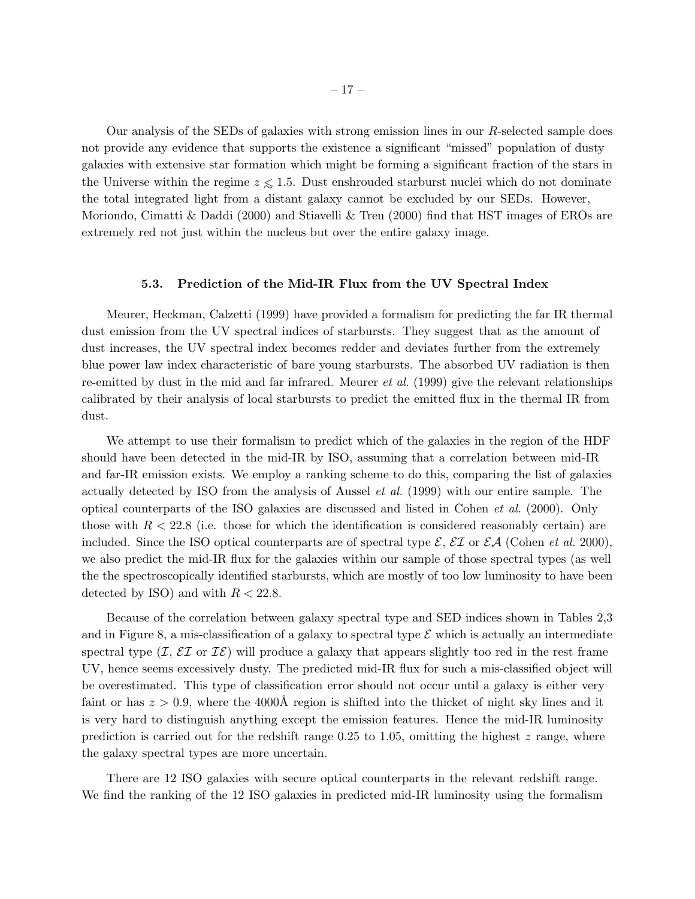Our analysis of the SEDs of galaxies with strong emission lines in our $R$-selected sample does not provide any evidence that supports the existence a significant "missed" population of dusty galaxies with extensive star formation which might be forming a significant fraction of the stars in the Universe within the regime $z \lesssim 1.5$. Dust enshrouded starburst nuclei which do not dominate the total integrated light from a distant galaxy cannot be excluded by our SEDs. However, Moriondo, Cimatti & Daddi (2000) and Stiavelli & Treu (2000) find that HST images of EROs are extremely red not just within the nucleus but over the entire galaxy image.

### 5.3. Prediction of the Mid-IR Flux from the UV Spectral Index

Meurer, Heckman, Calzetti (1999) have provided a formalism for predicting the far IR thermal dust emission from the UV spectral indices of starbursts. They suggest that as the amount of dust increases, the UV spectral index becomes redder and deviates further from the extremely blue power law index characteristic of bare young starbursts. The absorbed UV radiation is then re-emitted by dust in the mid and far infrared. Meurer *et al.* (1999) give the relevant relationships calibrated by their analysis of local starbursts to predict the emitted flux in the thermal IR from dust.

We attempt to use their formalism to predict which of the galaxies in the region of the HDF should have been detected in the mid-IR by ISO, assuming that a correlation between mid-IR and far-IR emission exists. We employ a ranking scheme to do this, comparing the list of galaxies actually detected by ISO from the analysis of Aussel *et al.* (1999) with our entire sample. The optical counterparts of the ISO galaxies are discussed and listed in Cohen *et al.* (2000). Only those with $R < 22.8$ (i.e. those for which the identification is considered reasonably certain) are included. Since the ISO optical counterparts are of spectral type $\mathcal{E}$, $\mathcal{EI}$ or $\mathcal{EA}$ (Cohen *et al.* 2000), we also predict the mid-IR flux for the galaxies within our sample of those spectral types (as well the the spectroscopically identified starbursts, which are mostly of too low luminosity to have been detected by ISO) and with $R < 22.8$.

Because of the correlation between galaxy spectral type and SED indices shown in Tables 2,3 and in Figure 8, a mis-classification of a galaxy to spectral type $\mathcal{E}$ which is actually an intermediate spectral type ($\mathcal{I}$, $\mathcal{EI}$ or $\mathcal{IE}$) will produce a galaxy that appears slightly too red in the rest frame UV, hence seems excessively dusty. The predicted mid-IR flux for such a mis-classified object will be overestimated. This type of classification error should not occur until a galaxy is either very faint or has $z > 0.9$, where the 4000Å region is shifted into the thicket of night sky lines and it is very hard to distinguish anything except the emission features. Hence the mid-IR luminosity prediction is carried out for the redshift range 0.25 to 1.05, omitting the highest $z$ range, where the galaxy spectral types are more uncertain.

There are 12 ISO galaxies with secure optical counterparts in the relevant redshift range. We find the ranking of the 12 ISO galaxies in predicted mid-IR luminosity using the formalism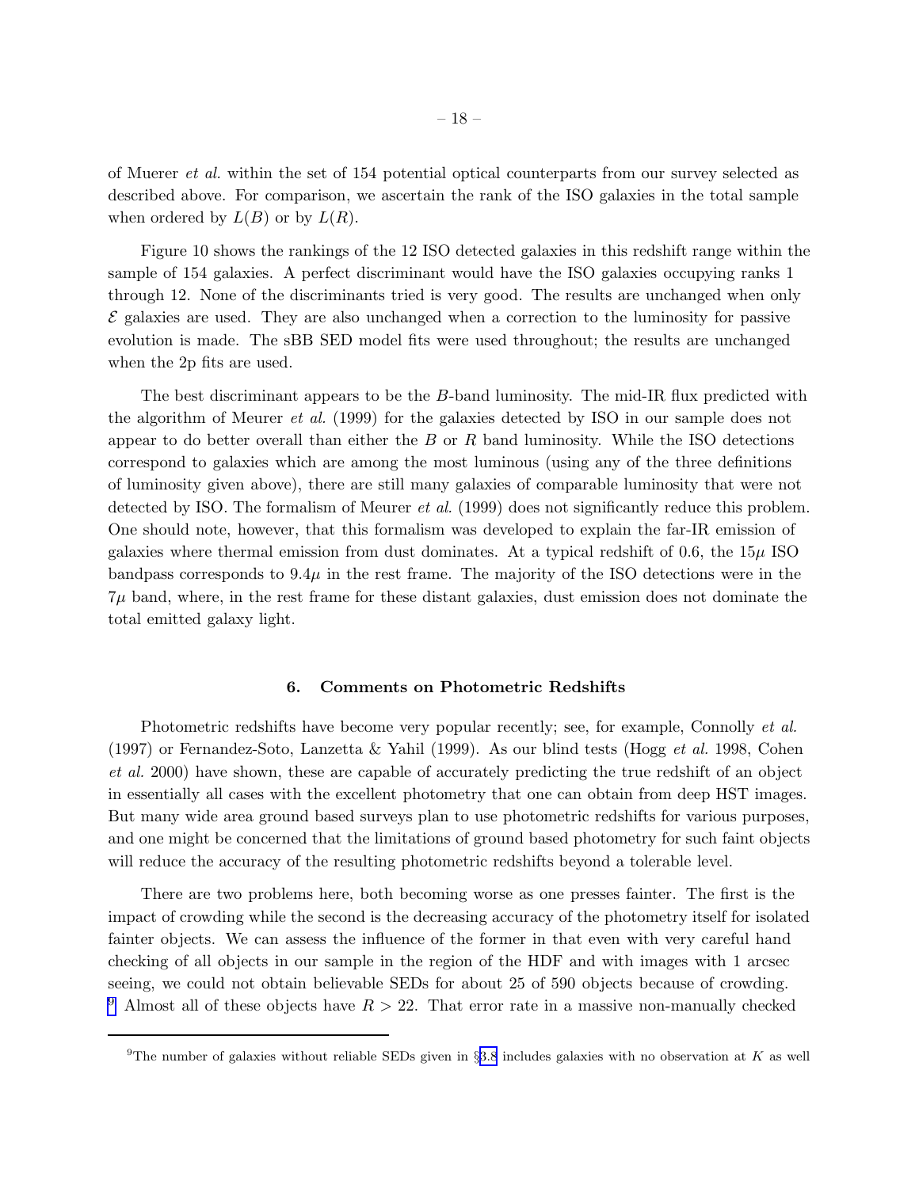of Muerer *et al.* within the set of 154 potential optical counterparts from our survey selected as described above. For comparison, we ascertain the rank of the ISO galaxies in the total sample when ordered by $L(B)$ or by $L(R)$.

Figure 10 shows the rankings of the 12 ISO detected galaxies in this redshift range within the sample of 154 galaxies. A perfect discriminant would have the ISO galaxies occupying ranks 1 through 12. None of the discriminants tried is very good. The results are unchanged when only $\mathcal{E}$ galaxies are used. They are also unchanged when a correction to the luminosity for passive evolution is made. The sBB SED model fits were used throughout; the results are unchanged when the 2p fits are used.

The best discriminant appears to be the $B$-band luminosity. The mid-IR flux predicted with the algorithm of Meurer *et al.* (1999) for the galaxies detected by ISO in our sample does not appear to do better overall than either the $B$ or $R$ band luminosity. While the ISO detections correspond to galaxies which are among the most luminous (using any of the three definitions of luminosity given above), there are still many galaxies of comparable luminosity that were not detected by ISO. The formalism of Meurer *et al.* (1999) does not significantly reduce this problem. One should note, however, that this formalism was developed to explain the far-IR emission of galaxies where thermal emission from dust dominates. At a typical redshift of 0.6, the $15\mu$ ISO bandpass corresponds to $9.4\mu$ in the rest frame. The majority of the ISO detections were in the $7\mu$ band, where, in the rest frame for these distant galaxies, dust emission does not dominate the total emitted galaxy light.

## 6. Comments on Photometric Redshifts

Photometric redshifts have become very popular recently; see, for example, Connolly *et al.* (1997) or Fernandez-Soto, Lanzetta & Yahil (1999). As our blind tests (Hogg *et al.* 1998, Cohen *et al.* 2000) have shown, these are capable of accurately predicting the true redshift of an object in essentially all cases with the excellent photometry that one can obtain from deep HST images. But many wide area ground based surveys plan to use photometric redshifts for various purposes, and one might be concerned that the limitations of ground based photometry for such faint objects will reduce the accuracy of the resulting photometric redshifts beyond a tolerable level.

There are two problems here, both becoming worse as one presses fainter. The first is the impact of crowding while the second is the decreasing accuracy of the photometry itself for isolated fainter objects. We can assess the influence of the former in that even with very careful hand checking of all objects in our sample in the region of the HDF and with images with 1 arcsec seeing, we could not obtain believable SEDs for about 25 of 590 objects because of crowding. [9] Almost all of these objects have $R > 22$. That error rate in a massive non-manually checked

[9]The number of galaxies without reliable SEDs given in §3.8 includes galaxies with no observation at $K$ as well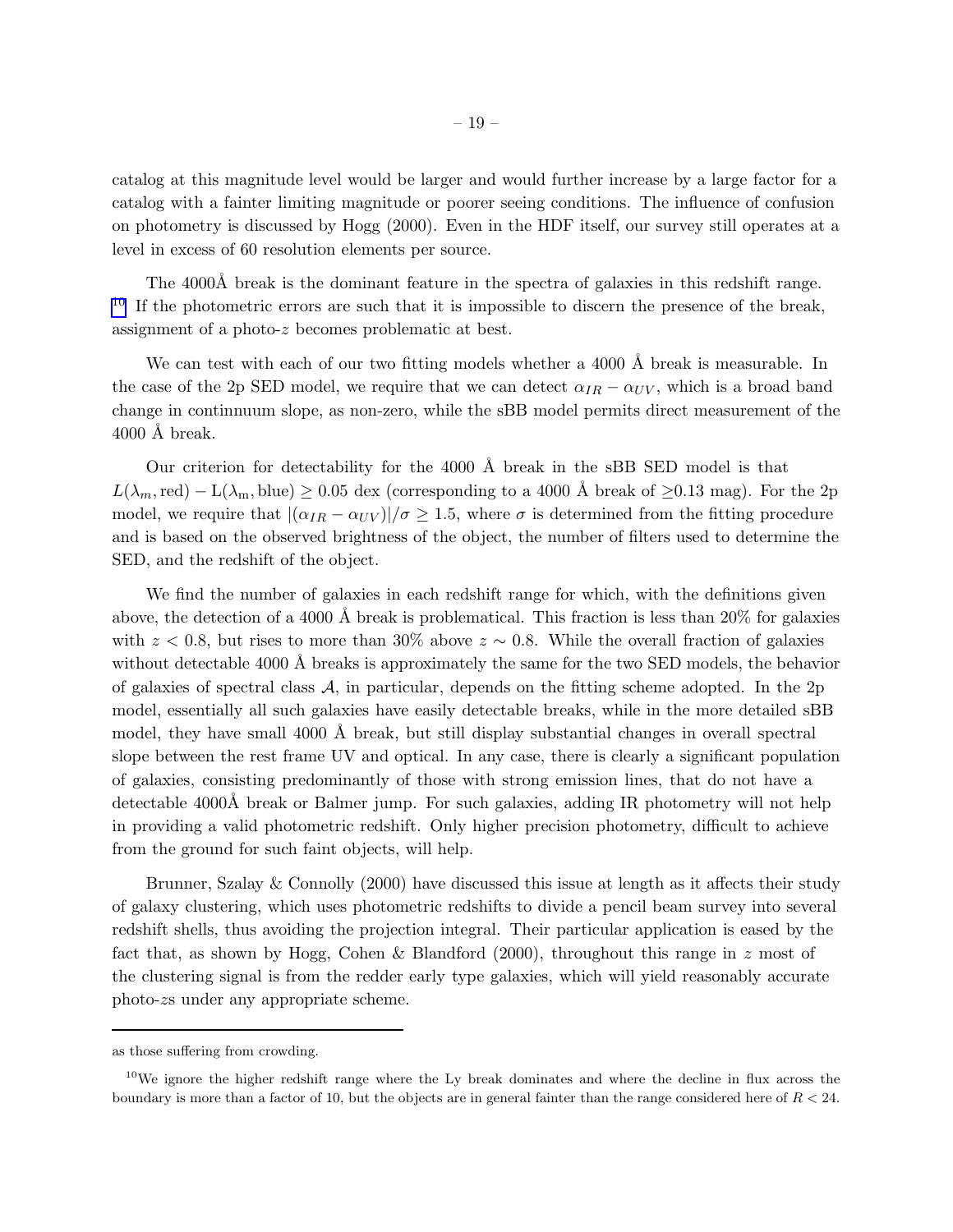catalog at this magnitude level would be larger and would further increase by a large factor for a catalog with a fainter limiting magnitude or poorer seeing conditions. The influence of confusion on photometry is discussed by Hogg (2000). Even in the HDF itself, our survey still operates at a level in excess of 60 resolution elements per source.

The 4000Å break is the dominant feature in the spectra of galaxies in this redshift range. [10] If the photometric errors are such that it is impossible to discern the presence of the break, assignment of a photo-$z$ becomes problematic at best.

We can test with each of our two fitting models whether a 4000 Å break is measurable. In the case of the 2p SED model, we require that we can detect $\alpha_{IR} - \alpha_{UV}$, which is a broad band change in continnuum slope, as non-zero, while the sBB model permits direct measurement of the 4000 Å break.

Our criterion for detectability for the 4000 Å break in the sBB SED model is that $L(\lambda_m, \mathrm{red}) - \mathrm{L}(\lambda_\mathrm{m}, \mathrm{blue}) \geq 0.05$ dex (corresponding to a 4000 Å break of $\geq$0.13 mag). For the 2p model, we require that $|(\alpha_{IR} - \alpha_{UV})|/\sigma \geq 1.5$, where $\sigma$ is determined from the fitting procedure and is based on the observed brightness of the object, the number of filters used to determine the SED, and the redshift of the object.

We find the number of galaxies in each redshift range for which, with the definitions given above, the detection of a 4000 Å break is problematical. This fraction is less than 20% for galaxies with $z < 0.8$, but rises to more than 30% above $z \sim 0.8$. While the overall fraction of galaxies without detectable 4000 Å breaks is approximately the same for the two SED models, the behavior of galaxies of spectral class $\mathcal{A}$, in particular, depends on the fitting scheme adopted. In the 2p model, essentially all such galaxies have easily detectable breaks, while in the more detailed sBB model, they have small 4000 Å break, but still display substantial changes in overall spectral slope between the rest frame UV and optical. In any case, there is clearly a significant population of galaxies, consisting predominantly of those with strong emission lines, that do not have a detectable 4000Å break or Balmer jump. For such galaxies, adding IR photometry will not help in providing a valid photometric redshift. Only higher precision photometry, difficult to achieve from the ground for such faint objects, will help.

Brunner, Szalay & Connolly (2000) have discussed this issue at length as it affects their study of galaxy clustering, which uses photometric redshifts to divide a pencil beam survey into several redshift shells, thus avoiding the projection integral. Their particular application is eased by the fact that, as shown by Hogg, Cohen & Blandford (2000), throughout this range in $z$ most of the clustering signal is from the redder early type galaxies, which will yield reasonably accurate photo-$z$s under any appropriate scheme.

---

as those suffering from crowding.

[10] We ignore the higher redshift range where the Ly break dominates and where the decline in flux across the boundary is more than a factor of 10, but the objects are in general fainter than the range considered here of $R < 24$.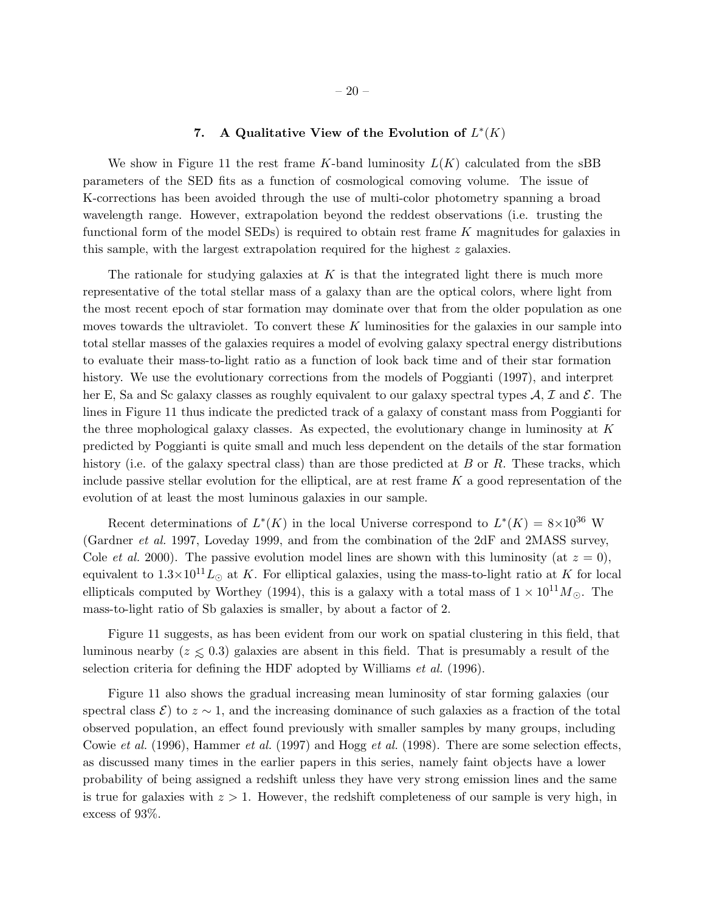## 7. A Qualitative View of the Evolution of $L^*(K)$

We show in Figure 11 the rest frame $K$-band luminosity $L(K)$ calculated from the sBB parameters of the SED fits as a function of cosmological comoving volume. The issue of K-corrections has been avoided through the use of multi-color photometry spanning a broad wavelength range. However, extrapolation beyond the reddest observations (i.e. trusting the functional form of the model SEDs) is required to obtain rest frame $K$ magnitudes for galaxies in this sample, with the largest extrapolation required for the highest $z$ galaxies.

The rationale for studying galaxies at $K$ is that the integrated light there is much more representative of the total stellar mass of a galaxy than are the optical colors, where light from the most recent epoch of star formation may dominate over that from the older population as one moves towards the ultraviolet. To convert these $K$ luminosities for the galaxies in our sample into total stellar masses of the galaxies requires a model of evolving galaxy spectral energy distributions to evaluate their mass-to-light ratio as a function of look back time and of their star formation history. We use the evolutionary corrections from the models of Poggianti (1997), and interpret her E, Sa and Sc galaxy classes as roughly equivalent to our galaxy spectral types $\mathcal{A}$, $\mathcal{I}$ and $\mathcal{E}$. The lines in Figure 11 thus indicate the predicted track of a galaxy of constant mass from Poggianti for the three mophological galaxy classes. As expected, the evolutionary change in luminosity at $K$ predicted by Poggianti is quite small and much less dependent on the details of the star formation history (i.e. of the galaxy spectral class) than are those predicted at $B$ or $R$. These tracks, which include passive stellar evolution for the elliptical, are at rest frame $K$ a good representation of the evolution of at least the most luminous galaxies in our sample.

Recent determinations of $L^*(K)$ in the local Universe correspond to $L^*(K) = 8{\times}10^{36}$ W (Gardner *et al.* 1997, Loveday 1999, and from the combination of the 2dF and 2MASS survey, Cole *et al.* 2000). The passive evolution model lines are shown with this luminosity (at $z = 0$), equivalent to $1.3{\times}10^{11} L_{\odot}$ at $K$. For elliptical galaxies, using the mass-to-light ratio at $K$ for local ellipticals computed by Worthey (1994), this is a galaxy with a total mass of $1 \times 10^{11} M_{\odot}$. The mass-to-light ratio of Sb galaxies is smaller, by about a factor of 2.

Figure 11 suggests, as has been evident from our work on spatial clustering in this field, that luminous nearby ($z \lesssim 0.3$) galaxies are absent in this field. That is presumably a result of the selection criteria for defining the HDF adopted by Williams *et al.* (1996).

Figure 11 also shows the gradual increasing mean luminosity of star forming galaxies (our spectral class $\mathcal{E}$) to $z \sim 1$, and the increasing dominance of such galaxies as a fraction of the total observed population, an effect found previously with smaller samples by many groups, including Cowie *et al.* (1996), Hammer *et al.* (1997) and Hogg *et al.* (1998). There are some selection effects, as discussed many times in the earlier papers in this series, namely faint objects have a lower probability of being assigned a redshift unless they have very strong emission lines and the same is true for galaxies with $z > 1$. However, the redshift completeness of our sample is very high, in excess of 93%.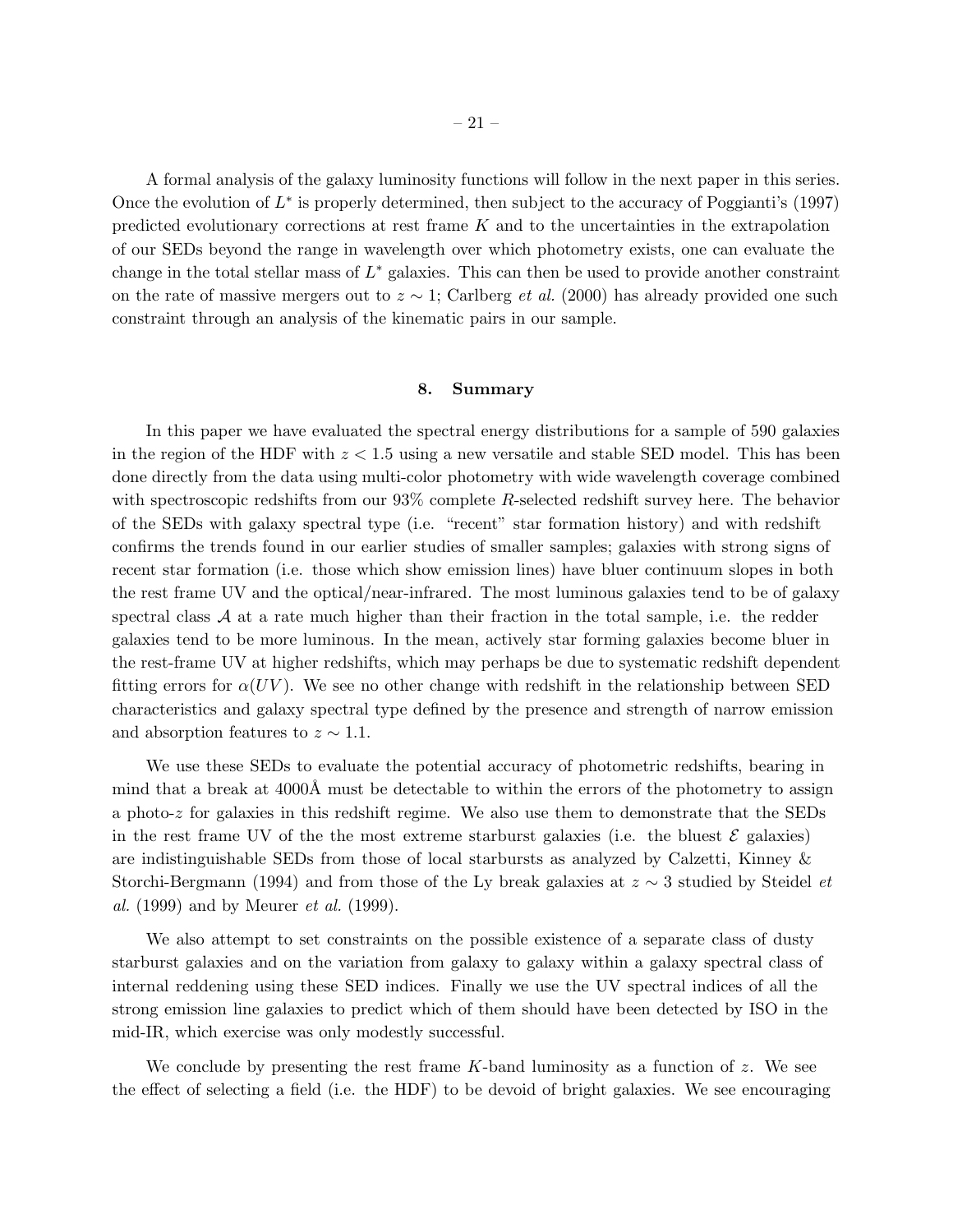A formal analysis of the galaxy luminosity functions will follow in the next paper in this series. Once the evolution of $L^*$ is properly determined, then subject to the accuracy of Poggianti's (1997) predicted evolutionary corrections at rest frame $K$ and to the uncertainties in the extrapolation of our SEDs beyond the range in wavelength over which photometry exists, one can evaluate the change in the total stellar mass of $L^*$ galaxies. This can then be used to provide another constraint on the rate of massive mergers out to $z \sim 1$; Carlberg *et al.* (2000) has already provided one such constraint through an analysis of the kinematic pairs in our sample.

## 8. Summary

In this paper we have evaluated the spectral energy distributions for a sample of 590 galaxies in the region of the HDF with $z < 1.5$ using a new versatile and stable SED model. This has been done directly from the data using multi-color photometry with wide wavelength coverage combined with spectroscopic redshifts from our 93% complete $R$-selected redshift survey here. The behavior of the SEDs with galaxy spectral type (i.e. "recent" star formation history) and with redshift confirms the trends found in our earlier studies of smaller samples; galaxies with strong signs of recent star formation (i.e. those which show emission lines) have bluer continuum slopes in both the rest frame UV and the optical/near-infrared. The most luminous galaxies tend to be of galaxy spectral class $\mathcal{A}$ at a rate much higher than their fraction in the total sample, i.e. the redder galaxies tend to be more luminous. In the mean, actively star forming galaxies become bluer in the rest-frame UV at higher redshifts, which may perhaps be due to systematic redshift dependent fitting errors for $\alpha(UV)$. We see no other change with redshift in the relationship between SED characteristics and galaxy spectral type defined by the presence and strength of narrow emission and absorption features to $z \sim 1.1$.

We use these SEDs to evaluate the potential accuracy of photometric redshifts, bearing in mind that a break at 4000Å must be detectable to within the errors of the photometry to assign a photo-$z$ for galaxies in this redshift regime. We also use them to demonstrate that the SEDs in the rest frame UV of the the most extreme starburst galaxies (i.e. the bluest $\mathcal{E}$ galaxies) are indistinguishable SEDs from those of local starbursts as analyzed by Calzetti, Kinney & Storchi-Bergmann (1994) and from those of the Ly break galaxies at $z \sim 3$ studied by Steidel *et al.* (1999) and by Meurer *et al.* (1999).

We also attempt to set constraints on the possible existence of a separate class of dusty starburst galaxies and on the variation from galaxy to galaxy within a galaxy spectral class of internal reddening using these SED indices. Finally we use the UV spectral indices of all the strong emission line galaxies to predict which of them should have been detected by ISO in the mid-IR, which exercise was only modestly successful.

We conclude by presenting the rest frame $K$-band luminosity as a function of $z$. We see the effect of selecting a field (i.e. the HDF) to be devoid of bright galaxies. We see encouraging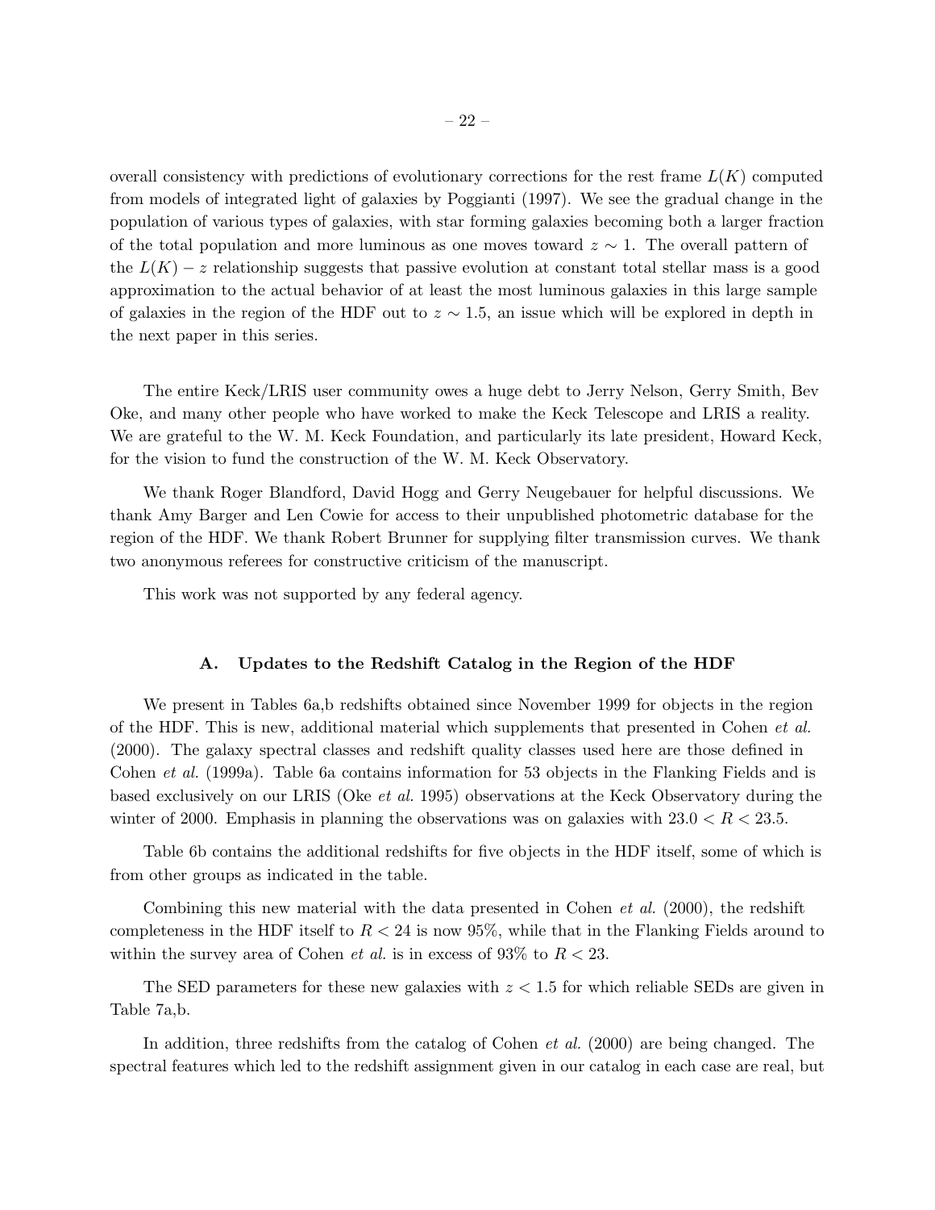overall consistency with predictions of evolutionary corrections for the rest frame $L(K)$ computed from models of integrated light of galaxies by Poggianti (1997). We see the gradual change in the population of various types of galaxies, with star forming galaxies becoming both a larger fraction of the total population and more luminous as one moves toward $z \sim 1$. The overall pattern of the $L(K) - z$ relationship suggests that passive evolution at constant total stellar mass is a good approximation to the actual behavior of at least the most luminous galaxies in this large sample of galaxies in the region of the HDF out to $z \sim 1.5$, an issue which will be explored in depth in the next paper in this series.

The entire Keck/LRIS user community owes a huge debt to Jerry Nelson, Gerry Smith, Bev Oke, and many other people who have worked to make the Keck Telescope and LRIS a reality. We are grateful to the W. M. Keck Foundation, and particularly its late president, Howard Keck, for the vision to fund the construction of the W. M. Keck Observatory.

We thank Roger Blandford, David Hogg and Gerry Neugebauer for helpful discussions. We thank Amy Barger and Len Cowie for access to their unpublished photometric database for the region of the HDF. We thank Robert Brunner for supplying filter transmission curves. We thank two anonymous referees for constructive criticism of the manuscript.

This work was not supported by any federal agency.

## A. Updates to the Redshift Catalog in the Region of the HDF

We present in Tables 6a,b redshifts obtained since November 1999 for objects in the region of the HDF. This is new, additional material which supplements that presented in Cohen *et al.* (2000). The galaxy spectral classes and redshift quality classes used here are those defined in Cohen *et al.* (1999a). Table 6a contains information for 53 objects in the Flanking Fields and is based exclusively on our LRIS (Oke *et al.* 1995) observations at the Keck Observatory during the winter of 2000. Emphasis in planning the observations was on galaxies with $23.0 < R < 23.5$.

Table 6b contains the additional redshifts for five objects in the HDF itself, some of which is from other groups as indicated in the table.

Combining this new material with the data presented in Cohen *et al.* (2000), the redshift completeness in the HDF itself to $R < 24$ is now 95%, while that in the Flanking Fields around to within the survey area of Cohen *et al.* is in excess of 93% to $R < 23$.

The SED parameters for these new galaxies with $z < 1.5$ for which reliable SEDs are given in Table 7a,b.

In addition, three redshifts from the catalog of Cohen *et al.* (2000) are being changed. The spectral features which led to the redshift assignment given in our catalog in each case are real, but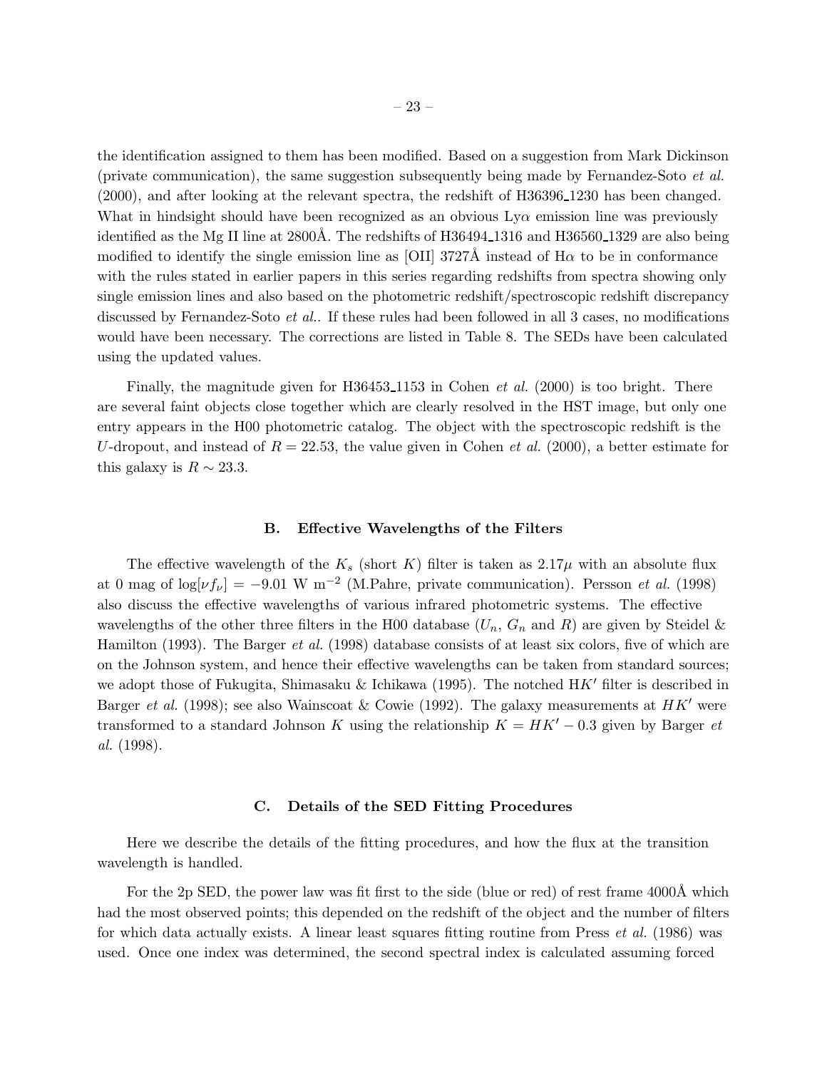the identification assigned to them has been modified. Based on a suggestion from Mark Dickinson (private communication), the same suggestion subsequently being made by Fernandez-Soto *et al.* (2000), and after looking at the relevant spectra, the redshift of H36396_1230 has been changed. What in hindsight should have been recognized as an obvious Ly$\alpha$ emission line was previously identified as the Mg II line at 2800Å. The redshifts of H36494_1316 and H36560_1329 are also being modified to identify the single emission line as [OII] 3727Å instead of H$\alpha$ to be in conformance with the rules stated in earlier papers in this series regarding redshifts from spectra showing only single emission lines and also based on the photometric redshift/spectroscopic redshift discrepancy discussed by Fernandez-Soto *et al.*. If these rules had been followed in all 3 cases, no modifications would have been necessary. The corrections are listed in Table 8. The SEDs have been calculated using the updated values.

Finally, the magnitude given for H36453_1153 in Cohen *et al.* (2000) is too bright. There are several faint objects close together which are clearly resolved in the HST image, but only one entry appears in the H00 photometric catalog. The object with the spectroscopic redshift is the $U$-dropout, and instead of $R = 22.53$, the value given in Cohen *et al.* (2000), a better estimate for this galaxy is $R \sim 23.3$.

## B. Effective Wavelengths of the Filters

The effective wavelength of the $K_s$ (short $K$) filter is taken as $2.17\mu$ with an absolute flux at 0 mag of $\log[\nu f_\nu] = -9.01$ W m$^{-2}$ (M.Pahre, private communication). Persson *et al.* (1998) also discuss the effective wavelengths of various infrared photometric systems. The effective wavelengths of the other three filters in the H00 database ($U_n$, $G_n$ and $R$) are given by Steidel & Hamilton (1993). The Barger *et al.* (1998) database consists of at least six colors, five of which are on the Johnson system, and hence their effective wavelengths can be taken from standard sources; we adopt those of Fukugita, Shimasaku & Ichikawa (1995). The notched H$K'$ filter is described in Barger *et al.* (1998); see also Wainscoat & Cowie (1992). The galaxy measurements at $HK'$ were transformed to a standard Johnson $K$ using the relationship $K = HK' - 0.3$ given by Barger *et al.* (1998).

## C. Details of the SED Fitting Procedures

Here we describe the details of the fitting procedures, and how the flux at the transition wavelength is handled.

For the 2p SED, the power law was fit first to the side (blue or red) of rest frame 4000Å which had the most observed points; this depended on the redshift of the object and the number of filters for which data actually exists. A linear least squares fitting routine from Press *et al.* (1986) was used. Once one index was determined, the second spectral index is calculated assuming forced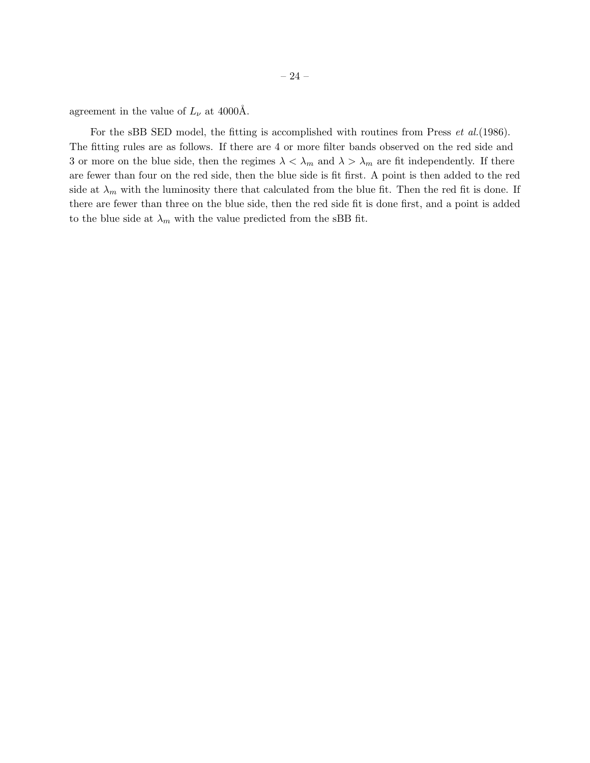agreement in the value of $L_\nu$ at 4000Å.

For the sBB SED model, the fitting is accomplished with routines from Press *et al.*(1986). The fitting rules are as follows. If there are 4 or more filter bands observed on the red side and 3 or more on the blue side, then the regimes $\lambda < \lambda_m$ and $\lambda > \lambda_m$ are fit independently. If there are fewer than four on the red side, then the blue side is fit first. A point is then added to the red side at $\lambda_m$ with the luminosity there that calculated from the blue fit. Then the red fit is done. If there are fewer than three on the blue side, then the red side fit is done first, and a point is added to the blue side at $\lambda_m$ with the value predicted from the sBB fit.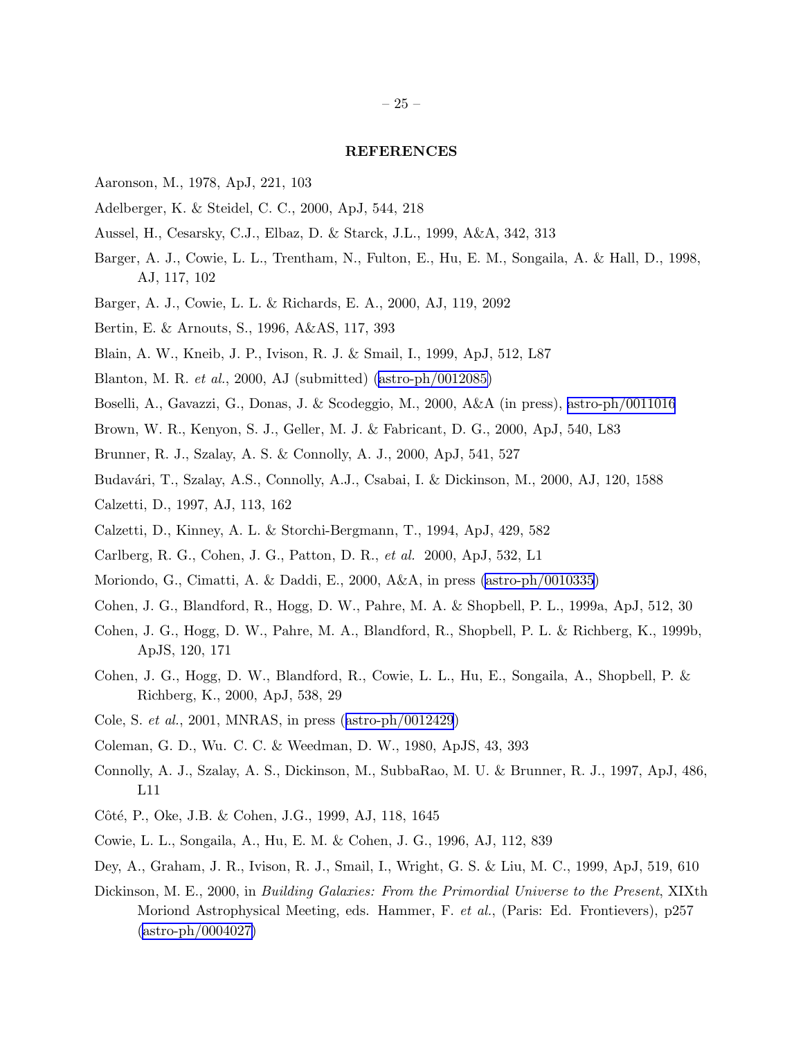## REFERENCES

Aaronson, M., 1978, ApJ, 221, 103

Adelberger, K. & Steidel, C. C., 2000, ApJ, 544, 218

Aussel, H., Cesarsky, C.J., Elbaz, D. & Starck, J.L., 1999, A&A, 342, 313

Barger, A. J., Cowie, L. L., Trentham, N., Fulton, E., Hu, E. M., Songaila, A. & Hall, D., 1998, AJ, 117, 102

Barger, A. J., Cowie, L. L. & Richards, E. A., 2000, AJ, 119, 2092

Bertin, E. & Arnouts, S., 1996, A&AS, 117, 393

Blain, A. W., Kneib, J. P., Ivison, R. J. & Smail, I., 1999, ApJ, 512, L87

Blanton, M. R. *et al.*, 2000, AJ (submitted) (astro-ph/0012085)

Boselli, A., Gavazzi, G., Donas, J. & Scodeggio, M., 2000, A&A (in press), astro-ph/0011016

Brown, W. R., Kenyon, S. J., Geller, M. J. & Fabricant, D. G., 2000, ApJ, 540, L83

Brunner, R. J., Szalay, A. S. & Connolly, A. J., 2000, ApJ, 541, 527

Budavári, T., Szalay, A.S., Connolly, A.J., Csabai, I. & Dickinson, M., 2000, AJ, 120, 1588

Calzetti, D., 1997, AJ, 113, 162

Calzetti, D., Kinney, A. L. & Storchi-Bergmann, T., 1994, ApJ, 429, 582

Carlberg, R. G., Cohen, J. G., Patton, D. R., *et al.* 2000, ApJ, 532, L1

Moriondo, G., Cimatti, A. & Daddi, E., 2000, A&A, in press (astro-ph/0010335)

Cohen, J. G., Blandford, R., Hogg, D. W., Pahre, M. A. & Shopbell, P. L., 1999a, ApJ, 512, 30

Cohen, J. G., Hogg, D. W., Pahre, M. A., Blandford, R., Shopbell, P. L. & Richberg, K., 1999b, ApJS, 120, 171

Cohen, J. G., Hogg, D. W., Blandford, R., Cowie, L. L., Hu, E., Songaila, A., Shopbell, P. & Richberg, K., 2000, ApJ, 538, 29

Cole, S. *et al.*, 2001, MNRAS, in press (astro-ph/0012429)

Coleman, G. D., Wu. C. C. & Weedman, D. W., 1980, ApJS, 43, 393

Connolly, A. J., Szalay, A. S., Dickinson, M., SubbaRao, M. U. & Brunner, R. J., 1997, ApJ, 486, L11

Côté, P., Oke, J.B. & Cohen, J.G., 1999, AJ, 118, 1645

Cowie, L. L., Songaila, A., Hu, E. M. & Cohen, J. G., 1996, AJ, 112, 839

Dey, A., Graham, J. R., Ivison, R. J., Smail, I., Wright, G. S. & Liu, M. C., 1999, ApJ, 519, 610

Dickinson, M. E., 2000, in *Building Galaxies: From the Primordial Universe to the Present*, XIXth Moriond Astrophysical Meeting, eds. Hammer, F. *et al.*, (Paris: Ed. Frontievers), p257 (astro-ph/0004027)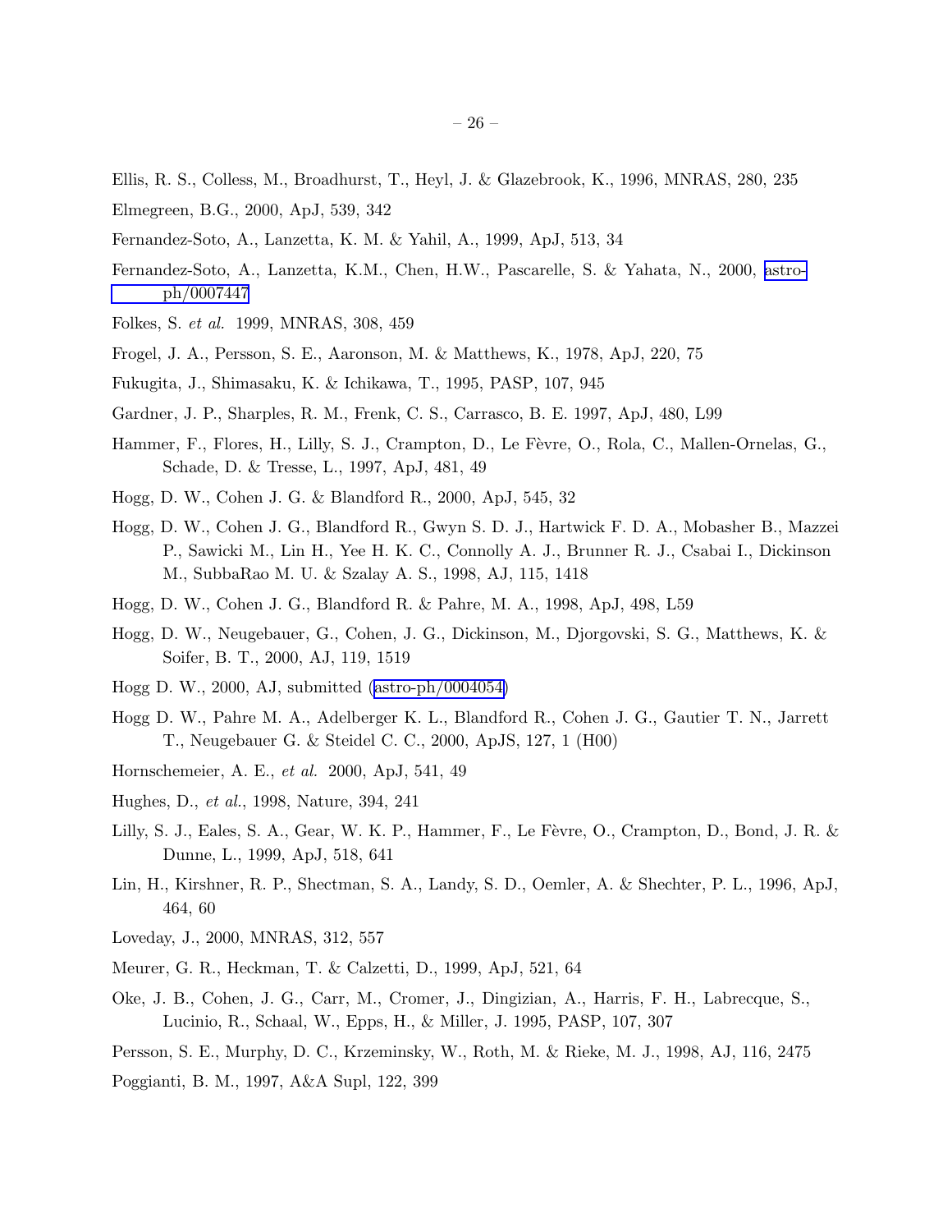Ellis, R. S., Colless, M., Broadhurst, T., Heyl, J. & Glazebrook, K., 1996, MNRAS, 280, 235

Elmegreen, B.G., 2000, ApJ, 539, 342

Fernandez-Soto, A., Lanzetta, K. M. & Yahil, A., 1999, ApJ, 513, 34

Fernandez-Soto, A., Lanzetta, K.M., Chen, H.W., Pascarelle, S. & Yahata, N., 2000, astro-ph/0007447

Folkes, S. *et al.* 1999, MNRAS, 308, 459

Frogel, J. A., Persson, S. E., Aaronson, M. & Matthews, K., 1978, ApJ, 220, 75

Fukugita, J., Shimasaku, K. & Ichikawa, T., 1995, PASP, 107, 945

Gardner, J. P., Sharples, R. M., Frenk, C. S., Carrasco, B. E. 1997, ApJ, 480, L99

Hammer, F., Flores, H., Lilly, S. J., Crampton, D., Le Fèvre, O., Rola, C., Mallen-Ornelas, G., Schade, D. & Tresse, L., 1997, ApJ, 481, 49

Hogg, D. W., Cohen J. G. & Blandford R., 2000, ApJ, 545, 32

Hogg, D. W., Cohen J. G., Blandford R., Gwyn S. D. J., Hartwick F. D. A., Mobasher B., Mazzei P., Sawicki M., Lin H., Yee H. K. C., Connolly A. J., Brunner R. J., Csabai I., Dickinson M., SubbaRao M. U. & Szalay A. S., 1998, AJ, 115, 1418

Hogg, D. W., Cohen J. G., Blandford R. & Pahre, M. A., 1998, ApJ, 498, L59

Hogg, D. W., Neugebauer, G., Cohen, J. G., Dickinson, M., Djorgovski, S. G., Matthews, K. & Soifer, B. T., 2000, AJ, 119, 1519

Hogg D. W., 2000, AJ, submitted (astro-ph/0004054)

Hogg D. W., Pahre M. A., Adelberger K. L., Blandford R., Cohen J. G., Gautier T. N., Jarrett T., Neugebauer G. & Steidel C. C., 2000, ApJS, 127, 1 (H00)

Hornschemeier, A. E., *et al.* 2000, ApJ, 541, 49

Hughes, D., *et al.*, 1998, Nature, 394, 241

Lilly, S. J., Eales, S. A., Gear, W. K. P., Hammer, F., Le Fèvre, O., Crampton, D., Bond, J. R. & Dunne, L., 1999, ApJ, 518, 641

Lin, H., Kirshner, R. P., Shectman, S. A., Landy, S. D., Oemler, A. & Shechter, P. L., 1996, ApJ, 464, 60

Loveday, J., 2000, MNRAS, 312, 557

Meurer, G. R., Heckman, T. & Calzetti, D., 1999, ApJ, 521, 64

Oke, J. B., Cohen, J. G., Carr, M., Cromer, J., Dingizian, A., Harris, F. H., Labrecque, S., Lucinio, R., Schaal, W., Epps, H., & Miller, J. 1995, PASP, 107, 307

Persson, S. E., Murphy, D. C., Krzeminsky, W., Roth, M. & Rieke, M. J., 1998, AJ, 116, 2475

Poggianti, B. M., 1997, A&A Supl, 122, 399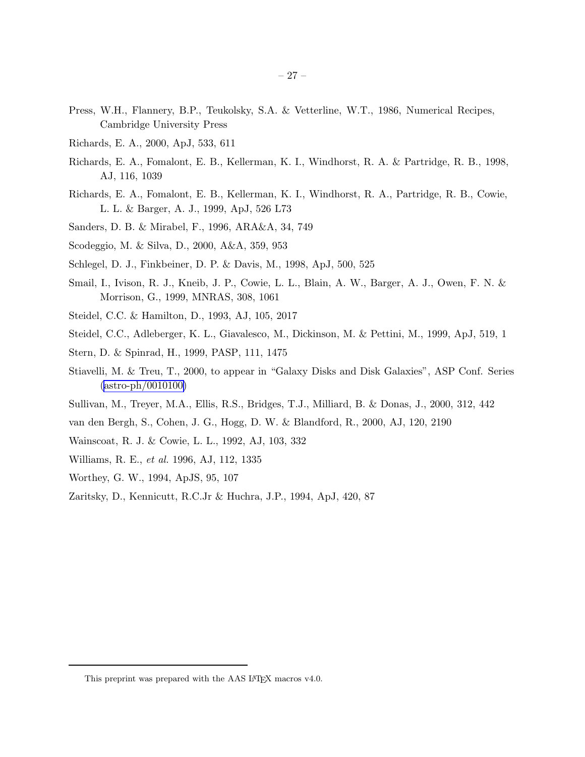Press, W.H., Flannery, B.P., Teukolsky, S.A. & Vetterline, W.T., 1986, Numerical Recipes, Cambridge University Press

Richards, E. A., 2000, ApJ, 533, 611

Richards, E. A., Fomalont, E. B., Kellerman, K. I., Windhorst, R. A. & Partridge, R. B., 1998, AJ, 116, 1039

Richards, E. A., Fomalont, E. B., Kellerman, K. I., Windhorst, R. A., Partridge, R. B., Cowie, L. L. & Barger, A. J., 1999, ApJ, 526 L73

Sanders, D. B. & Mirabel, F., 1996, ARA&A, 34, 749

Scodeggio, M. & Silva, D., 2000, A&A, 359, 953

Schlegel, D. J., Finkbeiner, D. P. & Davis, M., 1998, ApJ, 500, 525

Smail, I., Ivison, R. J., Kneib, J. P., Cowie, L. L., Blain, A. W., Barger, A. J., Owen, F. N. & Morrison, G., 1999, MNRAS, 308, 1061

Steidel, C.C. & Hamilton, D., 1993, AJ, 105, 2017

Steidel, C.C., Adleberger, K. L., Giavalesco, M., Dickinson, M. & Pettini, M., 1999, ApJ, 519, 1

Stern, D. & Spinrad, H., 1999, PASP, 111, 1475

Stiavelli, M. & Treu, T., 2000, to appear in "Galaxy Disks and Disk Galaxies", ASP Conf. Series (astro-ph/0010100)

Sullivan, M., Treyer, M.A., Ellis, R.S., Bridges, T.J., Milliard, B. & Donas, J., 2000, 312, 442

van den Bergh, S., Cohen, J. G., Hogg, D. W. & Blandford, R., 2000, AJ, 120, 2190

Wainscoat, R. J. & Cowie, L. L., 1992, AJ, 103, 332

Williams, R. E., *et al.* 1996, AJ, 112, 1335

Worthey, G. W., 1994, ApJS, 95, 107

Zaritsky, D., Kennicutt, R.C.Jr & Huchra, J.P., 1994, ApJ, 420, 87

This preprint was prepared with the AAS LaTeX macros v4.0.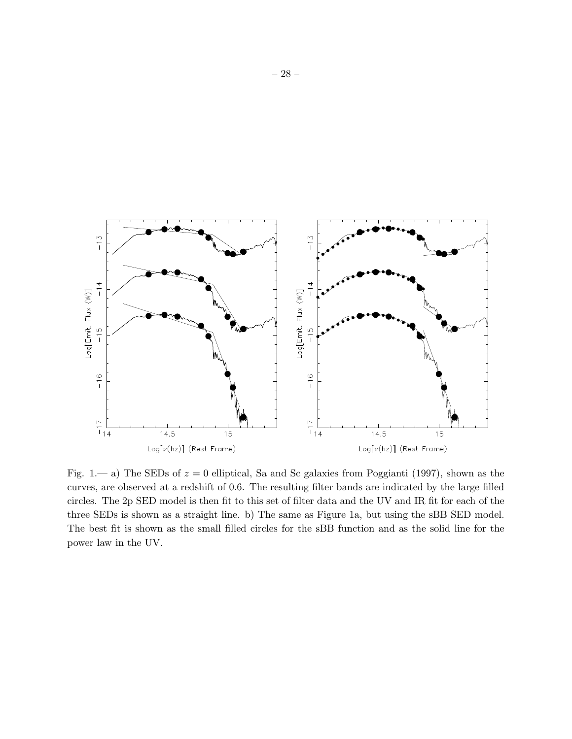Fig. 1.— a) The SEDs of $z = 0$ elliptical, Sa and Sc galaxies from Poggianti (1997), shown as the curves, are observed at a redshift of 0.6. The resulting filter bands are indicated by the large filled circles. The 2p SED model is then fit to this set of filter data and the UV and IR fit for each of the three SEDs is shown as a straight line. b) The same as Figure 1a, but using the sBB SED model. The best fit is shown as the small filled circles for the sBB function and as the solid line for the power law in the UV.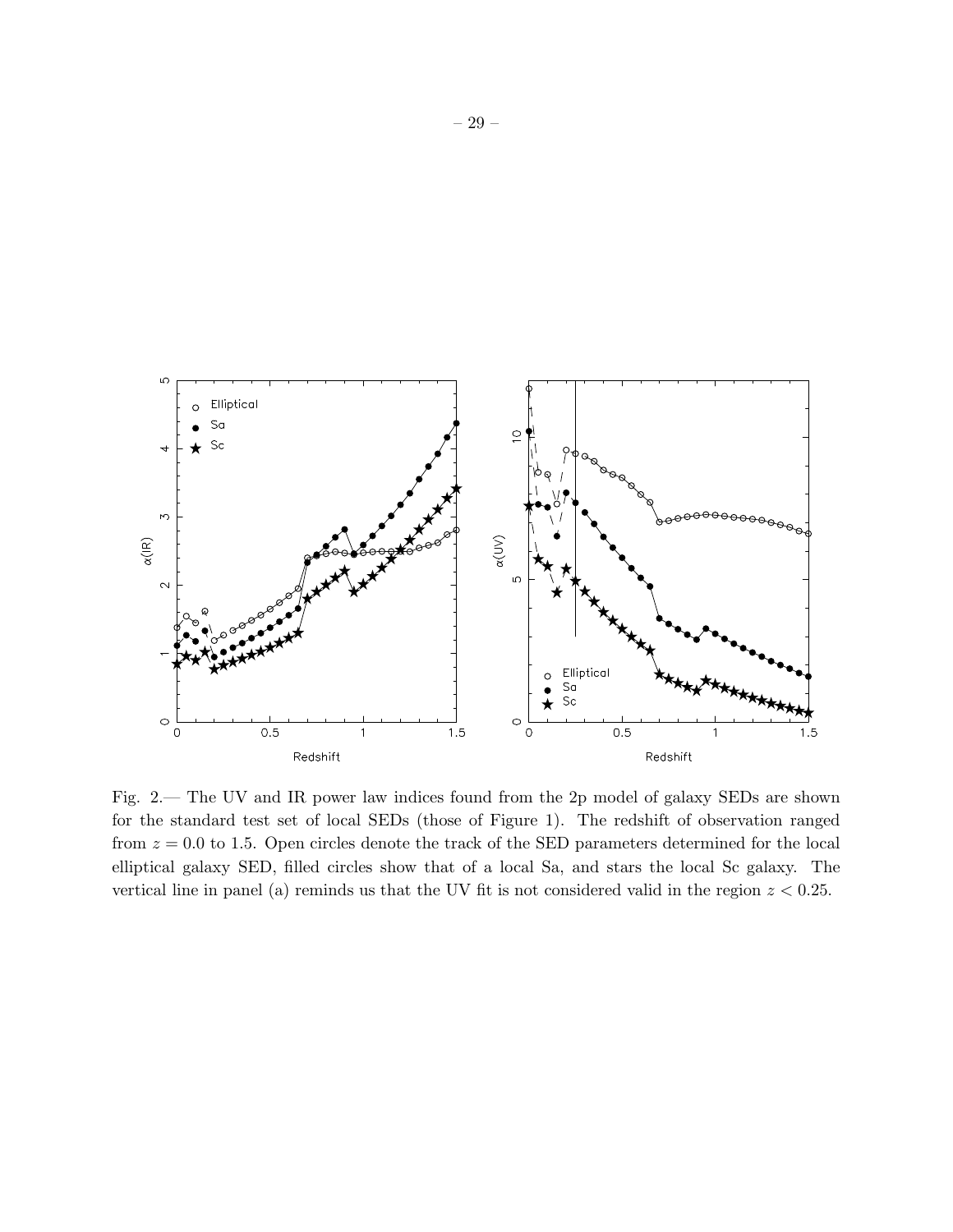Fig. 2.— The UV and IR power law indices found from the 2p model of galaxy SEDs are shown for the standard test set of local SEDs (those of Figure 1). The redshift of observation ranged from $z = 0.0$ to 1.5. Open circles denote the track of the SED parameters determined for the local elliptical galaxy SED, filled circles show that of a local Sa, and stars the local Sc galaxy. The vertical line in panel (a) reminds us that the UV fit is not considered valid in the region $z < 0.25$.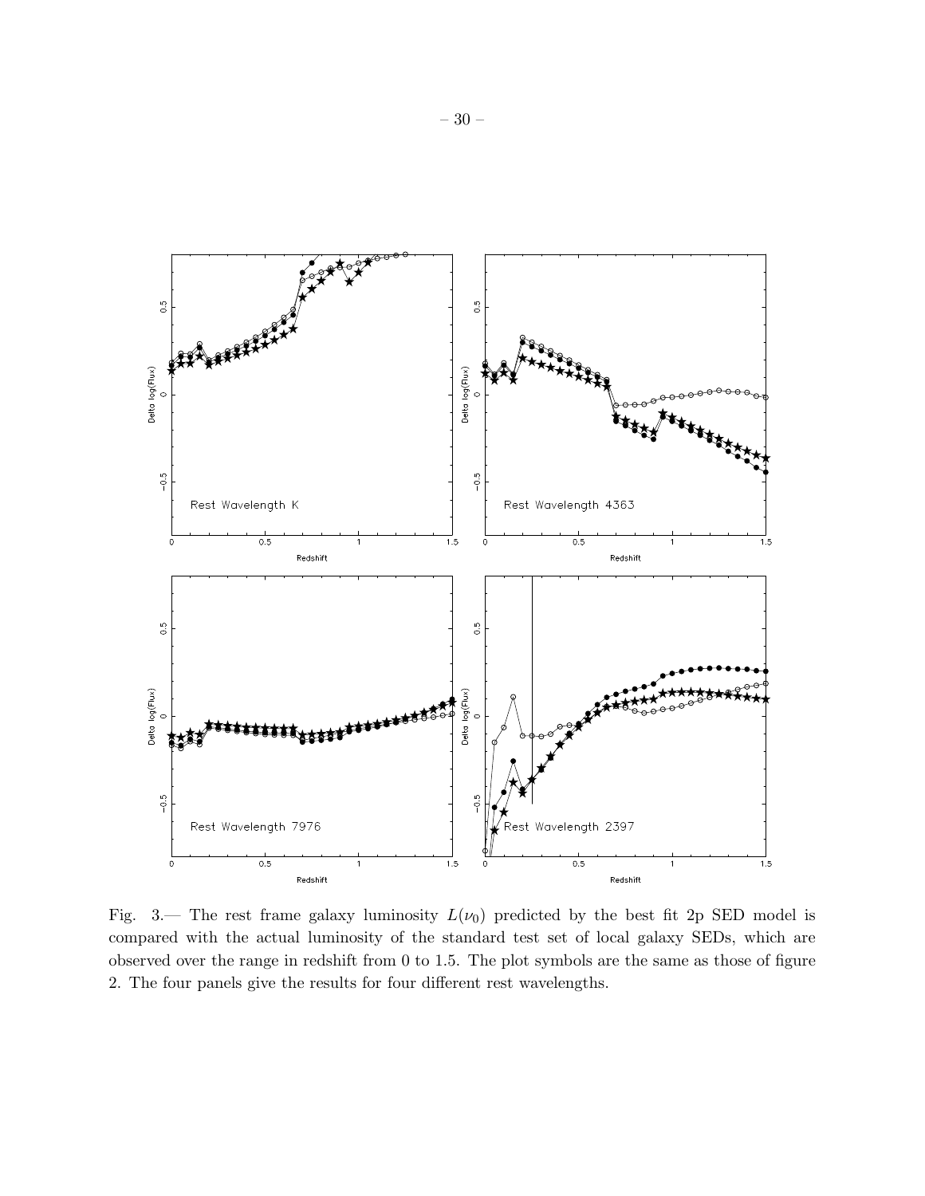Fig. 3.— The rest frame galaxy luminosity $L(\nu_0)$ predicted by the best fit 2p SED model is compared with the actual luminosity of the standard test set of local galaxy SEDs, which are observed over the range in redshift from 0 to 1.5. The plot symbols are the same as those of figure 2. The four panels give the results for four different rest wavelengths.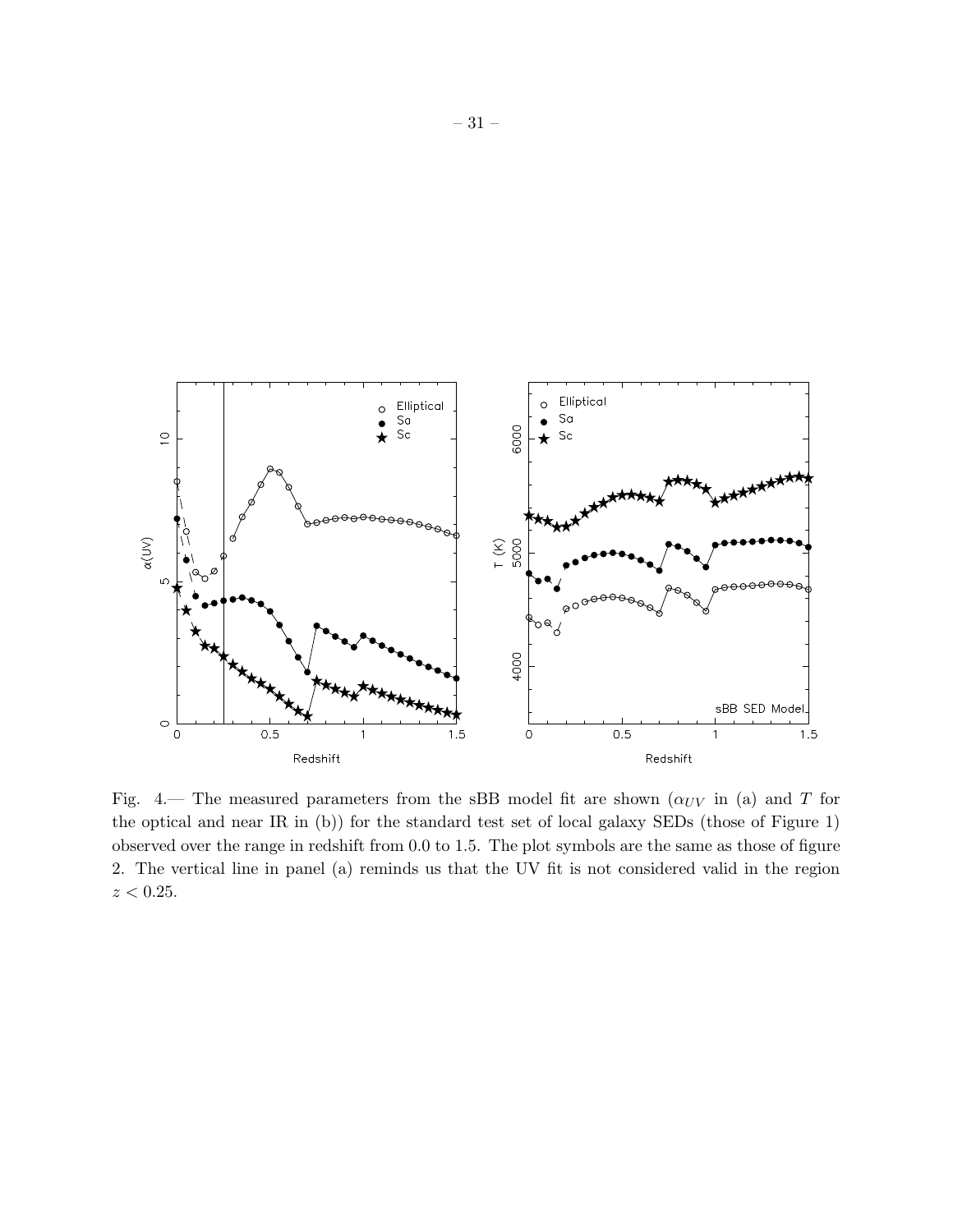Fig. 4.— The measured parameters from the sBB model fit are shown ($\alpha_{UV}$ in (a) and $T$ for the optical and near IR in (b)) for the standard test set of local galaxy SEDs (those of Figure 1) observed over the range in redshift from 0.0 to 1.5. The plot symbols are the same as those of figure 2. The vertical line in panel (a) reminds us that the UV fit is not considered valid in the region $z < 0.25$.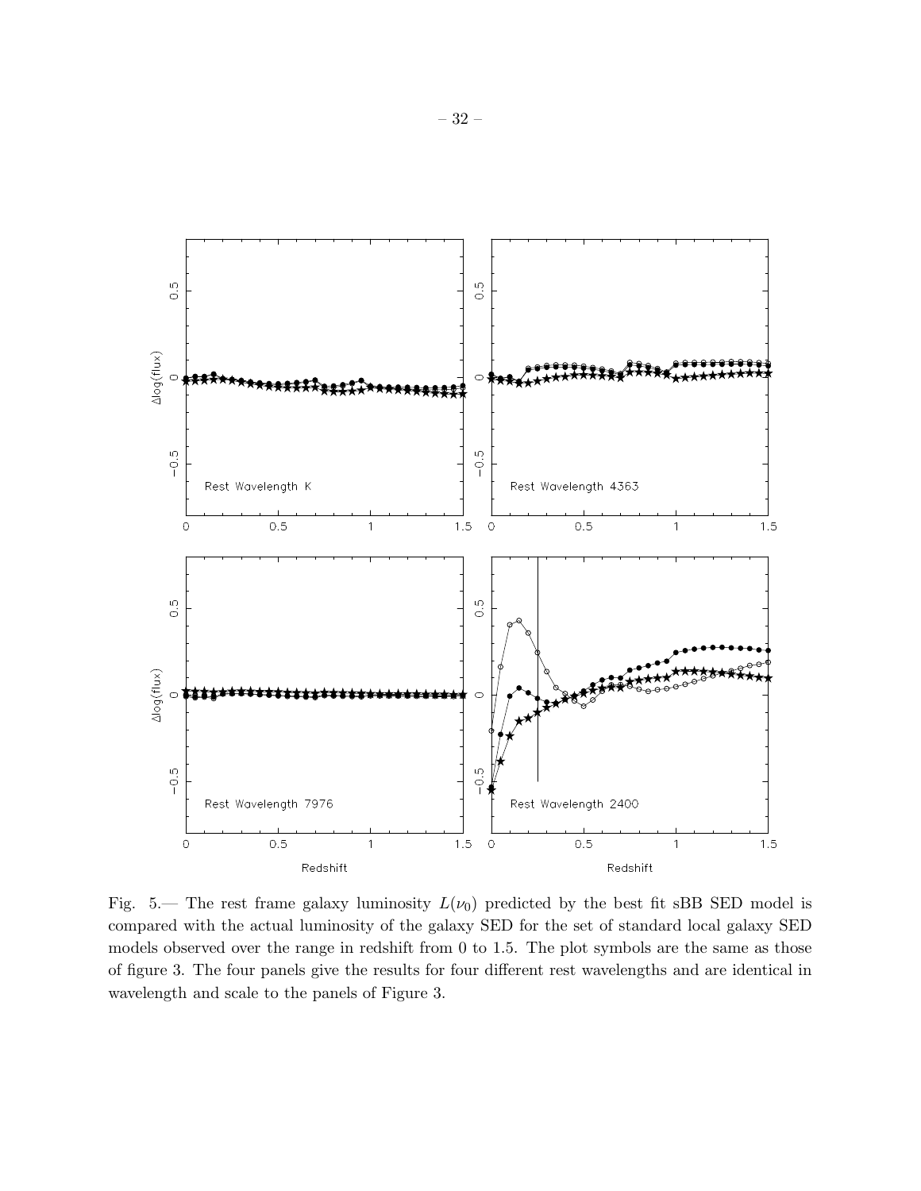Fig. 5.— The rest frame galaxy luminosity $L(\nu_0)$ predicted by the best fit sBB SED model is compared with the actual luminosity of the galaxy SED for the set of standard local galaxy SED models observed over the range in redshift from 0 to 1.5. The plot symbols are the same as those of figure 3. The four panels give the results for four different rest wavelengths and are identical in wavelength and scale to the panels of Figure 3.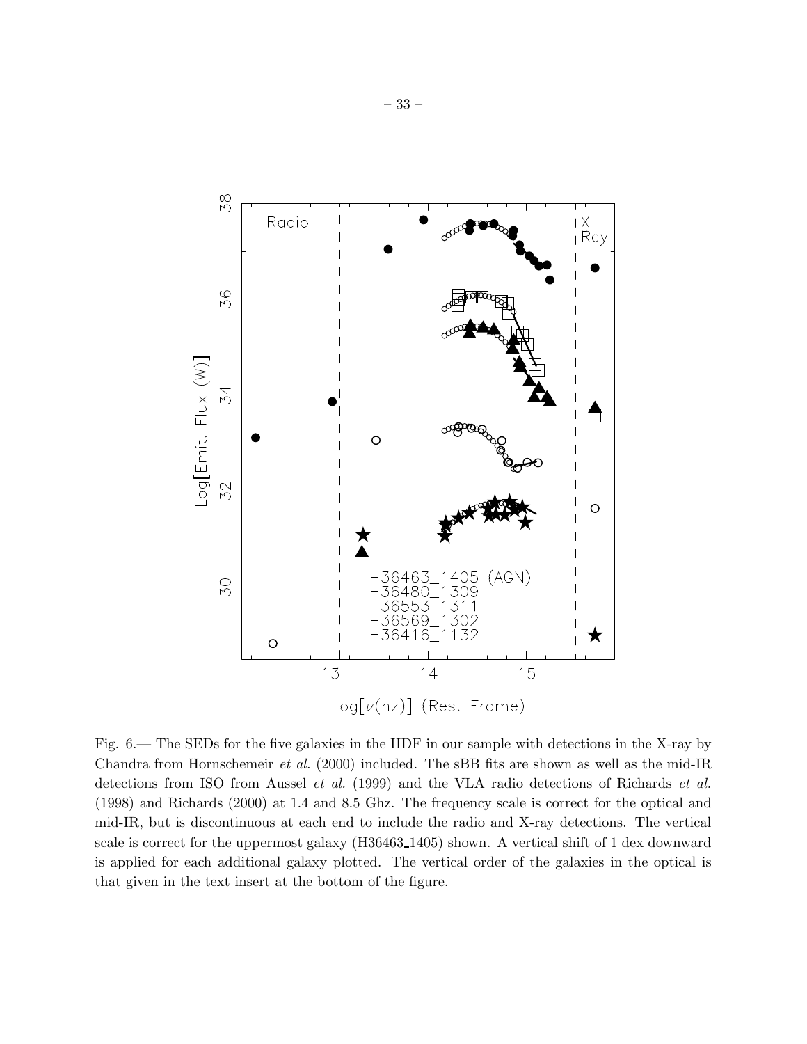Fig. 6.— The SEDs for the five galaxies in the HDF in our sample with detections in the X-ray by Chandra from Hornschemeir *et al.* (2000) included. The sBB fits are shown as well as the mid-IR detections from ISO from Aussel *et al.* (1999) and the VLA radio detections of Richards *et al.* (1998) and Richards (2000) at 1.4 and 8.5 Ghz. The frequency scale is correct for the optical and mid-IR, but is discontinuous at each end to include the radio and X-ray detections. The vertical scale is correct for the uppermost galaxy (H36463_1405) shown. A vertical shift of 1 dex downward is applied for each additional galaxy plotted. The vertical order of the galaxies in the optical is that given in the text insert at the bottom of the figure.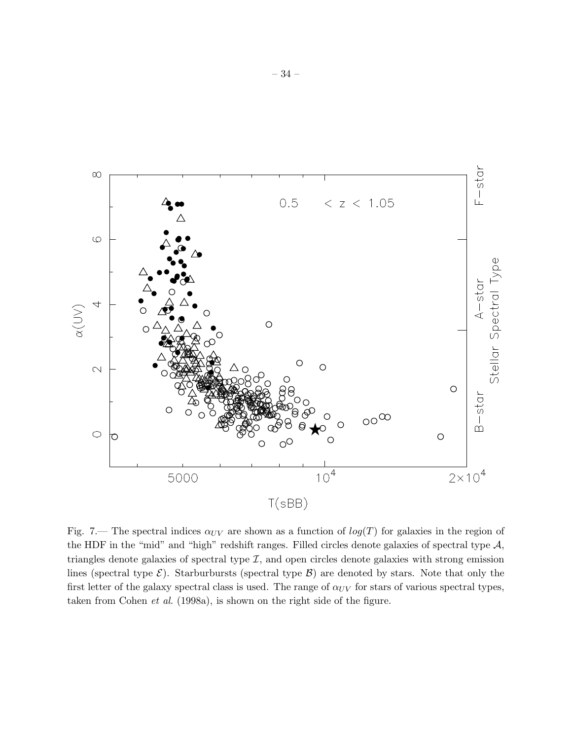Fig. 7.— The spectral indices $\alpha_{UV}$ are shown as a function of $log(T)$ for galaxies in the region of the HDF in the "mid" and "high" redshift ranges. Filled circles denote galaxies of spectral type $\mathcal{A}$, triangles denote galaxies of spectral type $\mathcal{I}$, and open circles denote galaxies with strong emission lines (spectral type $\mathcal{E}$). Starburbursts (spectral type $\mathcal{B}$) are denoted by stars. Note that only the first letter of the galaxy spectral class is used. The range of $\alpha_{UV}$ for stars of various spectral types, taken from Cohen *et al.* (1998a), is shown on the right side of the figure.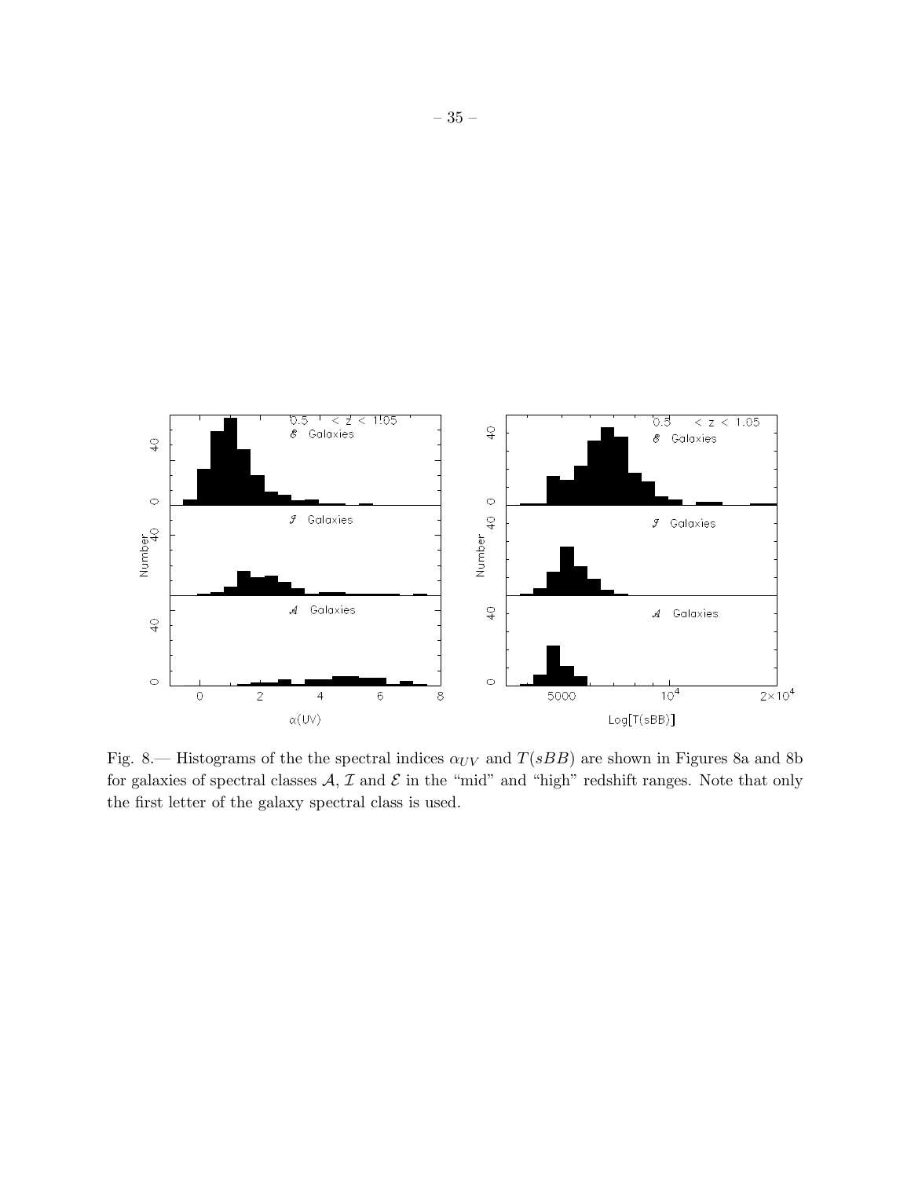Fig. 8.— Histograms of the the spectral indices $\alpha_{UV}$ and $T(sBB)$ are shown in Figures 8a and 8b for galaxies of spectral classes $\mathcal{A}$, $\mathcal{I}$ and $\mathcal{E}$ in the "mid" and "high" redshift ranges. Note that only the first letter of the galaxy spectral class is used.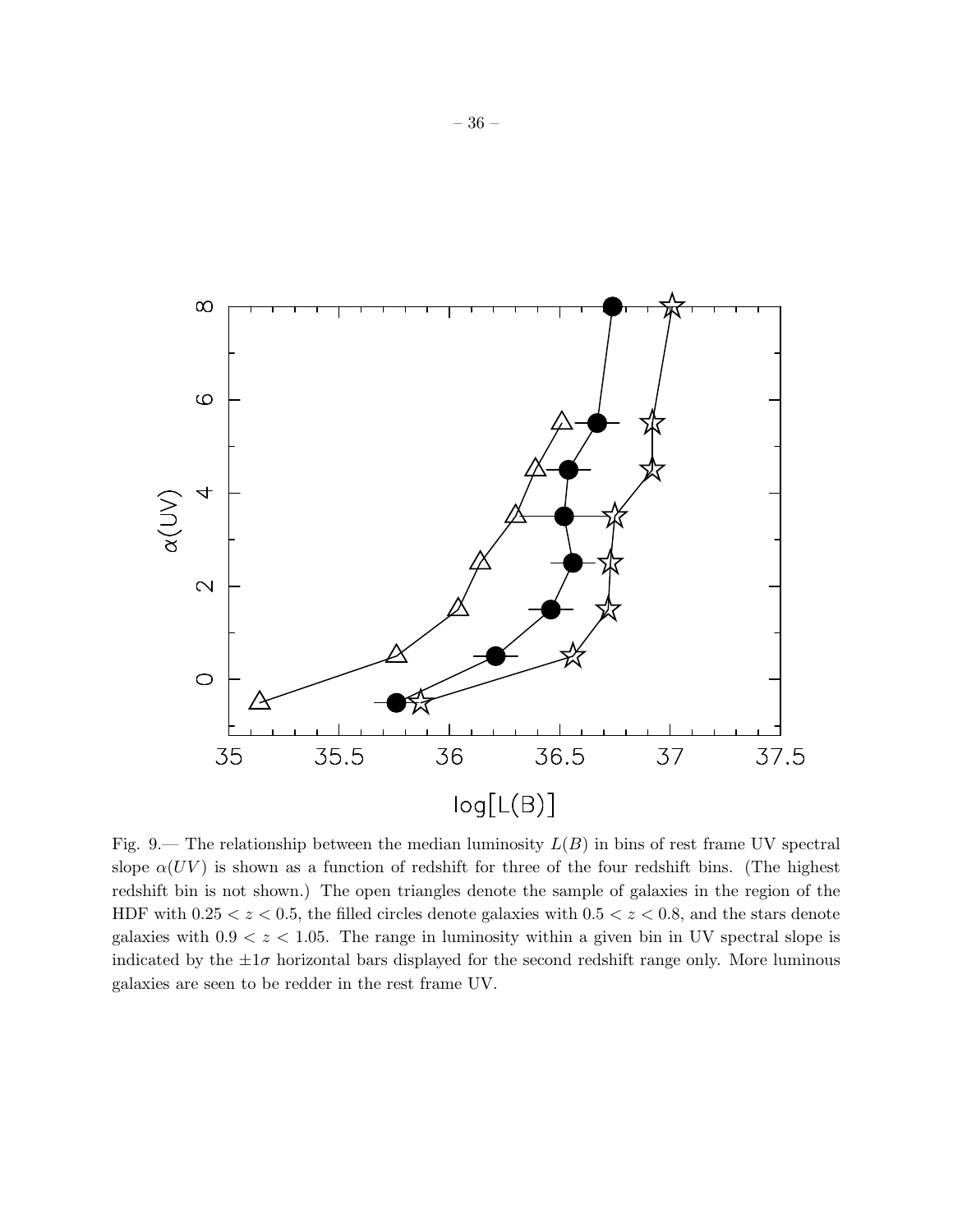Fig. 9.— The relationship between the median luminosity $L(B)$ in bins of rest frame UV spectral slope $\alpha(UV)$ is shown as a function of redshift for three of the four redshift bins. (The highest redshift bin is not shown.) The open triangles denote the sample of galaxies in the region of the HDF with $0.25 < z < 0.5$, the filled circles denote galaxies with $0.5 < z < 0.8$, and the stars denote galaxies with $0.9 < z < 1.05$. The range in luminosity within a given bin in UV spectral slope is indicated by the $\pm 1\sigma$ horizontal bars displayed for the second redshift range only. More luminous galaxies are seen to be redder in the rest frame UV.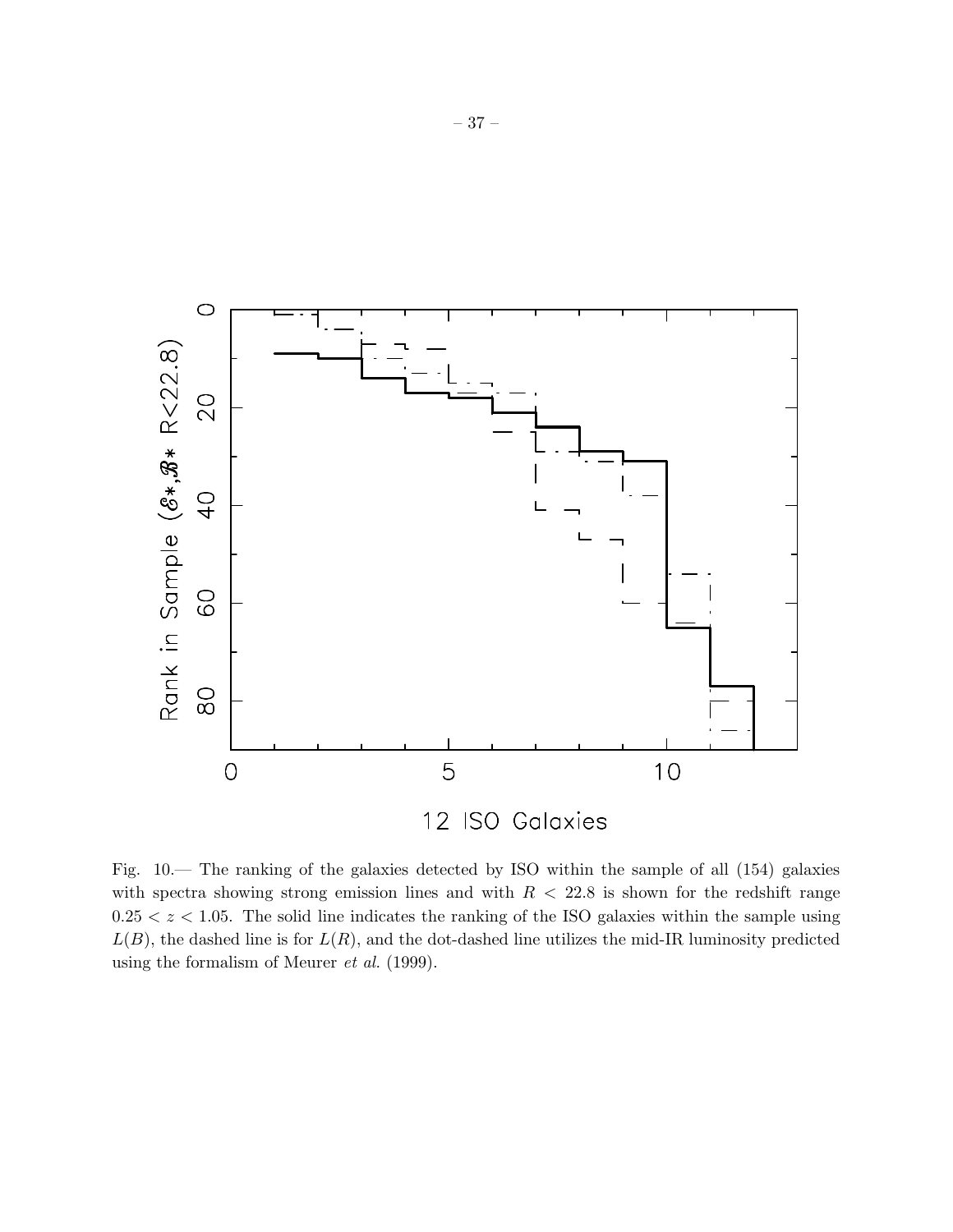Fig. 10.— The ranking of the galaxies detected by ISO within the sample of all (154) galaxies with spectra showing strong emission lines and with $R < 22.8$ is shown for the redshift range $0.25 < z < 1.05$. The solid line indicates the ranking of the ISO galaxies within the sample using $L(B)$, the dashed line is for $L(R)$, and the dot-dashed line utilizes the mid-IR luminosity predicted using the formalism of Meurer *et al.* (1999).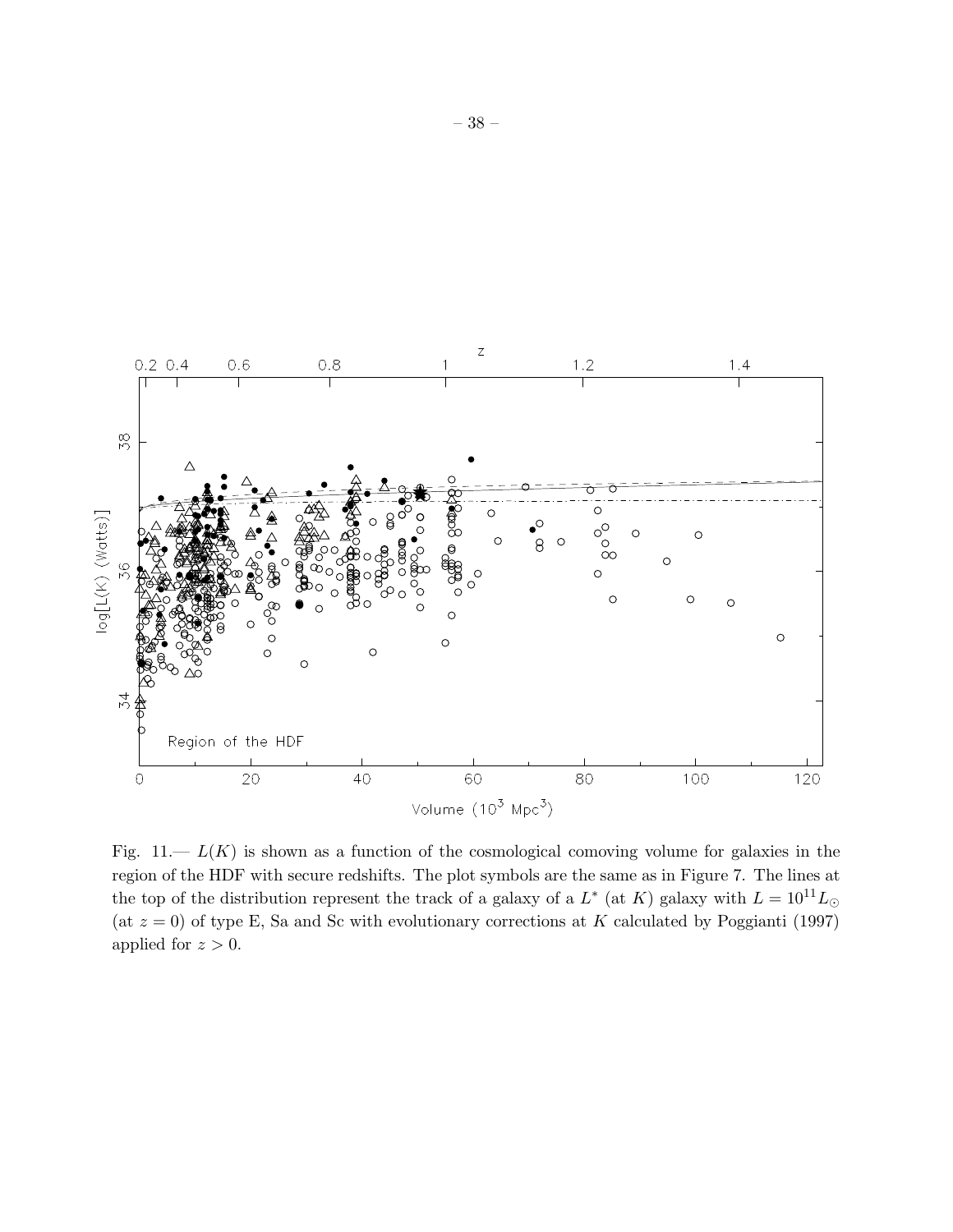Fig. 11.— $L(K)$ is shown as a function of the cosmological comoving volume for galaxies in the region of the HDF with secure redshifts. The plot symbols are the same as in Figure 7. The lines at the top of the distribution represent the track of a galaxy of a $L^*$ (at $K$) galaxy with $L = 10^{11}L_\odot$ (at $z = 0$) of type E, Sa and Sc with evolutionary corrections at $K$ calculated by Poggianti (1997) applied for $z > 0$.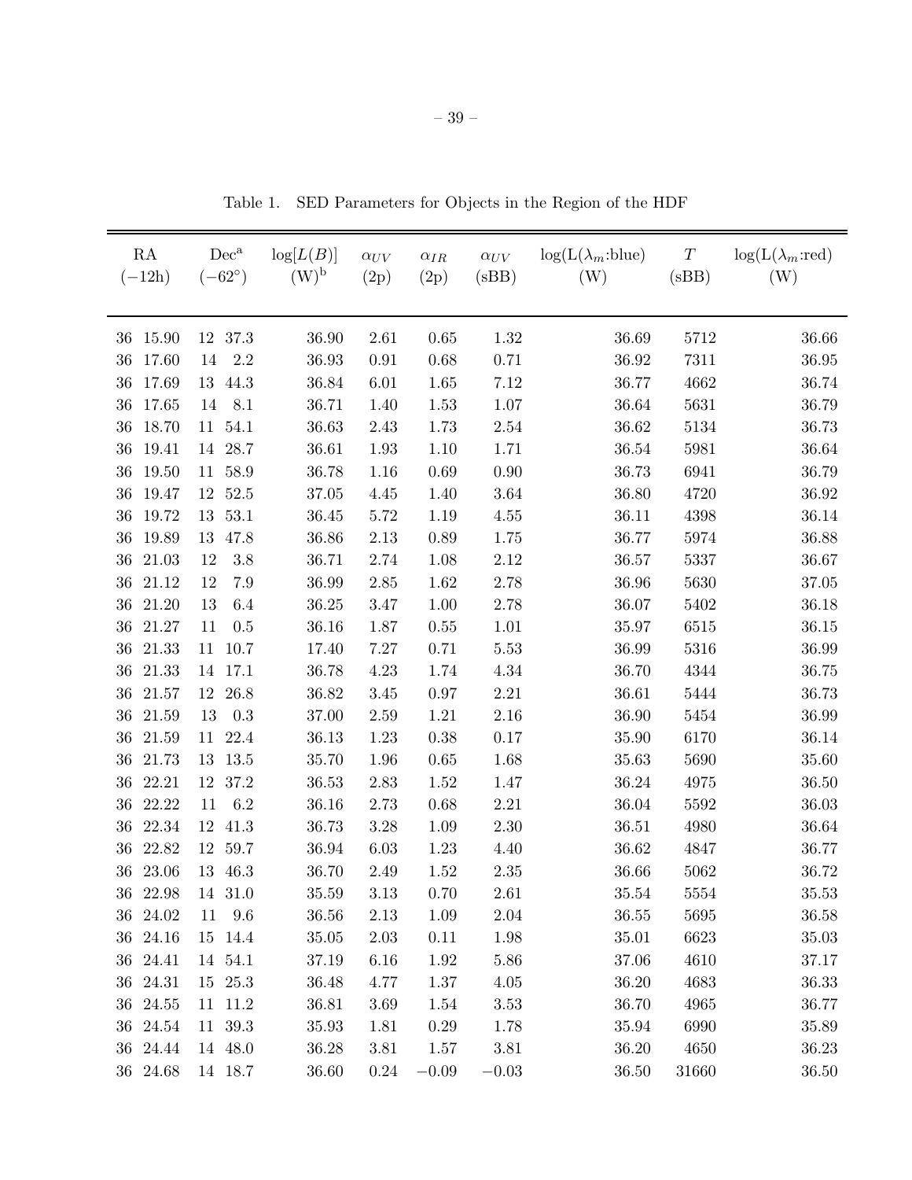Table 1. SED Parameters for Objects in the Region of the HDF

| RA ($-12$h) | Dec[a] ($-62°$) | $\log[L(B)]$ (W)[b] | $\alpha_{UV}$ (2p) | $\alpha_{IR}$ (2p) | $\alpha_{UV}$ (sBB) | $\log(L(\lambda_m$:blue$)$ (W) | $T$ (sBB) | $\log(L(\lambda_m$:red$)$ (W) |
|---|---|---|---|---|---|---|---|---|
| 36 15.90 | 12 37.3 | 36.90 | 2.61 | 0.65 | 1.32 | 36.69 | 5712 | 36.66 |
| 36 17.60 | 14 2.2 | 36.93 | 0.91 | 0.68 | 0.71 | 36.92 | 7311 | 36.95 |
| 36 17.69 | 13 44.3 | 36.84 | 6.01 | 1.65 | 7.12 | 36.77 | 4662 | 36.74 |
| 36 17.65 | 14 8.1 | 36.71 | 1.40 | 1.53 | 1.07 | 36.64 | 5631 | 36.79 |
| 36 18.70 | 11 54.1 | 36.63 | 2.43 | 1.73 | 2.54 | 36.62 | 5134 | 36.73 |
| 36 19.41 | 14 28.7 | 36.61 | 1.93 | 1.10 | 1.71 | 36.54 | 5981 | 36.64 |
| 36 19.50 | 11 58.9 | 36.78 | 1.16 | 0.69 | 0.90 | 36.73 | 6941 | 36.79 |
| 36 19.47 | 12 52.5 | 37.05 | 4.45 | 1.40 | 3.64 | 36.80 | 4720 | 36.92 |
| 36 19.72 | 13 53.1 | 36.45 | 5.72 | 1.19 | 4.55 | 36.11 | 4398 | 36.14 |
| 36 19.89 | 13 47.8 | 36.86 | 2.13 | 0.89 | 1.75 | 36.77 | 5974 | 36.88 |
| 36 21.03 | 12 3.8 | 36.71 | 2.74 | 1.08 | 2.12 | 36.57 | 5337 | 36.67 |
| 36 21.12 | 12 7.9 | 36.99 | 2.85 | 1.62 | 2.78 | 36.96 | 5630 | 37.05 |
| 36 21.20 | 13 6.4 | 36.25 | 3.47 | 1.00 | 2.78 | 36.07 | 5402 | 36.18 |
| 36 21.27 | 11 0.5 | 36.16 | 1.87 | 0.55 | 1.01 | 35.97 | 6515 | 36.15 |
| 36 21.33 | 11 10.7 | 17.40 | 7.27 | 0.71 | 5.53 | 36.99 | 5316 | 36.99 |
| 36 21.33 | 14 17.1 | 36.78 | 4.23 | 1.74 | 4.34 | 36.70 | 4344 | 36.75 |
| 36 21.57 | 12 26.8 | 36.82 | 3.45 | 0.97 | 2.21 | 36.61 | 5444 | 36.73 |
| 36 21.59 | 13 0.3 | 37.00 | 2.59 | 1.21 | 2.16 | 36.90 | 5454 | 36.99 |
| 36 21.59 | 11 22.4 | 36.13 | 1.23 | 0.38 | 0.17 | 35.90 | 6170 | 36.14 |
| 36 21.73 | 13 13.5 | 35.70 | 1.96 | 0.65 | 1.68 | 35.63 | 5690 | 35.60 |
| 36 22.21 | 12 37.2 | 36.53 | 2.83 | 1.52 | 1.47 | 36.24 | 4975 | 36.50 |
| 36 22.22 | 11 6.2 | 36.16 | 2.73 | 0.68 | 2.21 | 36.04 | 5592 | 36.03 |
| 36 22.34 | 12 41.3 | 36.73 | 3.28 | 1.09 | 2.30 | 36.51 | 4980 | 36.64 |
| 36 22.82 | 12 59.7 | 36.94 | 6.03 | 1.23 | 4.40 | 36.62 | 4847 | 36.77 |
| 36 23.06 | 13 46.3 | 36.70 | 2.49 | 1.52 | 2.35 | 36.66 | 5062 | 36.72 |
| 36 22.98 | 14 31.0 | 35.59 | 3.13 | 0.70 | 2.61 | 35.54 | 5554 | 35.53 |
| 36 24.02 | 11 9.6 | 36.56 | 2.13 | 1.09 | 2.04 | 36.55 | 5695 | 36.58 |
| 36 24.16 | 15 14.4 | 35.05 | 2.03 | 0.11 | 1.98 | 35.01 | 6623 | 35.03 |
| 36 24.41 | 14 54.1 | 37.19 | 6.16 | 1.92 | 5.86 | 37.06 | 4610 | 37.17 |
| 36 24.31 | 15 25.3 | 36.48 | 4.77 | 1.37 | 4.05 | 36.20 | 4683 | 36.33 |
| 36 24.55 | 11 11.2 | 36.81 | 3.69 | 1.54 | 3.53 | 36.70 | 4965 | 36.77 |
| 36 24.54 | 11 39.3 | 35.93 | 1.81 | 0.29 | 1.78 | 35.94 | 6990 | 35.89 |
| 36 24.44 | 14 48.0 | 36.28 | 3.81 | 1.57 | 3.81 | 36.20 | 4650 | 36.23 |
| 36 24.68 | 14 18.7 | 36.60 | 0.24 | $-0.09$ | $-0.03$ | 36.50 | 31660 | 36.50 |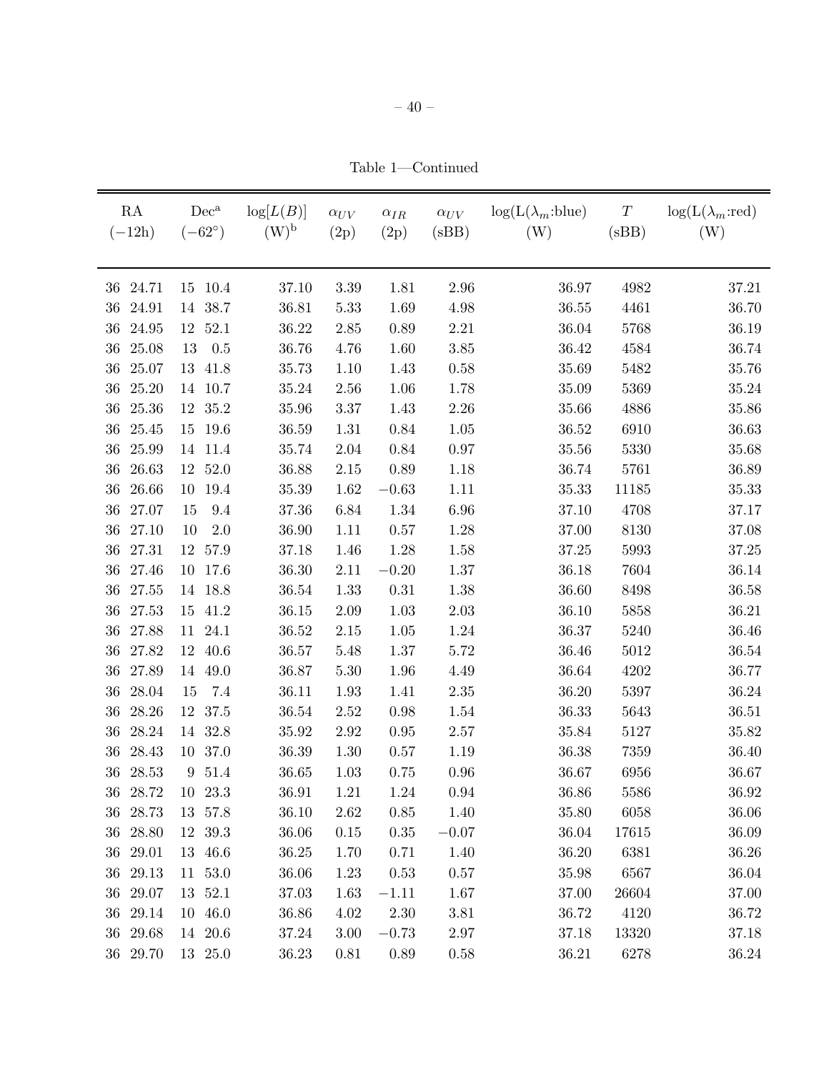Table 1—Continued

| RA $(-12\text{h})$ | Dec[a] $(-62^{\circ})$ | $\log[L(B)]$ (W)[b] | $\alpha_{UV}$ (2p) | $\alpha_{IR}$ (2p) | $\alpha_{UV}$ (sBB) | $\log(\mathrm{L}(\lambda_m\text{:blue})$ (W) | $T$ (sBB) | $\log(\mathrm{L}(\lambda_m\text{:red})$ (W) |
|---|---|---|---|---|---|---|---|---|
| 36 24.71 | 15 10.4 | 37.10 | 3.39 | 1.81 | 2.96 | 36.97 | 4982 | 37.21 |
| 36 24.91 | 14 38.7 | 36.81 | 5.33 | 1.69 | 4.98 | 36.55 | 4461 | 36.70 |
| 36 24.95 | 12 52.1 | 36.22 | 2.85 | 0.89 | 2.21 | 36.04 | 5768 | 36.19 |
| 36 25.08 | 13 0.5 | 36.76 | 4.76 | 1.60 | 3.85 | 36.42 | 4584 | 36.74 |
| 36 25.07 | 13 41.8 | 35.73 | 1.10 | 1.43 | 0.58 | 35.69 | 5482 | 35.76 |
| 36 25.20 | 14 10.7 | 35.24 | 2.56 | 1.06 | 1.78 | 35.09 | 5369 | 35.24 |
| 36 25.36 | 12 35.2 | 35.96 | 3.37 | 1.43 | 2.26 | 35.66 | 4886 | 35.86 |
| 36 25.45 | 15 19.6 | 36.59 | 1.31 | 0.84 | 1.05 | 36.52 | 6910 | 36.63 |
| 36 25.99 | 14 11.4 | 35.74 | 2.04 | 0.84 | 0.97 | 35.56 | 5330 | 35.68 |
| 36 26.63 | 12 52.0 | 36.88 | 2.15 | 0.89 | 1.18 | 36.74 | 5761 | 36.89 |
| 36 26.66 | 10 19.4 | 35.39 | 1.62 | −0.63 | 1.11 | 35.33 | 11185 | 35.33 |
| 36 27.07 | 15 9.4 | 37.36 | 6.84 | 1.34 | 6.96 | 37.10 | 4708 | 37.17 |
| 36 27.10 | 10 2.0 | 36.90 | 1.11 | 0.57 | 1.28 | 37.00 | 8130 | 37.08 |
| 36 27.31 | 12 57.9 | 37.18 | 1.46 | 1.28 | 1.58 | 37.25 | 5993 | 37.25 |
| 36 27.46 | 10 17.6 | 36.30 | 2.11 | −0.20 | 1.37 | 36.18 | 7604 | 36.14 |
| 36 27.55 | 14 18.8 | 36.54 | 1.33 | 0.31 | 1.38 | 36.60 | 8498 | 36.58 |
| 36 27.53 | 15 41.2 | 36.15 | 2.09 | 1.03 | 2.03 | 36.10 | 5858 | 36.21 |
| 36 27.88 | 11 24.1 | 36.52 | 2.15 | 1.05 | 1.24 | 36.37 | 5240 | 36.46 |
| 36 27.82 | 12 40.6 | 36.57 | 5.48 | 1.37 | 5.72 | 36.46 | 5012 | 36.54 |
| 36 27.89 | 14 49.0 | 36.87 | 5.30 | 1.96 | 4.49 | 36.64 | 4202 | 36.77 |
| 36 28.04 | 15 7.4 | 36.11 | 1.93 | 1.41 | 2.35 | 36.20 | 5397 | 36.24 |
| 36 28.26 | 12 37.5 | 36.54 | 2.52 | 0.98 | 1.54 | 36.33 | 5643 | 36.51 |
| 36 28.24 | 14 32.8 | 35.92 | 2.92 | 0.95 | 2.57 | 35.84 | 5127 | 35.82 |
| 36 28.43 | 10 37.0 | 36.39 | 1.30 | 0.57 | 1.19 | 36.38 | 7359 | 36.40 |
| 36 28.53 | 9 51.4 | 36.65 | 1.03 | 0.75 | 0.96 | 36.67 | 6956 | 36.67 |
| 36 28.72 | 10 23.3 | 36.91 | 1.21 | 1.24 | 0.94 | 36.86 | 5586 | 36.92 |
| 36 28.73 | 13 57.8 | 36.10 | 2.62 | 0.85 | 1.40 | 35.80 | 6058 | 36.06 |
| 36 28.80 | 12 39.3 | 36.06 | 0.15 | 0.35 | −0.07 | 36.04 | 17615 | 36.09 |
| 36 29.01 | 13 46.6 | 36.25 | 1.70 | 0.71 | 1.40 | 36.20 | 6381 | 36.26 |
| 36 29.13 | 11 53.0 | 36.06 | 1.23 | 0.53 | 0.57 | 35.98 | 6567 | 36.04 |
| 36 29.07 | 13 52.1 | 37.03 | 1.63 | −1.11 | 1.67 | 37.00 | 26604 | 37.00 |
| 36 29.14 | 10 46.0 | 36.86 | 4.02 | 2.30 | 3.81 | 36.72 | 4120 | 36.72 |
| 36 29.68 | 14 20.6 | 37.24 | 3.00 | −0.73 | 2.97 | 37.18 | 13320 | 37.18 |
| 36 29.70 | 13 25.0 | 36.23 | 0.81 | 0.89 | 0.58 | 36.21 | 6278 | 36.24 |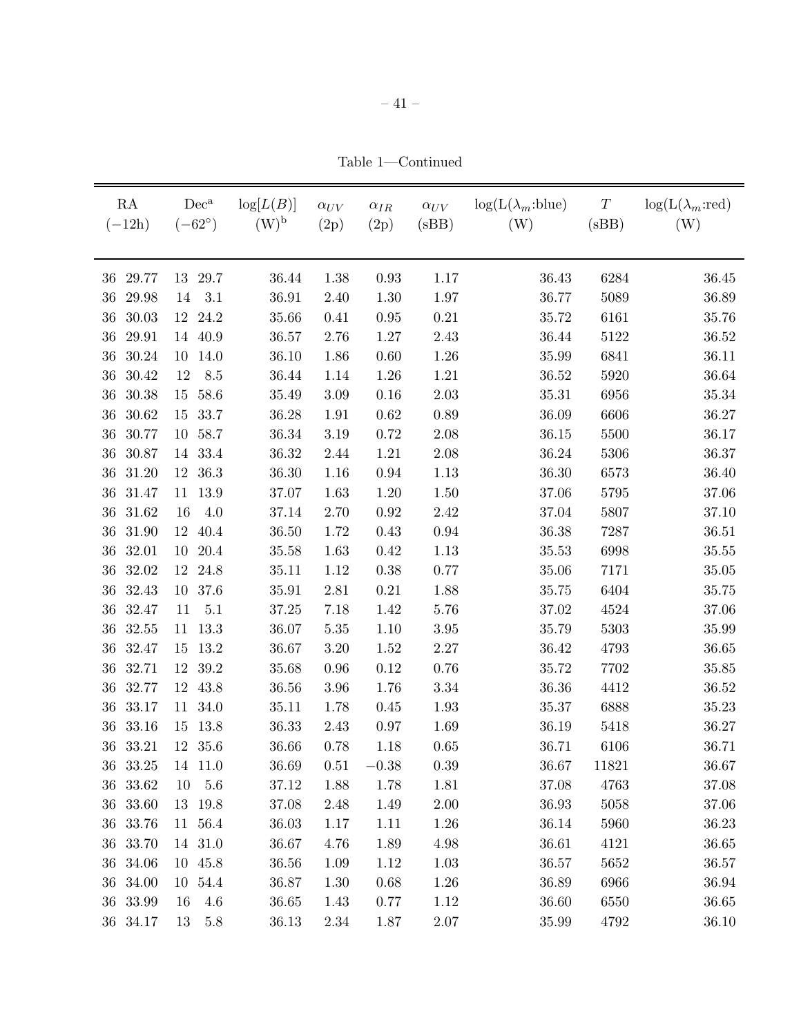Table 1—Continued

| RA ($-12$h) | Dec[a] ($-62°$) | $\log[L(B)]$ (W)[b] | $\alpha_{UV}$ (2p) | $\alpha_{IR}$ (2p) | $\alpha_{UV}$ (sBB) | $\log(L(\lambda_m$:blue$)$ (W) | $T$ (sBB) | $\log(L(\lambda_m$:red$)$ (W) |
|---|---|---|---|---|---|---|---|---|
| 36 29.77 | 13 29.7 | 36.44 | 1.38 | 0.93 | 1.17 | 36.43 | 6284 | 36.45 |
| 36 29.98 | 14 3.1 | 36.91 | 2.40 | 1.30 | 1.97 | 36.77 | 5089 | 36.89 |
| 36 30.03 | 12 24.2 | 35.66 | 0.41 | 0.95 | 0.21 | 35.72 | 6161 | 35.76 |
| 36 29.91 | 14 40.9 | 36.57 | 2.76 | 1.27 | 2.43 | 36.44 | 5122 | 36.52 |
| 36 30.24 | 10 14.0 | 36.10 | 1.86 | 0.60 | 1.26 | 35.99 | 6841 | 36.11 |
| 36 30.42 | 12 8.5 | 36.44 | 1.14 | 1.26 | 1.21 | 36.52 | 5920 | 36.64 |
| 36 30.38 | 15 58.6 | 35.49 | 3.09 | 0.16 | 2.03 | 35.31 | 6956 | 35.34 |
| 36 30.62 | 15 33.7 | 36.28 | 1.91 | 0.62 | 0.89 | 36.09 | 6606 | 36.27 |
| 36 30.77 | 10 58.7 | 36.34 | 3.19 | 0.72 | 2.08 | 36.15 | 5500 | 36.17 |
| 36 30.87 | 14 33.4 | 36.32 | 2.44 | 1.21 | 2.08 | 36.24 | 5306 | 36.37 |
| 36 31.20 | 12 36.3 | 36.30 | 1.16 | 0.94 | 1.13 | 36.30 | 6573 | 36.40 |
| 36 31.47 | 11 13.9 | 37.07 | 1.63 | 1.20 | 1.50 | 37.06 | 5795 | 37.06 |
| 36 31.62 | 16 4.0 | 37.14 | 2.70 | 0.92 | 2.42 | 37.04 | 5807 | 37.10 |
| 36 31.90 | 12 40.4 | 36.50 | 1.72 | 0.43 | 0.94 | 36.38 | 7287 | 36.51 |
| 36 32.01 | 10 20.4 | 35.58 | 1.63 | 0.42 | 1.13 | 35.53 | 6998 | 35.55 |
| 36 32.02 | 12 24.8 | 35.11 | 1.12 | 0.38 | 0.77 | 35.06 | 7171 | 35.05 |
| 36 32.43 | 10 37.6 | 35.91 | 2.81 | 0.21 | 1.88 | 35.75 | 6404 | 35.75 |
| 36 32.47 | 11 5.1 | 37.25 | 7.18 | 1.42 | 5.76 | 37.02 | 4524 | 37.06 |
| 36 32.55 | 11 13.3 | 36.07 | 5.35 | 1.10 | 3.95 | 35.79 | 5303 | 35.99 |
| 36 32.47 | 15 13.2 | 36.67 | 3.20 | 1.52 | 2.27 | 36.42 | 4793 | 36.65 |
| 36 32.71 | 12 39.2 | 35.68 | 0.96 | 0.12 | 0.76 | 35.72 | 7702 | 35.85 |
| 36 32.77 | 12 43.8 | 36.56 | 3.96 | 1.76 | 3.34 | 36.36 | 4412 | 36.52 |
| 36 33.17 | 11 34.0 | 35.11 | 1.78 | 0.45 | 1.93 | 35.37 | 6888 | 35.23 |
| 36 33.16 | 15 13.8 | 36.33 | 2.43 | 0.97 | 1.69 | 36.19 | 5418 | 36.27 |
| 36 33.21 | 12 35.6 | 36.66 | 0.78 | 1.18 | 0.65 | 36.71 | 6106 | 36.71 |
| 36 33.25 | 14 11.0 | 36.69 | 0.51 | −0.38 | 0.39 | 36.67 | 11821 | 36.67 |
| 36 33.62 | 10 5.6 | 37.12 | 1.88 | 1.78 | 1.81 | 37.08 | 4763 | 37.08 |
| 36 33.60 | 13 19.8 | 37.08 | 2.48 | 1.49 | 2.00 | 36.93 | 5058 | 37.06 |
| 36 33.76 | 11 56.4 | 36.03 | 1.17 | 1.11 | 1.26 | 36.14 | 5960 | 36.23 |
| 36 33.70 | 14 31.0 | 36.67 | 4.76 | 1.89 | 4.98 | 36.61 | 4121 | 36.65 |
| 36 34.06 | 10 45.8 | 36.56 | 1.09 | 1.12 | 1.03 | 36.57 | 5652 | 36.57 |
| 36 34.00 | 10 54.4 | 36.87 | 1.30 | 0.68 | 1.26 | 36.89 | 6966 | 36.94 |
| 36 33.99 | 16 4.6 | 36.65 | 1.43 | 0.77 | 1.12 | 36.60 | 6550 | 36.65 |
| 36 34.17 | 13 5.8 | 36.13 | 2.34 | 1.87 | 2.07 | 35.99 | 4792 | 36.10 |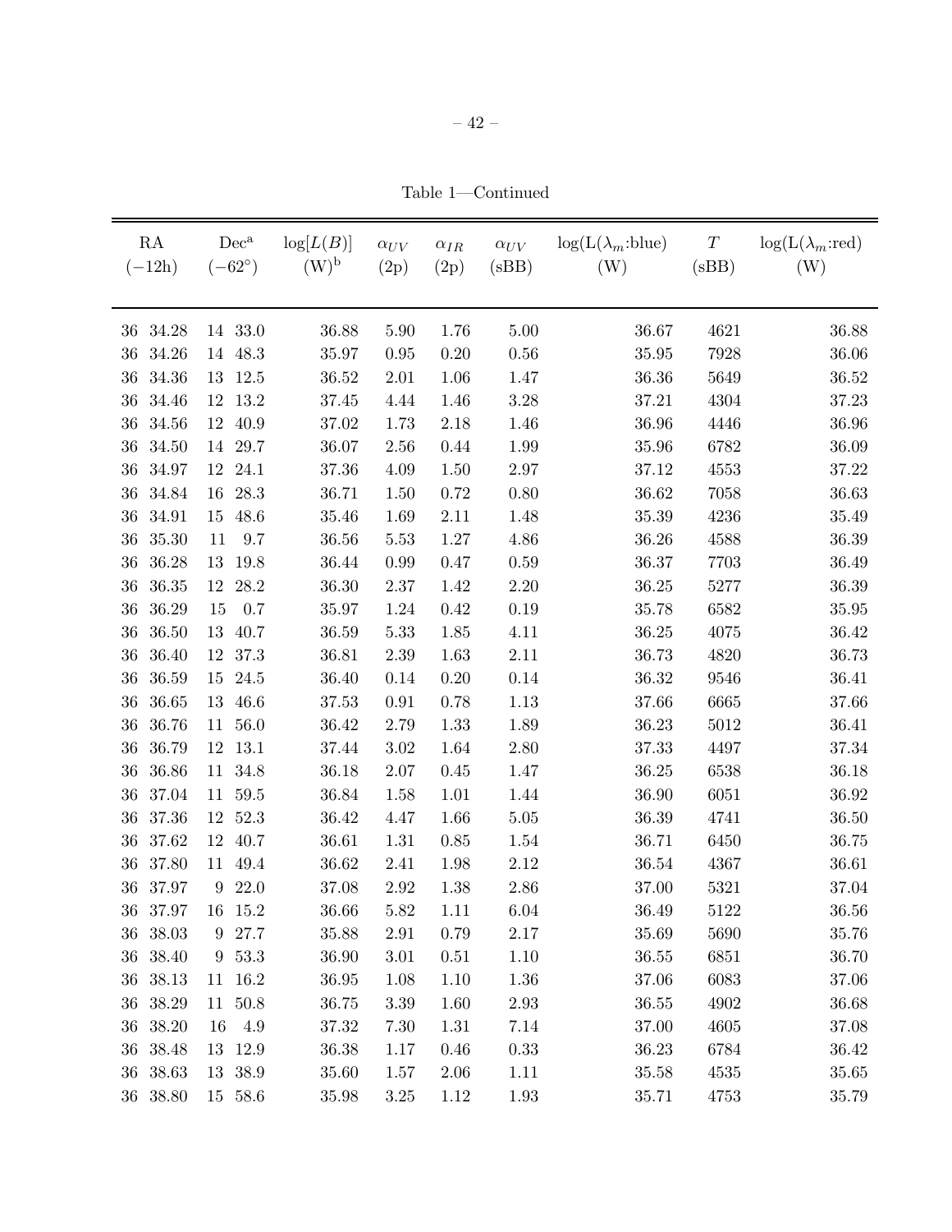Table 1—Continued

| RA ($-12$h) | Dec[a] ($-62^{\circ}$) | $\log[L(B)]$ (W)[b] | $\alpha_{UV}$ (2p) | $\alpha_{IR}$ (2p) | $\alpha_{UV}$ (sBB) | $\log(L(\lambda_m$:blue) (W) | $T$ (sBB) | $\log(L(\lambda_m$:red) (W) |
|---|---|---|---|---|---|---|---|---|
| 36 34.28 | 14 33.0 | 36.88 | 5.90 | 1.76 | 5.00 | 36.67 | 4621 | 36.88 |
| 36 34.26 | 14 48.3 | 35.97 | 0.95 | 0.20 | 0.56 | 35.95 | 7928 | 36.06 |
| 36 34.36 | 13 12.5 | 36.52 | 2.01 | 1.06 | 1.47 | 36.36 | 5649 | 36.52 |
| 36 34.46 | 12 13.2 | 37.45 | 4.44 | 1.46 | 3.28 | 37.21 | 4304 | 37.23 |
| 36 34.56 | 12 40.9 | 37.02 | 1.73 | 2.18 | 1.46 | 36.96 | 4446 | 36.96 |
| 36 34.50 | 14 29.7 | 36.07 | 2.56 | 0.44 | 1.99 | 35.96 | 6782 | 36.09 |
| 36 34.97 | 12 24.1 | 37.36 | 4.09 | 1.50 | 2.97 | 37.12 | 4553 | 37.22 |
| 36 34.84 | 16 28.3 | 36.71 | 1.50 | 0.72 | 0.80 | 36.62 | 7058 | 36.63 |
| 36 34.91 | 15 48.6 | 35.46 | 1.69 | 2.11 | 1.48 | 35.39 | 4236 | 35.49 |
| 36 35.30 | 11 9.7 | 36.56 | 5.53 | 1.27 | 4.86 | 36.26 | 4588 | 36.39 |
| 36 36.28 | 13 19.8 | 36.44 | 0.99 | 0.47 | 0.59 | 36.37 | 7703 | 36.49 |
| 36 36.35 | 12 28.2 | 36.30 | 2.37 | 1.42 | 2.20 | 36.25 | 5277 | 36.39 |
| 36 36.29 | 15 0.7 | 35.97 | 1.24 | 0.42 | 0.19 | 35.78 | 6582 | 35.95 |
| 36 36.50 | 13 40.7 | 36.59 | 5.33 | 1.85 | 4.11 | 36.25 | 4075 | 36.42 |
| 36 36.40 | 12 37.3 | 36.81 | 2.39 | 1.63 | 2.11 | 36.73 | 4820 | 36.73 |
| 36 36.59 | 15 24.5 | 36.40 | 0.14 | 0.20 | 0.14 | 36.32 | 9546 | 36.41 |
| 36 36.65 | 13 46.6 | 37.53 | 0.91 | 0.78 | 1.13 | 37.66 | 6665 | 37.66 |
| 36 36.76 | 11 56.0 | 36.42 | 2.79 | 1.33 | 1.89 | 36.23 | 5012 | 36.41 |
| 36 36.79 | 12 13.1 | 37.44 | 3.02 | 1.64 | 2.80 | 37.33 | 4497 | 37.34 |
| 36 36.86 | 11 34.8 | 36.18 | 2.07 | 0.45 | 1.47 | 36.25 | 6538 | 36.18 |
| 36 37.04 | 11 59.5 | 36.84 | 1.58 | 1.01 | 1.44 | 36.90 | 6051 | 36.92 |
| 36 37.36 | 12 52.3 | 36.42 | 4.47 | 1.66 | 5.05 | 36.39 | 4741 | 36.50 |
| 36 37.62 | 12 40.7 | 36.61 | 1.31 | 0.85 | 1.54 | 36.71 | 6450 | 36.75 |
| 36 37.80 | 11 49.4 | 36.62 | 2.41 | 1.98 | 2.12 | 36.54 | 4367 | 36.61 |
| 36 37.97 | 9 22.0 | 37.08 | 2.92 | 1.38 | 2.86 | 37.00 | 5321 | 37.04 |
| 36 37.97 | 16 15.2 | 36.66 | 5.82 | 1.11 | 6.04 | 36.49 | 5122 | 36.56 |
| 36 38.03 | 9 27.7 | 35.88 | 2.91 | 0.79 | 2.17 | 35.69 | 5690 | 35.76 |
| 36 38.40 | 9 53.3 | 36.90 | 3.01 | 0.51 | 1.10 | 36.55 | 6851 | 36.70 |
| 36 38.13 | 11 16.2 | 36.95 | 1.08 | 1.10 | 1.36 | 37.06 | 6083 | 37.06 |
| 36 38.29 | 11 50.8 | 36.75 | 3.39 | 1.60 | 2.93 | 36.55 | 4902 | 36.68 |
| 36 38.20 | 16 4.9 | 37.32 | 7.30 | 1.31 | 7.14 | 37.00 | 4605 | 37.08 |
| 36 38.48 | 13 12.9 | 36.38 | 1.17 | 0.46 | 0.33 | 36.23 | 6784 | 36.42 |
| 36 38.63 | 13 38.9 | 35.60 | 1.57 | 2.06 | 1.11 | 35.58 | 4535 | 35.65 |
| 36 38.80 | 15 58.6 | 35.98 | 3.25 | 1.12 | 1.93 | 35.71 | 4753 | 35.79 |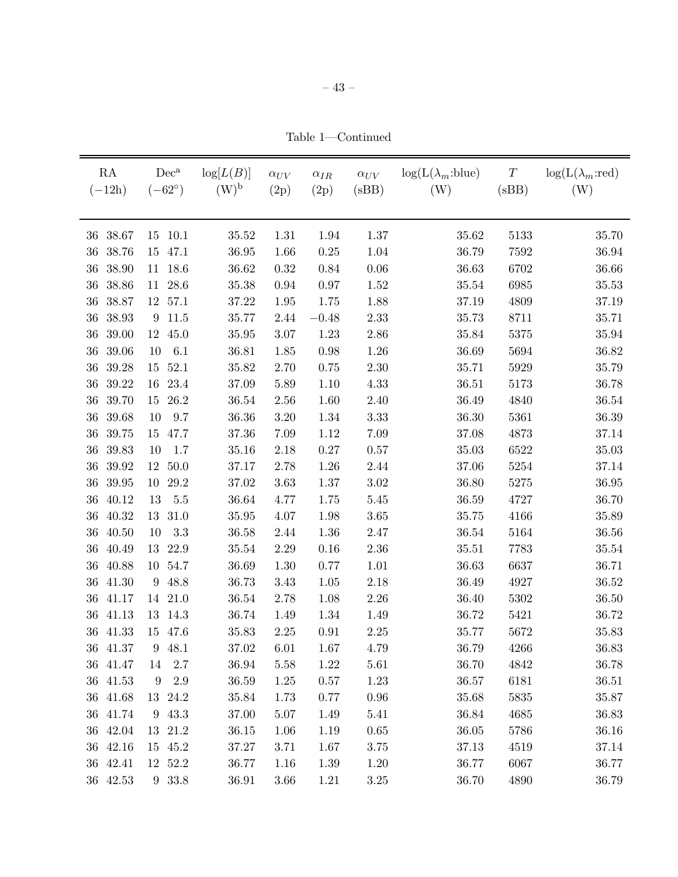Table 1—Continued

| RA (−12h) | Dec[a] (−62°) | log[$L(B)$] (W)[b] | $\alpha_{UV}$ (2p) | $\alpha_{IR}$ (2p) | $\alpha_{UV}$ (sBB) | log(L($\lambda_m$:blue) (W) | $T$ (sBB) | log(L($\lambda_m$:red) (W) |
|---|---|---|---|---|---|---|---|---|
| 36 38.67 | 15 10.1 | 35.52 | 1.31 | 1.94 | 1.37 | 35.62 | 5133 | 35.70 |
| 36 38.76 | 15 47.1 | 36.95 | 1.66 | 0.25 | 1.04 | 36.79 | 7592 | 36.94 |
| 36 38.90 | 11 18.6 | 36.62 | 0.32 | 0.84 | 0.06 | 36.63 | 6702 | 36.66 |
| 36 38.86 | 11 28.6 | 35.38 | 0.94 | 0.97 | 1.52 | 35.54 | 6985 | 35.53 |
| 36 38.87 | 12 57.1 | 37.22 | 1.95 | 1.75 | 1.88 | 37.19 | 4809 | 37.19 |
| 36 38.93 | 9 11.5 | 35.77 | 2.44 | −0.48 | 2.33 | 35.73 | 8711 | 35.71 |
| 36 39.00 | 12 45.0 | 35.95 | 3.07 | 1.23 | 2.86 | 35.84 | 5375 | 35.94 |
| 36 39.06 | 10 6.1 | 36.81 | 1.85 | 0.98 | 1.26 | 36.69 | 5694 | 36.82 |
| 36 39.28 | 15 52.1 | 35.82 | 2.70 | 0.75 | 2.30 | 35.71 | 5929 | 35.79 |
| 36 39.22 | 16 23.4 | 37.09 | 5.89 | 1.10 | 4.33 | 36.51 | 5173 | 36.78 |
| 36 39.70 | 15 26.2 | 36.54 | 2.56 | 1.60 | 2.40 | 36.49 | 4840 | 36.54 |
| 36 39.68 | 10 9.7 | 36.36 | 3.20 | 1.34 | 3.33 | 36.30 | 5361 | 36.39 |
| 36 39.75 | 15 47.7 | 37.36 | 7.09 | 1.12 | 7.09 | 37.08 | 4873 | 37.14 |
| 36 39.83 | 10 1.7 | 35.16 | 2.18 | 0.27 | 0.57 | 35.03 | 6522 | 35.03 |
| 36 39.92 | 12 50.0 | 37.17 | 2.78 | 1.26 | 2.44 | 37.06 | 5254 | 37.14 |
| 36 39.95 | 10 29.2 | 37.02 | 3.63 | 1.37 | 3.02 | 36.80 | 5275 | 36.95 |
| 36 40.12 | 13 5.5 | 36.64 | 4.77 | 1.75 | 5.45 | 36.59 | 4727 | 36.70 |
| 36 40.32 | 13 31.0 | 35.95 | 4.07 | 1.98 | 3.65 | 35.75 | 4166 | 35.89 |
| 36 40.50 | 10 3.3 | 36.58 | 2.44 | 1.36 | 2.47 | 36.54 | 5164 | 36.56 |
| 36 40.49 | 13 22.9 | 35.54 | 2.29 | 0.16 | 2.36 | 35.51 | 7783 | 35.54 |
| 36 40.88 | 10 54.7 | 36.69 | 1.30 | 0.77 | 1.01 | 36.63 | 6637 | 36.71 |
| 36 41.30 | 9 48.8 | 36.73 | 3.43 | 1.05 | 2.18 | 36.49 | 4927 | 36.52 |
| 36 41.17 | 14 21.0 | 36.54 | 2.78 | 1.08 | 2.26 | 36.40 | 5302 | 36.50 |
| 36 41.13 | 13 14.3 | 36.74 | 1.49 | 1.34 | 1.49 | 36.72 | 5421 | 36.72 |
| 36 41.33 | 15 47.6 | 35.83 | 2.25 | 0.91 | 2.25 | 35.77 | 5672 | 35.83 |
| 36 41.37 | 9 48.1 | 37.02 | 6.01 | 1.67 | 4.79 | 36.79 | 4266 | 36.83 |
| 36 41.47 | 14 2.7 | 36.94 | 5.58 | 1.22 | 5.61 | 36.70 | 4842 | 36.78 |
| 36 41.53 | 9 2.9 | 36.59 | 1.25 | 0.57 | 1.23 | 36.57 | 6181 | 36.51 |
| 36 41.68 | 13 24.2 | 35.84 | 1.73 | 0.77 | 0.96 | 35.68 | 5835 | 35.87 |
| 36 41.74 | 9 43.3 | 37.00 | 5.07 | 1.49 | 5.41 | 36.84 | 4685 | 36.83 |
| 36 42.04 | 13 21.2 | 36.15 | 1.06 | 1.19 | 0.65 | 36.05 | 5786 | 36.16 |
| 36 42.16 | 15 45.2 | 37.27 | 3.71 | 1.67 | 3.75 | 37.13 | 4519 | 37.14 |
| 36 42.41 | 12 52.2 | 36.77 | 1.16 | 1.39 | 1.20 | 36.77 | 6067 | 36.77 |
| 36 42.53 | 9 33.8 | 36.91 | 3.66 | 1.21 | 3.25 | 36.70 | 4890 | 36.79 |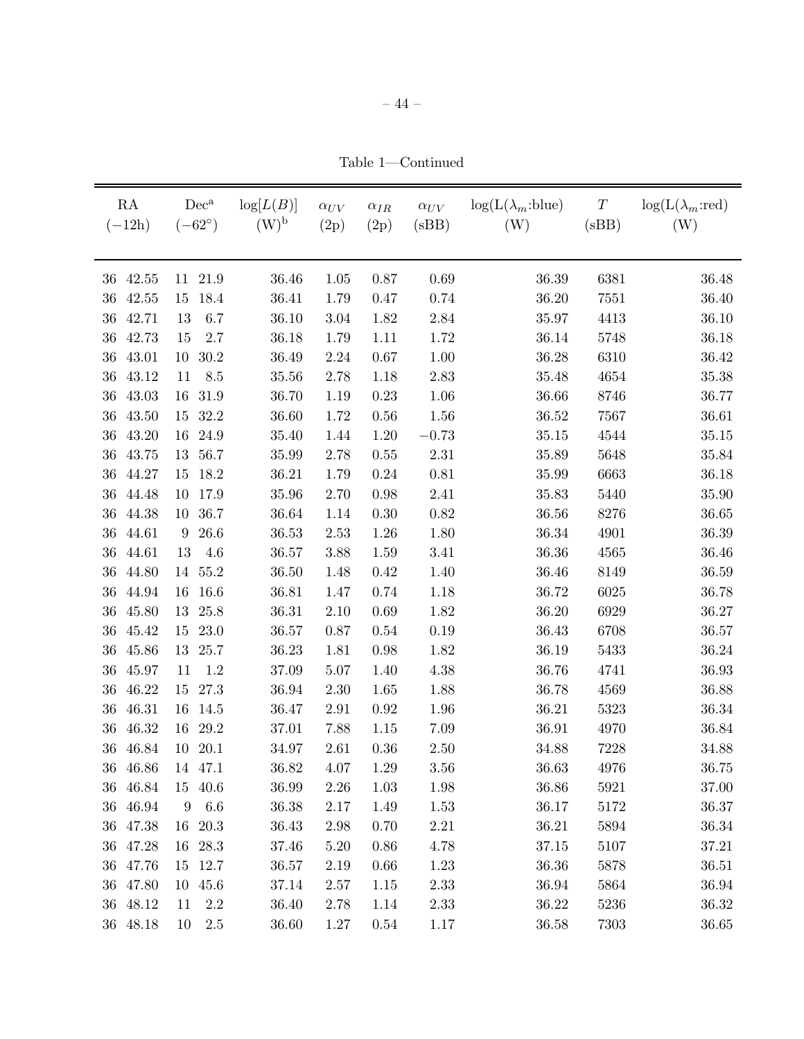Table 1—Continued

| RA (−12h) | Dec[a] (−62°) | log[L(B)] (W)[b] | $\alpha_{UV}$ (2p) | $\alpha_{IR}$ (2p) | $\alpha_{UV}$ (sBB) | log(L($\lambda_m$:blue) (W) | $T$ (sBB) | log(L($\lambda_m$:red) (W) |
|---|---|---|---|---|---|---|---|---|
| 36 42.55 | 11 21.9 | 36.46 | 1.05 | 0.87 | 0.69 | 36.39 | 6381 | 36.48 |
| 36 42.55 | 15 18.4 | 36.41 | 1.79 | 0.47 | 0.74 | 36.20 | 7551 | 36.40 |
| 36 42.71 | 13 6.7 | 36.10 | 3.04 | 1.82 | 2.84 | 35.97 | 4413 | 36.10 |
| 36 42.73 | 15 2.7 | 36.18 | 1.79 | 1.11 | 1.72 | 36.14 | 5748 | 36.18 |
| 36 43.01 | 10 30.2 | 36.49 | 2.24 | 0.67 | 1.00 | 36.28 | 6310 | 36.42 |
| 36 43.12 | 11 8.5 | 35.56 | 2.78 | 1.18 | 2.83 | 35.48 | 4654 | 35.38 |
| 36 43.03 | 16 31.9 | 36.70 | 1.19 | 0.23 | 1.06 | 36.66 | 8746 | 36.77 |
| 36 43.50 | 15 32.2 | 36.60 | 1.72 | 0.56 | 1.56 | 36.52 | 7567 | 36.61 |
| 36 43.20 | 16 24.9 | 35.40 | 1.44 | 1.20 | −0.73 | 35.15 | 4544 | 35.15 |
| 36 43.75 | 13 56.7 | 35.99 | 2.78 | 0.55 | 2.31 | 35.89 | 5648 | 35.84 |
| 36 44.27 | 15 18.2 | 36.21 | 1.79 | 0.24 | 0.81 | 35.99 | 6663 | 36.18 |
| 36 44.48 | 10 17.9 | 35.96 | 2.70 | 0.98 | 2.41 | 35.83 | 5440 | 35.90 |
| 36 44.38 | 10 36.7 | 36.64 | 1.14 | 0.30 | 0.82 | 36.56 | 8276 | 36.65 |
| 36 44.61 | 9 26.6 | 36.53 | 2.53 | 1.26 | 1.80 | 36.34 | 4901 | 36.39 |
| 36 44.61 | 13 4.6 | 36.57 | 3.88 | 1.59 | 3.41 | 36.36 | 4565 | 36.46 |
| 36 44.80 | 14 55.2 | 36.50 | 1.48 | 0.42 | 1.40 | 36.46 | 8149 | 36.59 |
| 36 44.94 | 16 16.6 | 36.81 | 1.47 | 0.74 | 1.18 | 36.72 | 6025 | 36.78 |
| 36 45.80 | 13 25.8 | 36.31 | 2.10 | 0.69 | 1.82 | 36.20 | 6929 | 36.27 |
| 36 45.42 | 15 23.0 | 36.57 | 0.87 | 0.54 | 0.19 | 36.43 | 6708 | 36.57 |
| 36 45.86 | 13 25.7 | 36.23 | 1.81 | 0.98 | 1.82 | 36.19 | 5433 | 36.24 |
| 36 45.97 | 11 1.2 | 37.09 | 5.07 | 1.40 | 4.38 | 36.76 | 4741 | 36.93 |
| 36 46.22 | 15 27.3 | 36.94 | 2.30 | 1.65 | 1.88 | 36.78 | 4569 | 36.88 |
| 36 46.31 | 16 14.5 | 36.47 | 2.91 | 0.92 | 1.96 | 36.21 | 5323 | 36.34 |
| 36 46.32 | 16 29.2 | 37.01 | 7.88 | 1.15 | 7.09 | 36.91 | 4970 | 36.84 |
| 36 46.84 | 10 20.1 | 34.97 | 2.61 | 0.36 | 2.50 | 34.88 | 7228 | 34.88 |
| 36 46.86 | 14 47.1 | 36.82 | 4.07 | 1.29 | 3.56 | 36.63 | 4976 | 36.75 |
| 36 46.84 | 15 40.6 | 36.99 | 2.26 | 1.03 | 1.98 | 36.86 | 5921 | 37.00 |
| 36 46.94 | 9 6.6 | 36.38 | 2.17 | 1.49 | 1.53 | 36.17 | 5172 | 36.37 |
| 36 47.38 | 16 20.3 | 36.43 | 2.98 | 0.70 | 2.21 | 36.21 | 5894 | 36.34 |
| 36 47.28 | 16 28.3 | 37.46 | 5.20 | 0.86 | 4.78 | 37.15 | 5107 | 37.21 |
| 36 47.76 | 15 12.7 | 36.57 | 2.19 | 0.66 | 1.23 | 36.36 | 5878 | 36.51 |
| 36 47.80 | 10 45.6 | 37.14 | 2.57 | 1.15 | 2.33 | 36.94 | 5864 | 36.94 |
| 36 48.12 | 11 2.2 | 36.40 | 2.78 | 1.14 | 2.33 | 36.22 | 5236 | 36.32 |
| 36 48.18 | 10 2.5 | 36.60 | 1.27 | 0.54 | 1.17 | 36.58 | 7303 | 36.65 |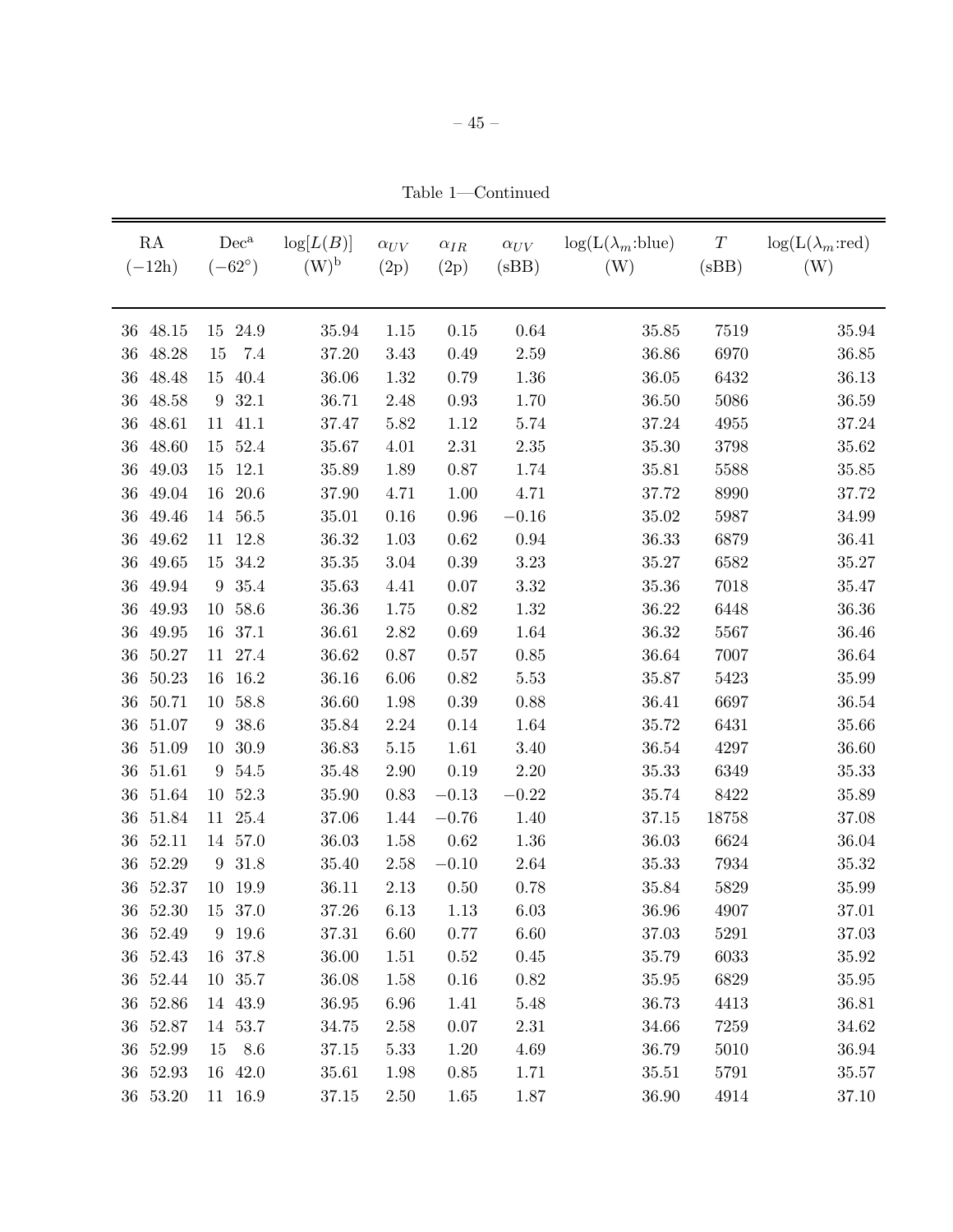Table 1—Continued

| RA ($-12$h) | Dec[a] ($-62°$) | $\log[L(B)]$ (W)[b] | $\alpha_{UV}$ (2p) | $\alpha_{IR}$ (2p) | $\alpha_{UV}$ (sBB) | $\log(L(\lambda_m$:blue) (W) | $T$ (sBB) | $\log(L(\lambda_m$:red) (W) |
|---|---|---|---|---|---|---|---|---|
| 36 48.15 | 15 24.9 | 35.94 | 1.15 | 0.15 | 0.64 | 35.85 | 7519 | 35.94 |
| 36 48.28 | 15 7.4 | 37.20 | 3.43 | 0.49 | 2.59 | 36.86 | 6970 | 36.85 |
| 36 48.48 | 15 40.4 | 36.06 | 1.32 | 0.79 | 1.36 | 36.05 | 6432 | 36.13 |
| 36 48.58 | 9 32.1 | 36.71 | 2.48 | 0.93 | 1.70 | 36.50 | 5086 | 36.59 |
| 36 48.61 | 11 41.1 | 37.47 | 5.82 | 1.12 | 5.74 | 37.24 | 4955 | 37.24 |
| 36 48.60 | 15 52.4 | 35.67 | 4.01 | 2.31 | 2.35 | 35.30 | 3798 | 35.62 |
| 36 49.03 | 15 12.1 | 35.89 | 1.89 | 0.87 | 1.74 | 35.81 | 5588 | 35.85 |
| 36 49.04 | 16 20.6 | 37.90 | 4.71 | 1.00 | 4.71 | 37.72 | 8990 | 37.72 |
| 36 49.46 | 14 56.5 | 35.01 | 0.16 | 0.96 | $-0.16$ | 35.02 | 5987 | 34.99 |
| 36 49.62 | 11 12.8 | 36.32 | 1.03 | 0.62 | 0.94 | 36.33 | 6879 | 36.41 |
| 36 49.65 | 15 34.2 | 35.35 | 3.04 | 0.39 | 3.23 | 35.27 | 6582 | 35.27 |
| 36 49.94 | 9 35.4 | 35.63 | 4.41 | 0.07 | 3.32 | 35.36 | 7018 | 35.47 |
| 36 49.93 | 10 58.6 | 36.36 | 1.75 | 0.82 | 1.32 | 36.22 | 6448 | 36.36 |
| 36 49.95 | 16 37.1 | 36.61 | 2.82 | 0.69 | 1.64 | 36.32 | 5567 | 36.46 |
| 36 50.27 | 11 27.4 | 36.62 | 0.87 | 0.57 | 0.85 | 36.64 | 7007 | 36.64 |
| 36 50.23 | 16 16.2 | 36.16 | 6.06 | 0.82 | 5.53 | 35.87 | 5423 | 35.99 |
| 36 50.71 | 10 58.8 | 36.60 | 1.98 | 0.39 | 0.88 | 36.41 | 6697 | 36.54 |
| 36 51.07 | 9 38.6 | 35.84 | 2.24 | 0.14 | 1.64 | 35.72 | 6431 | 35.66 |
| 36 51.09 | 10 30.9 | 36.83 | 5.15 | 1.61 | 3.40 | 36.54 | 4297 | 36.60 |
| 36 51.61 | 9 54.5 | 35.48 | 2.90 | 0.19 | 2.20 | 35.33 | 6349 | 35.33 |
| 36 51.64 | 10 52.3 | 35.90 | 0.83 | $-0.13$ | $-0.22$ | 35.74 | 8422 | 35.89 |
| 36 51.84 | 11 25.4 | 37.06 | 1.44 | $-0.76$ | 1.40 | 37.15 | 18758 | 37.08 |
| 36 52.11 | 14 57.0 | 36.03 | 1.58 | 0.62 | 1.36 | 36.03 | 6624 | 36.04 |
| 36 52.29 | 9 31.8 | 35.40 | 2.58 | $-0.10$ | 2.64 | 35.33 | 7934 | 35.32 |
| 36 52.37 | 10 19.9 | 36.11 | 2.13 | 0.50 | 0.78 | 35.84 | 5829 | 35.99 |
| 36 52.30 | 15 37.0 | 37.26 | 6.13 | 1.13 | 6.03 | 36.96 | 4907 | 37.01 |
| 36 52.49 | 9 19.6 | 37.31 | 6.60 | 0.77 | 6.60 | 37.03 | 5291 | 37.03 |
| 36 52.43 | 16 37.8 | 36.00 | 1.51 | 0.52 | 0.45 | 35.79 | 6033 | 35.92 |
| 36 52.44 | 10 35.7 | 36.08 | 1.58 | 0.16 | 0.82 | 35.95 | 6829 | 35.95 |
| 36 52.86 | 14 43.9 | 36.95 | 6.96 | 1.41 | 5.48 | 36.73 | 4413 | 36.81 |
| 36 52.87 | 14 53.7 | 34.75 | 2.58 | 0.07 | 2.31 | 34.66 | 7259 | 34.62 |
| 36 52.99 | 15 8.6 | 37.15 | 5.33 | 1.20 | 4.69 | 36.79 | 5010 | 36.94 |
| 36 52.93 | 16 42.0 | 35.61 | 1.98 | 0.85 | 1.71 | 35.51 | 5791 | 35.57 |
| 36 53.20 | 11 16.9 | 37.15 | 2.50 | 1.65 | 1.87 | 36.90 | 4914 | 37.10 |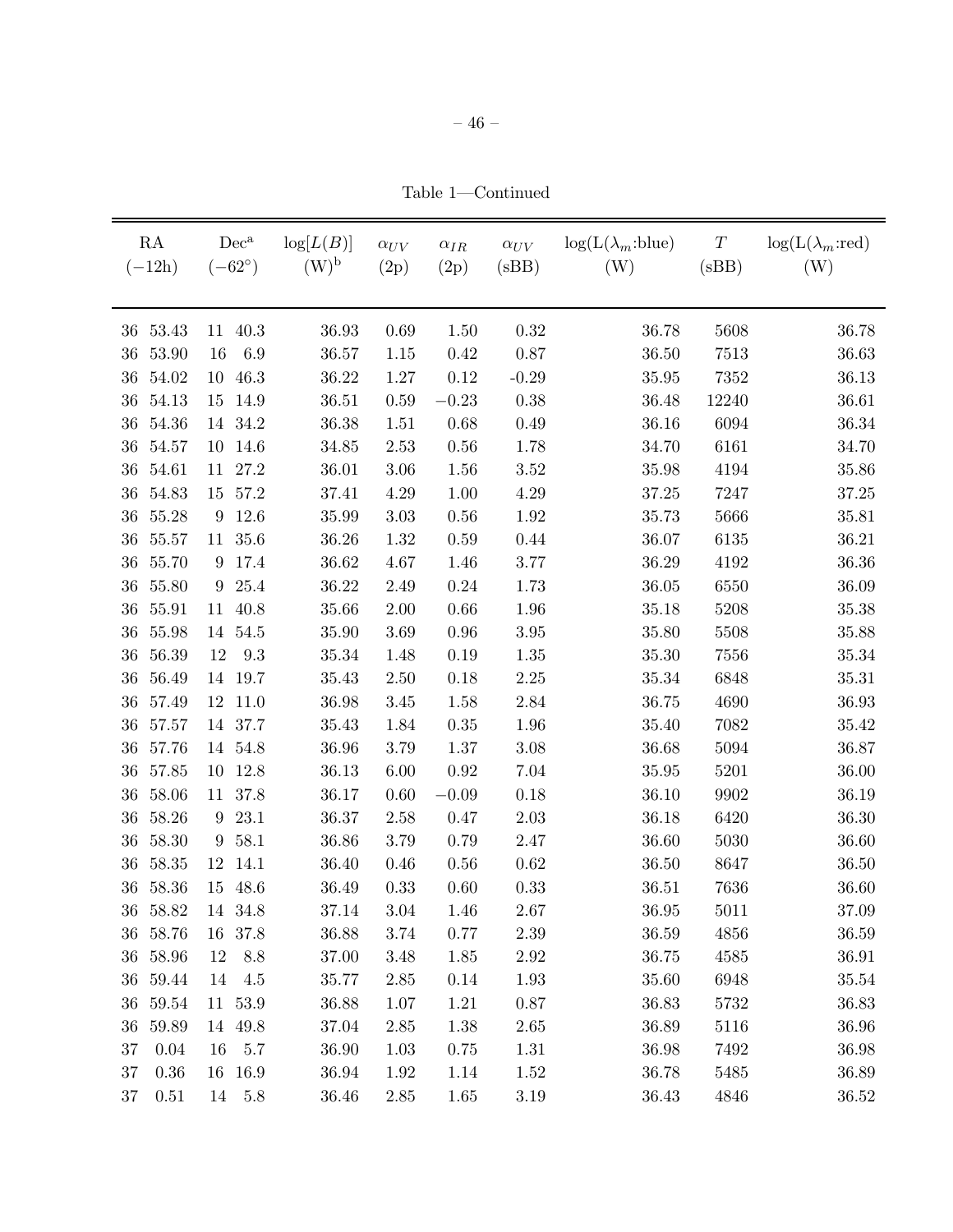Table 1—Continued

| RA ($-12$h) | Dec[a] ($-62°$) | log[$L(B)$] (W)[b] | $\alpha_{UV}$ (2p) | $\alpha_{IR}$ (2p) | $\alpha_{UV}$ (sBB) | log(L($\lambda_m$:blue) (W) | $T$ (sBB) | log(L($\lambda_m$:red) (W) |
|---|---|---|---|---|---|---|---|---|
| 36 53.43 | 11 40.3 | 36.93 | 0.69 | 1.50 | 0.32 | 36.78 | 5608 | 36.78 |
| 36 53.90 | 16 6.9 | 36.57 | 1.15 | 0.42 | 0.87 | 36.50 | 7513 | 36.63 |
| 36 54.02 | 10 46.3 | 36.22 | 1.27 | 0.12 | -0.29 | 35.95 | 7352 | 36.13 |
| 36 54.13 | 15 14.9 | 36.51 | 0.59 | $-0.23$ | 0.38 | 36.48 | 12240 | 36.61 |
| 36 54.36 | 14 34.2 | 36.38 | 1.51 | 0.68 | 0.49 | 36.16 | 6094 | 36.34 |
| 36 54.57 | 10 14.6 | 34.85 | 2.53 | 0.56 | 1.78 | 34.70 | 6161 | 34.70 |
| 36 54.61 | 11 27.2 | 36.01 | 3.06 | 1.56 | 3.52 | 35.98 | 4194 | 35.86 |
| 36 54.83 | 15 57.2 | 37.41 | 4.29 | 1.00 | 4.29 | 37.25 | 7247 | 37.25 |
| 36 55.28 | 9 12.6 | 35.99 | 3.03 | 0.56 | 1.92 | 35.73 | 5666 | 35.81 |
| 36 55.57 | 11 35.6 | 36.26 | 1.32 | 0.59 | 0.44 | 36.07 | 6135 | 36.21 |
| 36 55.70 | 9 17.4 | 36.62 | 4.67 | 1.46 | 3.77 | 36.29 | 4192 | 36.36 |
| 36 55.80 | 9 25.4 | 36.22 | 2.49 | 0.24 | 1.73 | 36.05 | 6550 | 36.09 |
| 36 55.91 | 11 40.8 | 35.66 | 2.00 | 0.66 | 1.96 | 35.18 | 5208 | 35.38 |
| 36 55.98 | 14 54.5 | 35.90 | 3.69 | 0.96 | 3.95 | 35.80 | 5508 | 35.88 |
| 36 56.39 | 12 9.3 | 35.34 | 1.48 | 0.19 | 1.35 | 35.30 | 7556 | 35.34 |
| 36 56.49 | 14 19.7 | 35.43 | 2.50 | 0.18 | 2.25 | 35.34 | 6848 | 35.31 |
| 36 57.49 | 12 11.0 | 36.98 | 3.45 | 1.58 | 2.84 | 36.75 | 4690 | 36.93 |
| 36 57.57 | 14 37.7 | 35.43 | 1.84 | 0.35 | 1.96 | 35.40 | 7082 | 35.42 |
| 36 57.76 | 14 54.8 | 36.96 | 3.79 | 1.37 | 3.08 | 36.68 | 5094 | 36.87 |
| 36 57.85 | 10 12.8 | 36.13 | 6.00 | 0.92 | 7.04 | 35.95 | 5201 | 36.00 |
| 36 58.06 | 11 37.8 | 36.17 | 0.60 | $-0.09$ | 0.18 | 36.10 | 9902 | 36.19 |
| 36 58.26 | 9 23.1 | 36.37 | 2.58 | 0.47 | 2.03 | 36.18 | 6420 | 36.30 |
| 36 58.30 | 9 58.1 | 36.86 | 3.79 | 0.79 | 2.47 | 36.60 | 5030 | 36.60 |
| 36 58.35 | 12 14.1 | 36.40 | 0.46 | 0.56 | 0.62 | 36.50 | 8647 | 36.50 |
| 36 58.36 | 15 48.6 | 36.49 | 0.33 | 0.60 | 0.33 | 36.51 | 7636 | 36.60 |
| 36 58.82 | 14 34.8 | 37.14 | 3.04 | 1.46 | 2.67 | 36.95 | 5011 | 37.09 |
| 36 58.76 | 16 37.8 | 36.88 | 3.74 | 0.77 | 2.39 | 36.59 | 4856 | 36.59 |
| 36 58.96 | 12 8.8 | 37.00 | 3.48 | 1.85 | 2.92 | 36.75 | 4585 | 36.91 |
| 36 59.44 | 14 4.5 | 35.77 | 2.85 | 0.14 | 1.93 | 35.60 | 6948 | 35.54 |
| 36 59.54 | 11 53.9 | 36.88 | 1.07 | 1.21 | 0.87 | 36.83 | 5732 | 36.83 |
| 36 59.89 | 14 49.8 | 37.04 | 2.85 | 1.38 | 2.65 | 36.89 | 5116 | 36.96 |
| 37 0.04 | 16 5.7 | 36.90 | 1.03 | 0.75 | 1.31 | 36.98 | 7492 | 36.98 |
| 37 0.36 | 16 16.9 | 36.94 | 1.92 | 1.14 | 1.52 | 36.78 | 5485 | 36.89 |
| 37 0.51 | 14 5.8 | 36.46 | 2.85 | 1.65 | 3.19 | 36.43 | 4846 | 36.52 |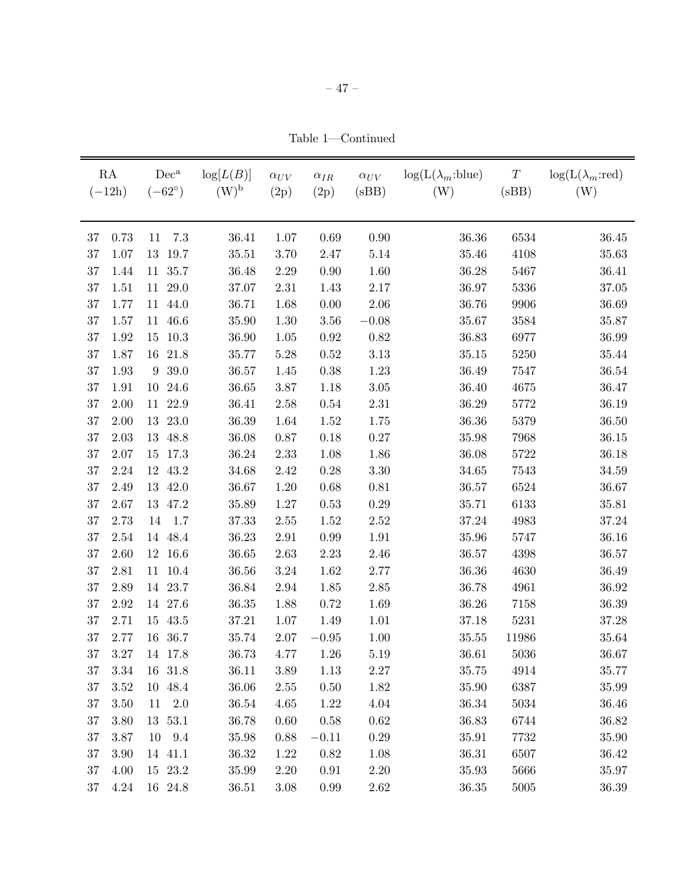Table 1—Continued

| RA ($-12$h) | Dec[a] ($-62°$) | $\log[L(B)]$ (W)[b] | $\alpha_{UV}$ (2p) | $\alpha_{IR}$ (2p) | $\alpha_{UV}$ (sBB) | $\log(L(\lambda_m$:blue) (W) | $T$ (sBB) | $\log(L(\lambda_m$:red) (W) |
|---|---|---|---|---|---|---|---|---|
| 37 0.73 | 11 7.3 | 36.41 | 1.07 | 0.69 | 0.90 | 36.36 | 6534 | 36.45 |
| 37 1.07 | 13 19.7 | 35.51 | 3.70 | 2.47 | 5.14 | 35.46 | 4108 | 35.63 |
| 37 1.44 | 11 35.7 | 36.48 | 2.29 | 0.90 | 1.60 | 36.28 | 5467 | 36.41 |
| 37 1.51 | 11 29.0 | 37.07 | 2.31 | 1.43 | 2.17 | 36.97 | 5336 | 37.05 |
| 37 1.77 | 11 44.0 | 36.71 | 1.68 | 0.00 | 2.06 | 36.76 | 9906 | 36.69 |
| 37 1.57 | 11 46.6 | 35.90 | 1.30 | 3.56 | $-0.08$ | 35.67 | 3584 | 35.87 |
| 37 1.92 | 15 10.3 | 36.90 | 1.05 | 0.92 | 0.82 | 36.83 | 6977 | 36.99 |
| 37 1.87 | 16 21.8 | 35.77 | 5.28 | 0.52 | 3.13 | 35.15 | 5250 | 35.44 |
| 37 1.93 | 9 39.0 | 36.57 | 1.45 | 0.38 | 1.23 | 36.49 | 7547 | 36.54 |
| 37 1.91 | 10 24.6 | 36.65 | 3.87 | 1.18 | 3.05 | 36.40 | 4675 | 36.47 |
| 37 2.00 | 11 22.9 | 36.41 | 2.58 | 0.54 | 2.31 | 36.29 | 5772 | 36.19 |
| 37 2.00 | 13 23.0 | 36.39 | 1.64 | 1.52 | 1.75 | 36.36 | 5379 | 36.50 |
| 37 2.03 | 13 48.8 | 36.08 | 0.87 | 0.18 | 0.27 | 35.98 | 7968 | 36.15 |
| 37 2.07 | 15 17.3 | 36.24 | 2.33 | 1.08 | 1.86 | 36.08 | 5722 | 36.18 |
| 37 2.24 | 12 43.2 | 34.68 | 2.42 | 0.28 | 3.30 | 34.65 | 7543 | 34.59 |
| 37 2.49 | 13 42.0 | 36.67 | 1.20 | 0.68 | 0.81 | 36.57 | 6524 | 36.67 |
| 37 2.67 | 13 47.2 | 35.89 | 1.27 | 0.53 | 0.29 | 35.71 | 6133 | 35.81 |
| 37 2.73 | 14 1.7 | 37.33 | 2.55 | 1.52 | 2.52 | 37.24 | 4983 | 37.24 |
| 37 2.54 | 14 48.4 | 36.23 | 2.91 | 0.99 | 1.91 | 35.96 | 5747 | 36.16 |
| 37 2.60 | 12 16.6 | 36.65 | 2.63 | 2.23 | 2.46 | 36.57 | 4398 | 36.57 |
| 37 2.81 | 11 10.4 | 36.56 | 3.24 | 1.62 | 2.77 | 36.36 | 4630 | 36.49 |
| 37 2.89 | 14 23.7 | 36.84 | 2.94 | 1.85 | 2.85 | 36.78 | 4961 | 36.92 |
| 37 2.92 | 14 27.6 | 36.35 | 1.88 | 0.72 | 1.69 | 36.26 | 7158 | 36.39 |
| 37 2.71 | 15 43.5 | 37.21 | 1.07 | 1.49 | 1.01 | 37.18 | 5231 | 37.28 |
| 37 2.77 | 16 36.7 | 35.74 | 2.07 | $-0.95$ | 1.00 | 35.55 | 11986 | 35.64 |
| 37 3.27 | 14 17.8 | 36.73 | 4.77 | 1.26 | 5.19 | 36.61 | 5036 | 36.67 |
| 37 3.34 | 16 31.8 | 36.11 | 3.89 | 1.13 | 2.27 | 35.75 | 4914 | 35.77 |
| 37 3.52 | 10 48.4 | 36.06 | 2.55 | 0.50 | 1.82 | 35.90 | 6387 | 35.99 |
| 37 3.50 | 11 2.0 | 36.54 | 4.65 | 1.22 | 4.04 | 36.34 | 5034 | 36.46 |
| 37 3.80 | 13 53.1 | 36.78 | 0.60 | 0.58 | 0.62 | 36.83 | 6744 | 36.82 |
| 37 3.87 | 10 9.4 | 35.98 | 0.88 | $-0.11$ | 0.29 | 35.91 | 7732 | 35.90 |
| 37 3.90 | 14 41.1 | 36.32 | 1.22 | 0.82 | 1.08 | 36.31 | 6507 | 36.42 |
| 37 4.00 | 15 23.2 | 35.99 | 2.20 | 0.91 | 2.20 | 35.93 | 5666 | 35.97 |
| 37 4.24 | 16 24.8 | 36.51 | 3.08 | 0.99 | 2.62 | 36.35 | 5005 | 36.39 |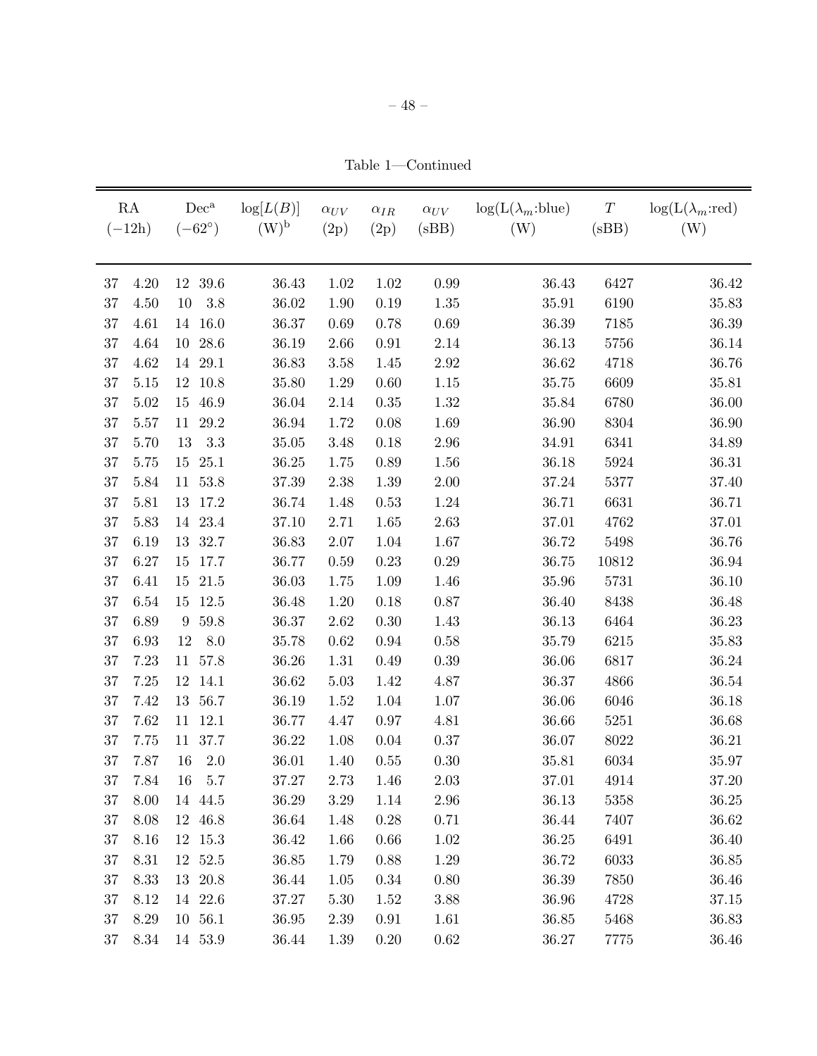Table 1—Continued

| RA (−12h) | Dec[a] (−62°) | $\log[L(B)]$ (W)[b] | $\alpha_{UV}$ (2p) | $\alpha_{IR}$ (2p) | $\alpha_{UV}$ (sBB) | $\log(L(\lambda_m$:blue) (W) | $T$ (sBB) | $\log(L(\lambda_m$:red) (W) |
|---|---|---|---|---|---|---|---|---|
| 37 4.20 | 12 39.6 | 36.43 | 1.02 | 1.02 | 0.99 | 36.43 | 6427 | 36.42 |
| 37 4.50 | 10 3.8 | 36.02 | 1.90 | 0.19 | 1.35 | 35.91 | 6190 | 35.83 |
| 37 4.61 | 14 16.0 | 36.37 | 0.69 | 0.78 | 0.69 | 36.39 | 7185 | 36.39 |
| 37 4.64 | 10 28.6 | 36.19 | 2.66 | 0.91 | 2.14 | 36.13 | 5756 | 36.14 |
| 37 4.62 | 14 29.1 | 36.83 | 3.58 | 1.45 | 2.92 | 36.62 | 4718 | 36.76 |
| 37 5.15 | 12 10.8 | 35.80 | 1.29 | 0.60 | 1.15 | 35.75 | 6609 | 35.81 |
| 37 5.02 | 15 46.9 | 36.04 | 2.14 | 0.35 | 1.32 | 35.84 | 6780 | 36.00 |
| 37 5.57 | 11 29.2 | 36.94 | 1.72 | 0.08 | 1.69 | 36.90 | 8304 | 36.90 |
| 37 5.70 | 13 3.3 | 35.05 | 3.48 | 0.18 | 2.96 | 34.91 | 6341 | 34.89 |
| 37 5.75 | 15 25.1 | 36.25 | 1.75 | 0.89 | 1.56 | 36.18 | 5924 | 36.31 |
| 37 5.84 | 11 53.8 | 37.39 | 2.38 | 1.39 | 2.00 | 37.24 | 5377 | 37.40 |
| 37 5.81 | 13 17.2 | 36.74 | 1.48 | 0.53 | 1.24 | 36.71 | 6631 | 36.71 |
| 37 5.83 | 14 23.4 | 37.10 | 2.71 | 1.65 | 2.63 | 37.01 | 4762 | 37.01 |
| 37 6.19 | 13 32.7 | 36.83 | 2.07 | 1.04 | 1.67 | 36.72 | 5498 | 36.76 |
| 37 6.27 | 15 17.7 | 36.77 | 0.59 | 0.23 | 0.29 | 36.75 | 10812 | 36.94 |
| 37 6.41 | 15 21.5 | 36.03 | 1.75 | 1.09 | 1.46 | 35.96 | 5731 | 36.10 |
| 37 6.54 | 15 12.5 | 36.48 | 1.20 | 0.18 | 0.87 | 36.40 | 8438 | 36.48 |
| 37 6.89 | 9 59.8 | 36.37 | 2.62 | 0.30 | 1.43 | 36.13 | 6464 | 36.23 |
| 37 6.93 | 12 8.0 | 35.78 | 0.62 | 0.94 | 0.58 | 35.79 | 6215 | 35.83 |
| 37 7.23 | 11 57.8 | 36.26 | 1.31 | 0.49 | 0.39 | 36.06 | 6817 | 36.24 |
| 37 7.25 | 12 14.1 | 36.62 | 5.03 | 1.42 | 4.87 | 36.37 | 4866 | 36.54 |
| 37 7.42 | 13 56.7 | 36.19 | 1.52 | 1.04 | 1.07 | 36.06 | 6046 | 36.18 |
| 37 7.62 | 11 12.1 | 36.77 | 4.47 | 0.97 | 4.81 | 36.66 | 5251 | 36.68 |
| 37 7.75 | 11 37.7 | 36.22 | 1.08 | 0.04 | 0.37 | 36.07 | 8022 | 36.21 |
| 37 7.87 | 16 2.0 | 36.01 | 1.40 | 0.55 | 0.30 | 35.81 | 6034 | 35.97 |
| 37 7.84 | 16 5.7 | 37.27 | 2.73 | 1.46 | 2.03 | 37.01 | 4914 | 37.20 |
| 37 8.00 | 14 44.5 | 36.29 | 3.29 | 1.14 | 2.96 | 36.13 | 5358 | 36.25 |
| 37 8.08 | 12 46.8 | 36.64 | 1.48 | 0.28 | 0.71 | 36.44 | 7407 | 36.62 |
| 37 8.16 | 12 15.3 | 36.42 | 1.66 | 0.66 | 1.02 | 36.25 | 6491 | 36.40 |
| 37 8.31 | 12 52.5 | 36.85 | 1.79 | 0.88 | 1.29 | 36.72 | 6033 | 36.85 |
| 37 8.33 | 13 20.8 | 36.44 | 1.05 | 0.34 | 0.80 | 36.39 | 7850 | 36.46 |
| 37 8.12 | 14 22.6 | 37.27 | 5.30 | 1.52 | 3.88 | 36.96 | 4728 | 37.15 |
| 37 8.29 | 10 56.1 | 36.95 | 2.39 | 0.91 | 1.61 | 36.85 | 5468 | 36.83 |
| 37 8.34 | 14 53.9 | 36.44 | 1.39 | 0.20 | 0.62 | 36.27 | 7775 | 36.46 |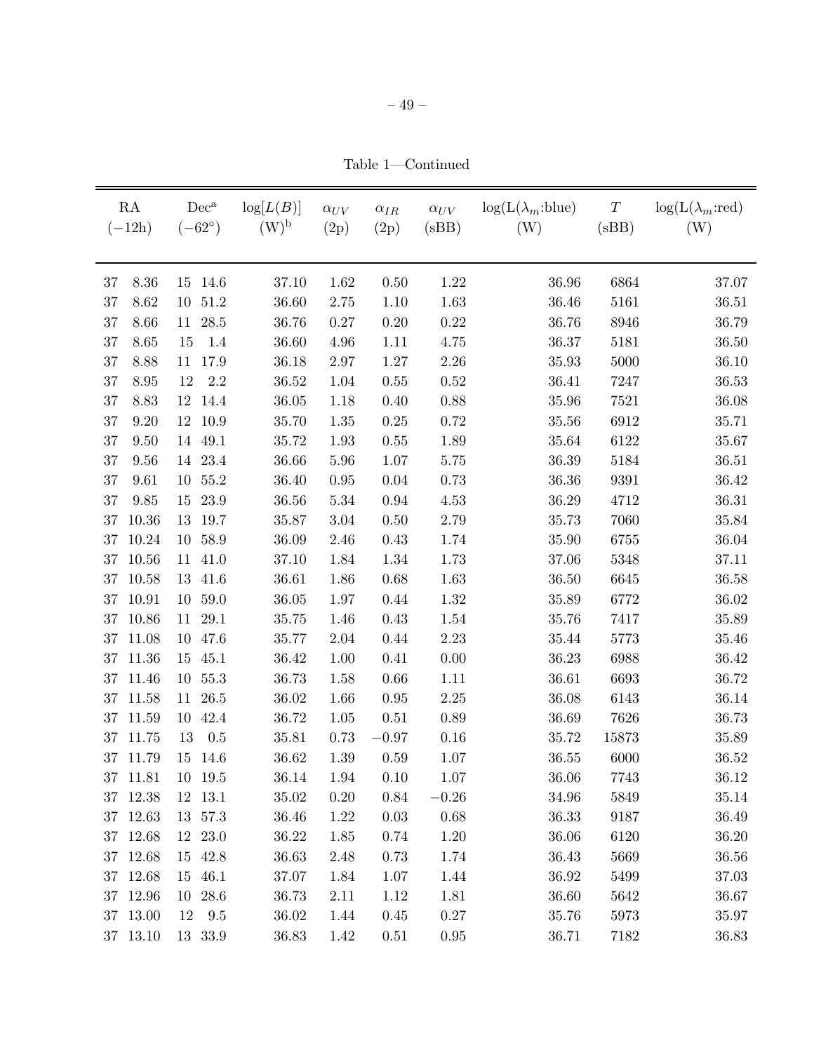Table 1—Continued

| RA (−12h) | Dec[a] (−62°) | log[L(B)] (W)[b] | $\alpha_{UV}$ (2p) | $\alpha_{IR}$ (2p) | $\alpha_{UV}$ (sBB) | log(L($\lambda_m$:blue) (W) | $T$ (sBB) | log(L($\lambda_m$:red) (W) |
|---|---|---|---|---|---|---|---|---|
| 37 8.36 | 15 14.6 | 37.10 | 1.62 | 0.50 | 1.22 | 36.96 | 6864 | 37.07 |
| 37 8.62 | 10 51.2 | 36.60 | 2.75 | 1.10 | 1.63 | 36.46 | 5161 | 36.51 |
| 37 8.66 | 11 28.5 | 36.76 | 0.27 | 0.20 | 0.22 | 36.76 | 8946 | 36.79 |
| 37 8.65 | 15 1.4 | 36.60 | 4.96 | 1.11 | 4.75 | 36.37 | 5181 | 36.50 |
| 37 8.88 | 11 17.9 | 36.18 | 2.97 | 1.27 | 2.26 | 35.93 | 5000 | 36.10 |
| 37 8.95 | 12 2.2 | 36.52 | 1.04 | 0.55 | 0.52 | 36.41 | 7247 | 36.53 |
| 37 8.83 | 12 14.4 | 36.05 | 1.18 | 0.40 | 0.88 | 35.96 | 7521 | 36.08 |
| 37 9.20 | 12 10.9 | 35.70 | 1.35 | 0.25 | 0.72 | 35.56 | 6912 | 35.71 |
| 37 9.50 | 14 49.1 | 35.72 | 1.93 | 0.55 | 1.89 | 35.64 | 6122 | 35.67 |
| 37 9.56 | 14 23.4 | 36.66 | 5.96 | 1.07 | 5.75 | 36.39 | 5184 | 36.51 |
| 37 9.61 | 10 55.2 | 36.40 | 0.95 | 0.04 | 0.73 | 36.36 | 9391 | 36.42 |
| 37 9.85 | 15 23.9 | 36.56 | 5.34 | 0.94 | 4.53 | 36.29 | 4712 | 36.31 |
| 37 10.36 | 13 19.7 | 35.87 | 3.04 | 0.50 | 2.79 | 35.73 | 7060 | 35.84 |
| 37 10.24 | 10 58.9 | 36.09 | 2.46 | 0.43 | 1.74 | 35.90 | 6755 | 36.04 |
| 37 10.56 | 11 41.0 | 37.10 | 1.84 | 1.34 | 1.73 | 37.06 | 5348 | 37.11 |
| 37 10.58 | 13 41.6 | 36.61 | 1.86 | 0.68 | 1.63 | 36.50 | 6645 | 36.58 |
| 37 10.91 | 10 59.0 | 36.05 | 1.97 | 0.44 | 1.32 | 35.89 | 6772 | 36.02 |
| 37 10.86 | 11 29.1 | 35.75 | 1.46 | 0.43 | 1.54 | 35.76 | 7417 | 35.89 |
| 37 11.08 | 10 47.6 | 35.77 | 2.04 | 0.44 | 2.23 | 35.44 | 5773 | 35.46 |
| 37 11.36 | 15 45.1 | 36.42 | 1.00 | 0.41 | 0.00 | 36.23 | 6988 | 36.42 |
| 37 11.46 | 10 55.3 | 36.73 | 1.58 | 0.66 | 1.11 | 36.61 | 6693 | 36.72 |
| 37 11.58 | 11 26.5 | 36.02 | 1.66 | 0.95 | 2.25 | 36.08 | 6143 | 36.14 |
| 37 11.59 | 10 42.4 | 36.72 | 1.05 | 0.51 | 0.89 | 36.69 | 7626 | 36.73 |
| 37 11.75 | 13 0.5 | 35.81 | 0.73 | −0.97 | 0.16 | 35.72 | 15873 | 35.89 |
| 37 11.79 | 15 14.6 | 36.62 | 1.39 | 0.59 | 1.07 | 36.55 | 6000 | 36.52 |
| 37 11.81 | 10 19.5 | 36.14 | 1.94 | 0.10 | 1.07 | 36.06 | 7743 | 36.12 |
| 37 12.38 | 12 13.1 | 35.02 | 0.20 | 0.84 | −0.26 | 34.96 | 5849 | 35.14 |
| 37 12.63 | 13 57.3 | 36.46 | 1.22 | 0.03 | 0.68 | 36.33 | 9187 | 36.49 |
| 37 12.68 | 12 23.0 | 36.22 | 1.85 | 0.74 | 1.20 | 36.06 | 6120 | 36.20 |
| 37 12.68 | 15 42.8 | 36.63 | 2.48 | 0.73 | 1.74 | 36.43 | 5669 | 36.56 |
| 37 12.68 | 15 46.1 | 37.07 | 1.84 | 1.07 | 1.44 | 36.92 | 5499 | 37.03 |
| 37 12.96 | 10 28.6 | 36.73 | 2.11 | 1.12 | 1.81 | 36.60 | 5642 | 36.67 |
| 37 13.00 | 12 9.5 | 36.02 | 1.44 | 0.45 | 0.27 | 35.76 | 5973 | 35.97 |
| 37 13.10 | 13 33.9 | 36.83 | 1.42 | 0.51 | 0.95 | 36.71 | 7182 | 36.83 |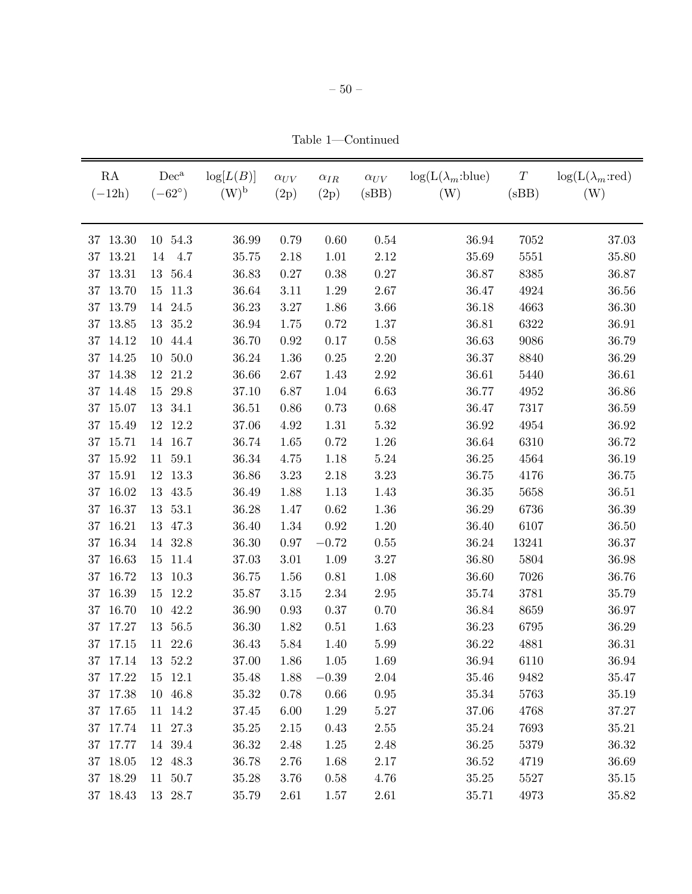Table 1—Continued

| RA ($-12$h) | Dec[a] ($-62°$) | $\log[L(B)]$ (W)[b] | $\alpha_{UV}$ (2p) | $\alpha_{IR}$ (2p) | $\alpha_{UV}$ (sBB) | $\log(L(\lambda_m$:blue) (W) | $T$ (sBB) | $\log(L(\lambda_m$:red) (W) |
|---|---|---|---|---|---|---|---|---|
| 37 13.30 | 10 54.3 | 36.99 | 0.79 | 0.60 | 0.54 | 36.94 | 7052 | 37.03 |
| 37 13.21 | 14 4.7 | 35.75 | 2.18 | 1.01 | 2.12 | 35.69 | 5551 | 35.80 |
| 37 13.31 | 13 56.4 | 36.83 | 0.27 | 0.38 | 0.27 | 36.87 | 8385 | 36.87 |
| 37 13.70 | 15 11.3 | 36.64 | 3.11 | 1.29 | 2.67 | 36.47 | 4924 | 36.56 |
| 37 13.79 | 14 24.5 | 36.23 | 3.27 | 1.86 | 3.66 | 36.18 | 4663 | 36.30 |
| 37 13.85 | 13 35.2 | 36.94 | 1.75 | 0.72 | 1.37 | 36.81 | 6322 | 36.91 |
| 37 14.12 | 10 44.4 | 36.70 | 0.92 | 0.17 | 0.58 | 36.63 | 9086 | 36.79 |
| 37 14.25 | 10 50.0 | 36.24 | 1.36 | 0.25 | 2.20 | 36.37 | 8840 | 36.29 |
| 37 14.38 | 12 21.2 | 36.66 | 2.67 | 1.43 | 2.92 | 36.61 | 5440 | 36.61 |
| 37 14.48 | 15 29.8 | 37.10 | 6.87 | 1.04 | 6.63 | 36.77 | 4952 | 36.86 |
| 37 15.07 | 13 34.1 | 36.51 | 0.86 | 0.73 | 0.68 | 36.47 | 7317 | 36.59 |
| 37 15.49 | 12 12.2 | 37.06 | 4.92 | 1.31 | 5.32 | 36.92 | 4954 | 36.92 |
| 37 15.71 | 14 16.7 | 36.74 | 1.65 | 0.72 | 1.26 | 36.64 | 6310 | 36.72 |
| 37 15.92 | 11 59.1 | 36.34 | 4.75 | 1.18 | 5.24 | 36.25 | 4564 | 36.19 |
| 37 15.91 | 12 13.3 | 36.86 | 3.23 | 2.18 | 3.23 | 36.75 | 4176 | 36.75 |
| 37 16.02 | 13 43.5 | 36.49 | 1.88 | 1.13 | 1.43 | 36.35 | 5658 | 36.51 |
| 37 16.37 | 13 53.1 | 36.28 | 1.47 | 0.62 | 1.36 | 36.29 | 6736 | 36.39 |
| 37 16.21 | 13 47.3 | 36.40 | 1.34 | 0.92 | 1.20 | 36.40 | 6107 | 36.50 |
| 37 16.34 | 14 32.8 | 36.30 | 0.97 | $-0.72$ | 0.55 | 36.24 | 13241 | 36.37 |
| 37 16.63 | 15 11.4 | 37.03 | 3.01 | 1.09 | 3.27 | 36.80 | 5804 | 36.98 |
| 37 16.72 | 13 10.3 | 36.75 | 1.56 | 0.81 | 1.08 | 36.60 | 7026 | 36.76 |
| 37 16.39 | 15 12.2 | 35.87 | 3.15 | 2.34 | 2.95 | 35.74 | 3781 | 35.79 |
| 37 16.70 | 10 42.2 | 36.90 | 0.93 | 0.37 | 0.70 | 36.84 | 8659 | 36.97 |
| 37 17.27 | 13 56.5 | 36.30 | 1.82 | 0.51 | 1.63 | 36.23 | 6795 | 36.29 |
| 37 17.15 | 11 22.6 | 36.43 | 5.84 | 1.40 | 5.99 | 36.22 | 4881 | 36.31 |
| 37 17.14 | 13 52.2 | 37.00 | 1.86 | 1.05 | 1.69 | 36.94 | 6110 | 36.94 |
| 37 17.22 | 15 12.1 | 35.48 | 1.88 | $-0.39$ | 2.04 | 35.46 | 9482 | 35.47 |
| 37 17.38 | 10 46.8 | 35.32 | 0.78 | 0.66 | 0.95 | 35.34 | 5763 | 35.19 |
| 37 17.65 | 11 14.2 | 37.45 | 6.00 | 1.29 | 5.27 | 37.06 | 4768 | 37.27 |
| 37 17.74 | 11 27.3 | 35.25 | 2.15 | 0.43 | 2.55 | 35.24 | 7693 | 35.21 |
| 37 17.77 | 14 39.4 | 36.32 | 2.48 | 1.25 | 2.48 | 36.25 | 5379 | 36.32 |
| 37 18.05 | 12 48.3 | 36.78 | 2.76 | 1.68 | 2.17 | 36.52 | 4719 | 36.69 |
| 37 18.29 | 11 50.7 | 35.28 | 3.76 | 0.58 | 4.76 | 35.25 | 5527 | 35.15 |
| 37 18.43 | 13 28.7 | 35.79 | 2.61 | 1.57 | 2.61 | 35.71 | 4973 | 35.82 |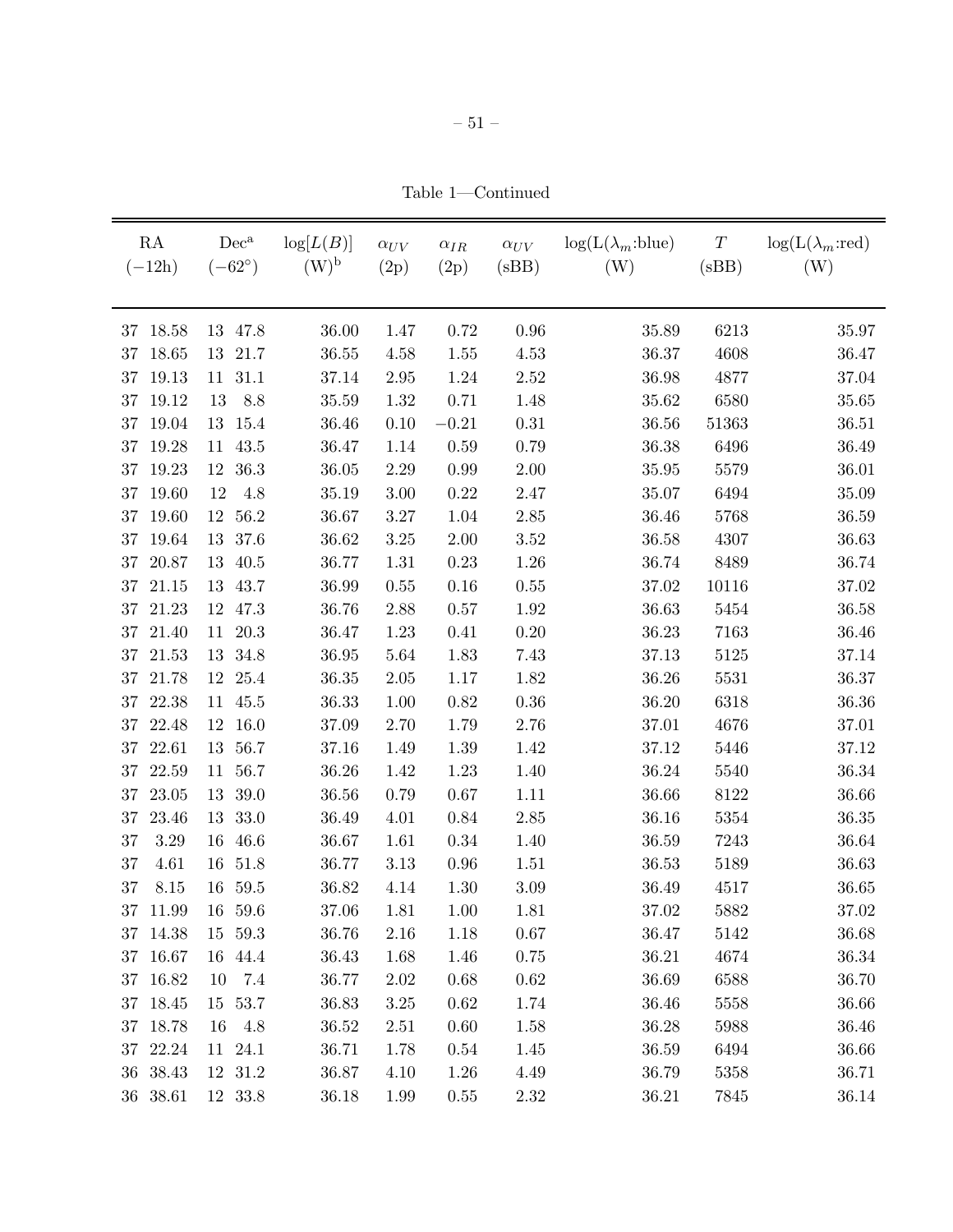Table 1—Continued

| RA ($-12$h) | Dec[a] ($-62°$) | $\log[L(B)]$ (W)[b] | $\alpha_{UV}$ (2p) | $\alpha_{IR}$ (2p) | $\alpha_{UV}$ (sBB) | $\log(L(\lambda_m$:blue) (W) | $T$ (sBB) | $\log(L(\lambda_m$:red) (W) |
|---|---|---|---|---|---|---|---|---|
| 37 18.58 | 13 47.8 | 36.00 | 1.47 | 0.72 | 0.96 | 35.89 | 6213 | 35.97 |
| 37 18.65 | 13 21.7 | 36.55 | 4.58 | 1.55 | 4.53 | 36.37 | 4608 | 36.47 |
| 37 19.13 | 11 31.1 | 37.14 | 2.95 | 1.24 | 2.52 | 36.98 | 4877 | 37.04 |
| 37 19.12 | 13 8.8 | 35.59 | 1.32 | 0.71 | 1.48 | 35.62 | 6580 | 35.65 |
| 37 19.04 | 13 15.4 | 36.46 | 0.10 | −0.21 | 0.31 | 36.56 | 51363 | 36.51 |
| 37 19.28 | 11 43.5 | 36.47 | 1.14 | 0.59 | 0.79 | 36.38 | 6496 | 36.49 |
| 37 19.23 | 12 36.3 | 36.05 | 2.29 | 0.99 | 2.00 | 35.95 | 5579 | 36.01 |
| 37 19.60 | 12 4.8 | 35.19 | 3.00 | 0.22 | 2.47 | 35.07 | 6494 | 35.09 |
| 37 19.60 | 12 56.2 | 36.67 | 3.27 | 1.04 | 2.85 | 36.46 | 5768 | 36.59 |
| 37 19.64 | 13 37.6 | 36.62 | 3.25 | 2.00 | 3.52 | 36.58 | 4307 | 36.63 |
| 37 20.87 | 13 40.5 | 36.77 | 1.31 | 0.23 | 1.26 | 36.74 | 8489 | 36.74 |
| 37 21.15 | 13 43.7 | 36.99 | 0.55 | 0.16 | 0.55 | 37.02 | 10116 | 37.02 |
| 37 21.23 | 12 47.3 | 36.76 | 2.88 | 0.57 | 1.92 | 36.63 | 5454 | 36.58 |
| 37 21.40 | 11 20.3 | 36.47 | 1.23 | 0.41 | 0.20 | 36.23 | 7163 | 36.46 |
| 37 21.53 | 13 34.8 | 36.95 | 5.64 | 1.83 | 7.43 | 37.13 | 5125 | 37.14 |
| 37 21.78 | 12 25.4 | 36.35 | 2.05 | 1.17 | 1.82 | 36.26 | 5531 | 36.37 |
| 37 22.38 | 11 45.5 | 36.33 | 1.00 | 0.82 | 0.36 | 36.20 | 6318 | 36.36 |
| 37 22.48 | 12 16.0 | 37.09 | 2.70 | 1.79 | 2.76 | 37.01 | 4676 | 37.01 |
| 37 22.61 | 13 56.7 | 37.16 | 1.49 | 1.39 | 1.42 | 37.12 | 5446 | 37.12 |
| 37 22.59 | 11 56.7 | 36.26 | 1.42 | 1.23 | 1.40 | 36.24 | 5540 | 36.34 |
| 37 23.05 | 13 39.0 | 36.56 | 0.79 | 0.67 | 1.11 | 36.66 | 8122 | 36.66 |
| 37 23.46 | 13 33.0 | 36.49 | 4.01 | 0.84 | 2.85 | 36.16 | 5354 | 36.35 |
| 37 3.29 | 16 46.6 | 36.67 | 1.61 | 0.34 | 1.40 | 36.59 | 7243 | 36.64 |
| 37 4.61 | 16 51.8 | 36.77 | 3.13 | 0.96 | 1.51 | 36.53 | 5189 | 36.63 |
| 37 8.15 | 16 59.5 | 36.82 | 4.14 | 1.30 | 3.09 | 36.49 | 4517 | 36.65 |
| 37 11.99 | 16 59.6 | 37.06 | 1.81 | 1.00 | 1.81 | 37.02 | 5882 | 37.02 |
| 37 14.38 | 15 59.3 | 36.76 | 2.16 | 1.18 | 0.67 | 36.47 | 5142 | 36.68 |
| 37 16.67 | 16 44.4 | 36.43 | 1.68 | 1.46 | 0.75 | 36.21 | 4674 | 36.34 |
| 37 16.82 | 10 7.4 | 36.77 | 2.02 | 0.68 | 0.62 | 36.69 | 6588 | 36.70 |
| 37 18.45 | 15 53.7 | 36.83 | 3.25 | 0.62 | 1.74 | 36.46 | 5558 | 36.66 |
| 37 18.78 | 16 4.8 | 36.52 | 2.51 | 0.60 | 1.58 | 36.28 | 5988 | 36.46 |
| 37 22.24 | 11 24.1 | 36.71 | 1.78 | 0.54 | 1.45 | 36.59 | 6494 | 36.66 |
| 36 38.43 | 12 31.2 | 36.87 | 4.10 | 1.26 | 4.49 | 36.79 | 5358 | 36.71 |
| 36 38.61 | 12 33.8 | 36.18 | 1.99 | 0.55 | 2.32 | 36.21 | 7845 | 36.14 |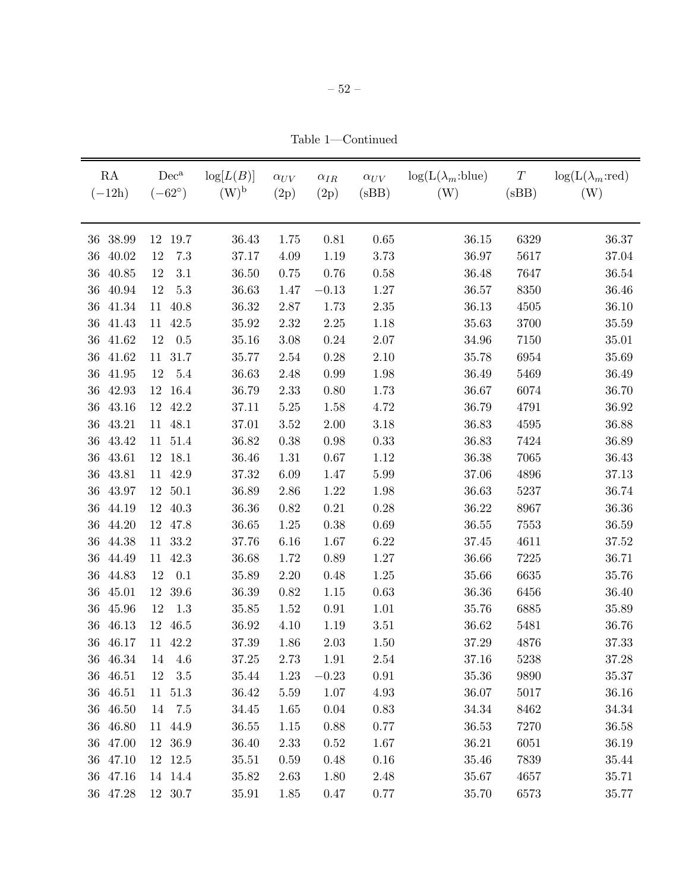Table 1—Continued

| RA (−12h) | Dec[a] (−62°) | log[$L(B)$] (W)[b] | $\alpha_{UV}$ (2p) | $\alpha_{IR}$ (2p) | $\alpha_{UV}$ (sBB) | log(L($\lambda_m$:blue) (W) | $T$ (sBB) | log(L($\lambda_m$:red) (W) |
|---|---|---|---|---|---|---|---|---|
| 36 38.99 | 12 19.7 | 36.43 | 1.75 | 0.81 | 0.65 | 36.15 | 6329 | 36.37 |
| 36 40.02 | 12 7.3 | 37.17 | 4.09 | 1.19 | 3.73 | 36.97 | 5617 | 37.04 |
| 36 40.85 | 12 3.1 | 36.50 | 0.75 | 0.76 | 0.58 | 36.48 | 7647 | 36.54 |
| 36 40.94 | 12 5.3 | 36.63 | 1.47 | −0.13 | 1.27 | 36.57 | 8350 | 36.46 |
| 36 41.34 | 11 40.8 | 36.32 | 2.87 | 1.73 | 2.35 | 36.13 | 4505 | 36.10 |
| 36 41.43 | 11 42.5 | 35.92 | 2.32 | 2.25 | 1.18 | 35.63 | 3700 | 35.59 |
| 36 41.62 | 12 0.5 | 35.16 | 3.08 | 0.24 | 2.07 | 34.96 | 7150 | 35.01 |
| 36 41.62 | 11 31.7 | 35.77 | 2.54 | 0.28 | 2.10 | 35.78 | 6954 | 35.69 |
| 36 41.95 | 12 5.4 | 36.63 | 2.48 | 0.99 | 1.98 | 36.49 | 5469 | 36.49 |
| 36 42.93 | 12 16.4 | 36.79 | 2.33 | 0.80 | 1.73 | 36.67 | 6074 | 36.70 |
| 36 43.16 | 12 42.2 | 37.11 | 5.25 | 1.58 | 4.72 | 36.79 | 4791 | 36.92 |
| 36 43.21 | 11 48.1 | 37.01 | 3.52 | 2.00 | 3.18 | 36.83 | 4595 | 36.88 |
| 36 43.42 | 11 51.4 | 36.82 | 0.38 | 0.98 | 0.33 | 36.83 | 7424 | 36.89 |
| 36 43.61 | 12 18.1 | 36.46 | 1.31 | 0.67 | 1.12 | 36.38 | 7065 | 36.43 |
| 36 43.81 | 11 42.9 | 37.32 | 6.09 | 1.47 | 5.99 | 37.06 | 4896 | 37.13 |
| 36 43.97 | 12 50.1 | 36.89 | 2.86 | 1.22 | 1.98 | 36.63 | 5237 | 36.74 |
| 36 44.19 | 12 40.3 | 36.36 | 0.82 | 0.21 | 0.28 | 36.22 | 8967 | 36.36 |
| 36 44.20 | 12 47.8 | 36.65 | 1.25 | 0.38 | 0.69 | 36.55 | 7553 | 36.59 |
| 36 44.38 | 11 33.2 | 37.76 | 6.16 | 1.67 | 6.22 | 37.45 | 4611 | 37.52 |
| 36 44.49 | 11 42.3 | 36.68 | 1.72 | 0.89 | 1.27 | 36.66 | 7225 | 36.71 |
| 36 44.83 | 12 0.1 | 35.89 | 2.20 | 0.48 | 1.25 | 35.66 | 6635 | 35.76 |
| 36 45.01 | 12 39.6 | 36.39 | 0.82 | 1.15 | 0.63 | 36.36 | 6456 | 36.40 |
| 36 45.96 | 12 1.3 | 35.85 | 1.52 | 0.91 | 1.01 | 35.76 | 6885 | 35.89 |
| 36 46.13 | 12 46.5 | 36.92 | 4.10 | 1.19 | 3.51 | 36.62 | 5481 | 36.76 |
| 36 46.17 | 11 42.2 | 37.39 | 1.86 | 2.03 | 1.50 | 37.29 | 4876 | 37.33 |
| 36 46.34 | 14 4.6 | 37.25 | 2.73 | 1.91 | 2.54 | 37.16 | 5238 | 37.28 |
| 36 46.51 | 12 3.5 | 35.44 | 1.23 | −0.23 | 0.91 | 35.36 | 9890 | 35.37 |
| 36 46.51 | 11 51.3 | 36.42 | 5.59 | 1.07 | 4.93 | 36.07 | 5017 | 36.16 |
| 36 46.50 | 14 7.5 | 34.45 | 1.65 | 0.04 | 0.83 | 34.34 | 8462 | 34.34 |
| 36 46.80 | 11 44.9 | 36.55 | 1.15 | 0.88 | 0.77 | 36.53 | 7270 | 36.58 |
| 36 47.00 | 12 36.9 | 36.40 | 2.33 | 0.52 | 1.67 | 36.21 | 6051 | 36.19 |
| 36 47.10 | 12 12.5 | 35.51 | 0.59 | 0.48 | 0.16 | 35.46 | 7839 | 35.44 |
| 36 47.16 | 14 14.4 | 35.82 | 2.63 | 1.80 | 2.48 | 35.67 | 4657 | 35.71 |
| 36 47.28 | 12 30.7 | 35.91 | 1.85 | 0.47 | 0.77 | 35.70 | 6573 | 35.77 |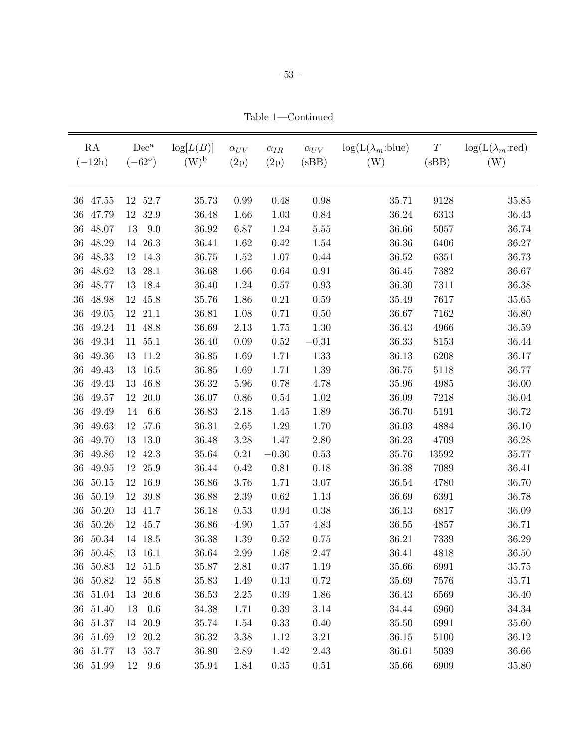Table 1—Continued

| RA (−12h) | Dec[a] (−62°) | log[L(B)] (W)[b] | $\alpha_{UV}$ (2p) | $\alpha_{IR}$ (2p) | $\alpha_{UV}$ (sBB) | log(L($\lambda_m$:blue) (W) | $T$ (sBB) | log(L($\lambda_m$:red) (W) |
|---|---|---|---|---|---|---|---|---|
| 36 47.55 | 12 52.7 | 35.73 | 0.99 | 0.48 | 0.98 | 35.71 | 9128 | 35.85 |
| 36 47.79 | 12 32.9 | 36.48 | 1.66 | 1.03 | 0.84 | 36.24 | 6313 | 36.43 |
| 36 48.07 | 13 9.0 | 36.92 | 6.87 | 1.24 | 5.55 | 36.66 | 5057 | 36.74 |
| 36 48.29 | 14 26.3 | 36.41 | 1.62 | 0.42 | 1.54 | 36.36 | 6406 | 36.27 |
| 36 48.33 | 12 14.3 | 36.75 | 1.52 | 1.07 | 0.44 | 36.52 | 6351 | 36.73 |
| 36 48.62 | 13 28.1 | 36.68 | 1.66 | 0.64 | 0.91 | 36.45 | 7382 | 36.67 |
| 36 48.77 | 13 18.4 | 36.40 | 1.24 | 0.57 | 0.93 | 36.30 | 7311 | 36.38 |
| 36 48.98 | 12 45.8 | 35.76 | 1.86 | 0.21 | 0.59 | 35.49 | 7617 | 35.65 |
| 36 49.05 | 12 21.1 | 36.81 | 1.08 | 0.71 | 0.50 | 36.67 | 7162 | 36.80 |
| 36 49.24 | 11 48.8 | 36.69 | 2.13 | 1.75 | 1.30 | 36.43 | 4966 | 36.59 |
| 36 49.34 | 11 55.1 | 36.40 | 0.09 | 0.52 | −0.31 | 36.33 | 8153 | 36.44 |
| 36 49.36 | 13 11.2 | 36.85 | 1.69 | 1.71 | 1.33 | 36.13 | 6208 | 36.17 |
| 36 49.43 | 13 16.5 | 36.85 | 1.69 | 1.71 | 1.39 | 36.75 | 5118 | 36.77 |
| 36 49.43 | 13 46.8 | 36.32 | 5.96 | 0.78 | 4.78 | 35.96 | 4985 | 36.00 |
| 36 49.57 | 12 20.0 | 36.07 | 0.86 | 0.54 | 1.02 | 36.09 | 7218 | 36.04 |
| 36 49.49 | 14 6.6 | 36.83 | 2.18 | 1.45 | 1.89 | 36.70 | 5191 | 36.72 |
| 36 49.63 | 12 57.6 | 36.31 | 2.65 | 1.29 | 1.70 | 36.03 | 4884 | 36.10 |
| 36 49.70 | 13 13.0 | 36.48 | 3.28 | 1.47 | 2.80 | 36.23 | 4709 | 36.28 |
| 36 49.86 | 12 42.3 | 35.64 | 0.21 | −0.30 | 0.53 | 35.76 | 13592 | 35.77 |
| 36 49.95 | 12 25.9 | 36.44 | 0.42 | 0.81 | 0.18 | 36.38 | 7089 | 36.41 |
| 36 50.15 | 12 16.9 | 36.86 | 3.76 | 1.71 | 3.07 | 36.54 | 4780 | 36.70 |
| 36 50.19 | 12 39.8 | 36.88 | 2.39 | 0.62 | 1.13 | 36.69 | 6391 | 36.78 |
| 36 50.20 | 13 41.7 | 36.18 | 0.53 | 0.94 | 0.38 | 36.13 | 6817 | 36.09 |
| 36 50.26 | 12 45.7 | 36.86 | 4.90 | 1.57 | 4.83 | 36.55 | 4857 | 36.71 |
| 36 50.34 | 14 18.5 | 36.38 | 1.39 | 0.52 | 0.75 | 36.21 | 7339 | 36.29 |
| 36 50.48 | 13 16.1 | 36.64 | 2.99 | 1.68 | 2.47 | 36.41 | 4818 | 36.50 |
| 36 50.83 | 12 51.5 | 35.87 | 2.81 | 0.37 | 1.19 | 35.66 | 6991 | 35.75 |
| 36 50.82 | 12 55.8 | 35.83 | 1.49 | 0.13 | 0.72 | 35.69 | 7576 | 35.71 |
| 36 51.04 | 13 20.6 | 36.53 | 2.25 | 0.39 | 1.86 | 36.43 | 6569 | 36.40 |
| 36 51.40 | 13 0.6 | 34.38 | 1.71 | 0.39 | 3.14 | 34.44 | 6960 | 34.34 |
| 36 51.37 | 14 20.9 | 35.74 | 1.54 | 0.33 | 0.40 | 35.50 | 6991 | 35.60 |
| 36 51.69 | 12 20.2 | 36.32 | 3.38 | 1.12 | 3.21 | 36.15 | 5100 | 36.12 |
| 36 51.77 | 13 53.7 | 36.80 | 2.89 | 1.42 | 2.43 | 36.61 | 5039 | 36.66 |
| 36 51.99 | 12 9.6 | 35.94 | 1.84 | 0.35 | 0.51 | 35.66 | 6909 | 35.80 |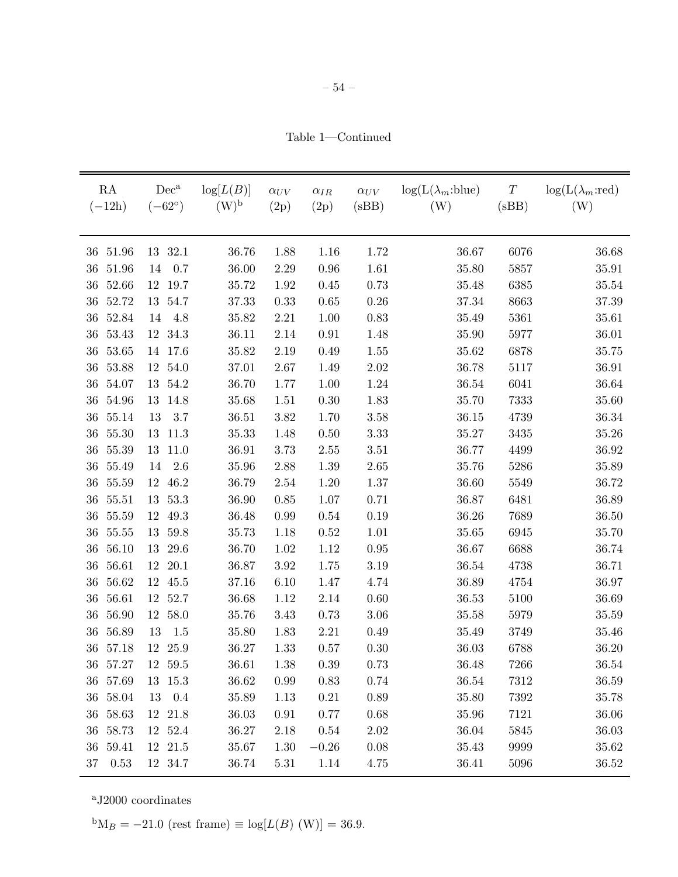Table 1—Continued

| RA (−12h) | Dec[a] (−62°) | log[L(B)] (W)[b] | $\alpha_{UV}$ (2p) | $\alpha_{IR}$ (2p) | $\alpha_{UV}$ (sBB) | log(L($\lambda_m$:blue) (W) | $T$ (sBB) | log(L($\lambda_m$:red) (W) |
|---|---|---|---|---|---|---|---|---|
| 36 51.96 | 13 32.1 | 36.76 | 1.88 | 1.16 | 1.72 | 36.67 | 6076 | 36.68 |
| 36 51.96 | 14 0.7 | 36.00 | 2.29 | 0.96 | 1.61 | 35.80 | 5857 | 35.91 |
| 36 52.66 | 12 19.7 | 35.72 | 1.92 | 0.45 | 0.73 | 35.48 | 6385 | 35.54 |
| 36 52.72 | 13 54.7 | 37.33 | 0.33 | 0.65 | 0.26 | 37.34 | 8663 | 37.39 |
| 36 52.84 | 14 4.8 | 35.82 | 2.21 | 1.00 | 0.83 | 35.49 | 5361 | 35.61 |
| 36 53.43 | 12 34.3 | 36.11 | 2.14 | 0.91 | 1.48 | 35.90 | 5977 | 36.01 |
| 36 53.65 | 14 17.6 | 35.82 | 2.19 | 0.49 | 1.55 | 35.62 | 6878 | 35.75 |
| 36 53.88 | 12 54.0 | 37.01 | 2.67 | 1.49 | 2.02 | 36.78 | 5117 | 36.91 |
| 36 54.07 | 13 54.2 | 36.70 | 1.77 | 1.00 | 1.24 | 36.54 | 6041 | 36.64 |
| 36 54.96 | 13 14.8 | 35.68 | 1.51 | 0.30 | 1.83 | 35.70 | 7333 | 35.60 |
| 36 55.14 | 13 3.7 | 36.51 | 3.82 | 1.70 | 3.58 | 36.15 | 4739 | 36.34 |
| 36 55.30 | 13 11.3 | 35.33 | 1.48 | 0.50 | 3.33 | 35.27 | 3435 | 35.26 |
| 36 55.39 | 13 11.0 | 36.91 | 3.73 | 2.55 | 3.51 | 36.77 | 4499 | 36.92 |
| 36 55.49 | 14 2.6 | 35.96 | 2.88 | 1.39 | 2.65 | 35.76 | 5286 | 35.89 |
| 36 55.59 | 12 46.2 | 36.79 | 2.54 | 1.20 | 1.37 | 36.60 | 5549 | 36.72 |
| 36 55.51 | 13 53.3 | 36.90 | 0.85 | 1.07 | 0.71 | 36.87 | 6481 | 36.89 |
| 36 55.59 | 12 49.3 | 36.48 | 0.99 | 0.54 | 0.19 | 36.26 | 7689 | 36.50 |
| 36 55.55 | 13 59.8 | 35.73 | 1.18 | 0.52 | 1.01 | 35.65 | 6945 | 35.70 |
| 36 56.10 | 13 29.6 | 36.70 | 1.02 | 1.12 | 0.95 | 36.67 | 6688 | 36.74 |
| 36 56.61 | 12 20.1 | 36.87 | 3.92 | 1.75 | 3.19 | 36.54 | 4738 | 36.71 |
| 36 56.62 | 12 45.5 | 37.16 | 6.10 | 1.47 | 4.74 | 36.89 | 4754 | 36.97 |
| 36 56.61 | 12 52.7 | 36.68 | 1.12 | 2.14 | 0.60 | 36.53 | 5100 | 36.69 |
| 36 56.90 | 12 58.0 | 35.76 | 3.43 | 0.73 | 3.06 | 35.58 | 5979 | 35.59 |
| 36 56.89 | 13 1.5 | 35.80 | 1.83 | 2.21 | 0.49 | 35.49 | 3749 | 35.46 |
| 36 57.18 | 12 25.9 | 36.27 | 1.33 | 0.57 | 0.30 | 36.03 | 6788 | 36.20 |
| 36 57.27 | 12 59.5 | 36.61 | 1.38 | 0.39 | 0.73 | 36.48 | 7266 | 36.54 |
| 36 57.69 | 13 15.3 | 36.62 | 0.99 | 0.83 | 0.74 | 36.54 | 7312 | 36.59 |
| 36 58.04 | 13 0.4 | 35.89 | 1.13 | 0.21 | 0.89 | 35.80 | 7392 | 35.78 |
| 36 58.63 | 12 21.8 | 36.03 | 0.91 | 0.77 | 0.68 | 35.96 | 7121 | 36.06 |
| 36 58.73 | 12 52.4 | 36.27 | 2.18 | 0.54 | 2.02 | 36.04 | 5845 | 36.03 |
| 36 59.41 | 12 21.5 | 35.67 | 1.30 | −0.26 | 0.08 | 35.43 | 9999 | 35.62 |
| 37 0.53 | 12 34.7 | 36.74 | 5.31 | 1.14 | 4.75 | 36.41 | 5096 | 36.52 |

[a] J2000 coordinates

[b] $M_B = -21.0$ (rest frame) $\equiv \log[L(B)\ (\mathrm{W})] = 36.9$.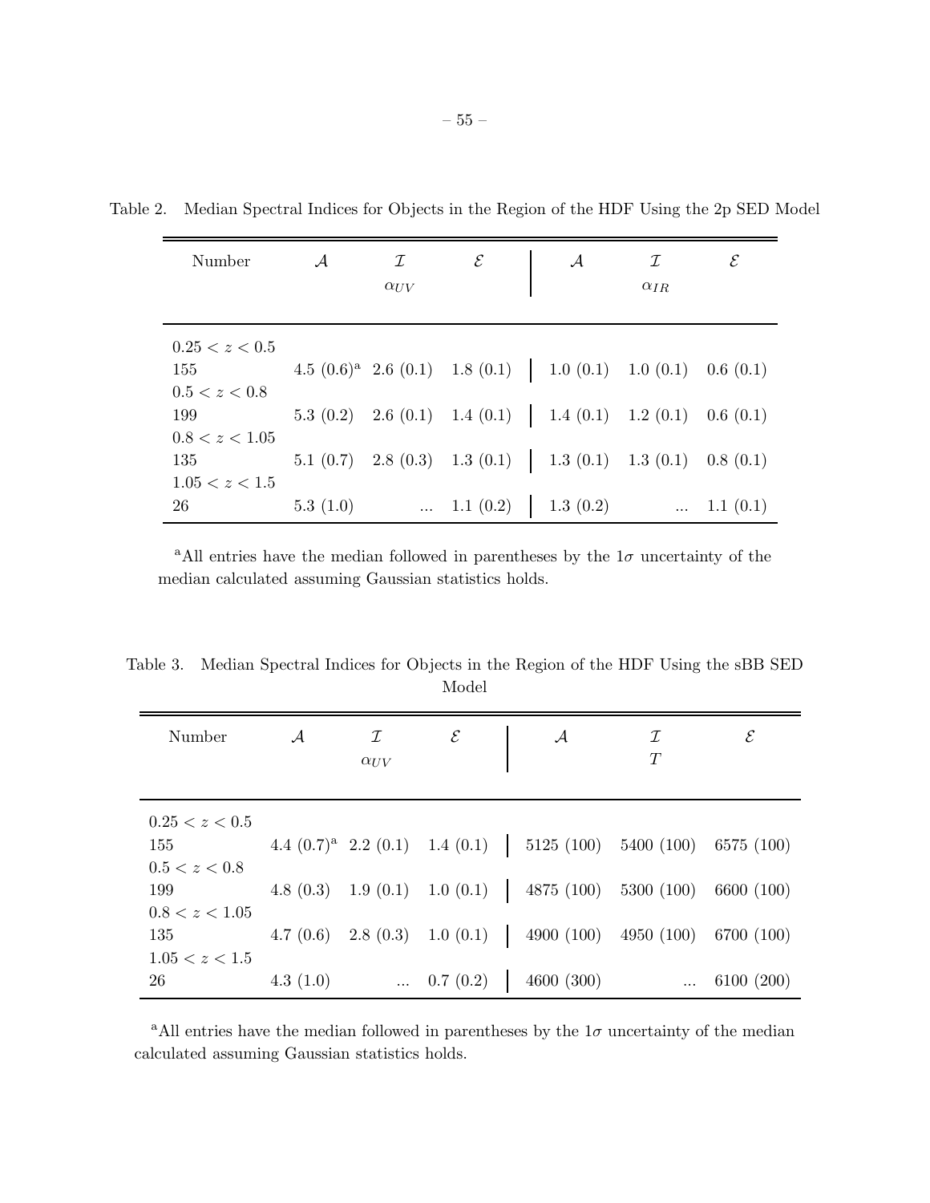Table 2. Median Spectral Indices for Objects in the Region of the HDF Using the 2p SED Model

| Number | $\mathcal{A}$ | $\mathcal{I}$ $\alpha_{UV}$ | $\mathcal{E}$ | $\mathcal{A}$ | $\mathcal{I}$ $\alpha_{IR}$ | $\mathcal{E}$ |
|---|---|---|---|---|---|---|
| $0.25 < z < 0.5$ | | | | | | |
| 155 | 4.5 (0.6)[a] | 2.6 (0.1) | 1.8 (0.1) | 1.0 (0.1) | 1.0 (0.1) | 0.6 (0.1) |
| $0.5 < z < 0.8$ | | | | | | |
| 199 | 5.3 (0.2) | 2.6 (0.1) | 1.4 (0.1) | 1.4 (0.1) | 1.2 (0.1) | 0.6 (0.1) |
| $0.8 < z < 1.05$ | | | | | | |
| 135 | 5.1 (0.7) | 2.8 (0.3) | 1.3 (0.1) | 1.3 (0.1) | 1.3 (0.1) | 0.8 (0.1) |
| $1.05 < z < 1.5$ | | | | | | |
| 26 | 5.3 (1.0) | ... | 1.1 (0.2) | 1.3 (0.2) | ... | 1.1 (0.1) |

[a]All entries have the median followed in parentheses by the $1\sigma$ uncertainty of the median calculated assuming Gaussian statistics holds.

Table 3. Median Spectral Indices for Objects in the Region of the HDF Using the sBB SED Model

| Number | $\mathcal{A}$ | $\mathcal{I}$ $\alpha_{UV}$ | $\mathcal{E}$ | $\mathcal{A}$ | $\mathcal{I}$ $T$ | $\mathcal{E}$ |
|---|---|---|---|---|---|---|
| $0.25 < z < 0.5$ | | | | | | |
| 155 | 4.4 (0.7)[a] | 2.2 (0.1) | 1.4 (0.1) | 5125 (100) | 5400 (100) | 6575 (100) |
| $0.5 < z < 0.8$ | | | | | | |
| 199 | 4.8 (0.3) | 1.9 (0.1) | 1.0 (0.1) | 4875 (100) | 5300 (100) | 6600 (100) |
| $0.8 < z < 1.05$ | | | | | | |
| 135 | 4.7 (0.6) | 2.8 (0.3) | 1.0 (0.1) | 4900 (100) | 4950 (100) | 6700 (100) |
| $1.05 < z < 1.5$ | | | | | | |
| 26 | 4.3 (1.0) | ... | 0.7 (0.2) | 4600 (300) | ... | 6100 (200) |

[a]All entries have the median followed in parentheses by the $1\sigma$ uncertainty of the median calculated assuming Gaussian statistics holds.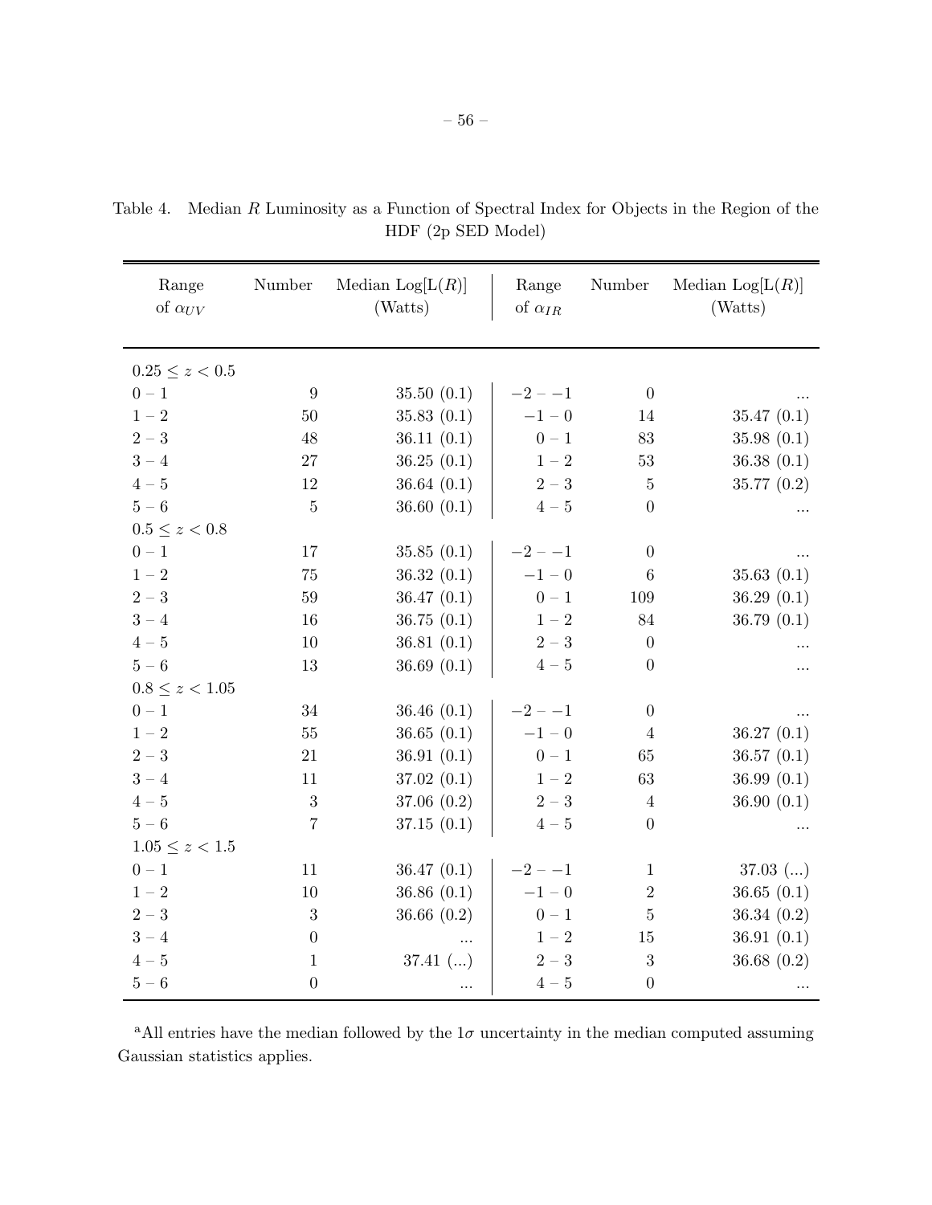Table 4. Median $R$ Luminosity as a Function of Spectral Index for Objects in the Region of the HDF (2p SED Model)

| Range of $\alpha_{UV}$ | Number | Median Log[L($R$)] (Watts) | Range of $\alpha_{IR}$ | Number | Median Log[L($R$)] (Watts) |
|---|---|---|---|---|---|
| $0.25 \leq z < 0.5$ | | | | | |
| $0 - 1$ | 9 | 35.50 (0.1) | $-2 - -1$ | 0 | ... |
| $1 - 2$ | 50 | 35.83 (0.1) | $-1 - 0$ | 14 | 35.47 (0.1) |
| $2 - 3$ | 48 | 36.11 (0.1) | $0 - 1$ | 83 | 35.98 (0.1) |
| $3 - 4$ | 27 | 36.25 (0.1) | $1 - 2$ | 53 | 36.38 (0.1) |
| $4 - 5$ | 12 | 36.64 (0.1) | $2 - 3$ | 5 | 35.77 (0.2) |
| $5 - 6$ | 5 | 36.60 (0.1) | $4 - 5$ | 0 | ... |
| $0.5 \leq z < 0.8$ | | | | | |
| $0 - 1$ | 17 | 35.85 (0.1) | $-2 - -1$ | 0 | ... |
| $1 - 2$ | 75 | 36.32 (0.1) | $-1 - 0$ | 6 | 35.63 (0.1) |
| $2 - 3$ | 59 | 36.47 (0.1) | $0 - 1$ | 109 | 36.29 (0.1) |
| $3 - 4$ | 16 | 36.75 (0.1) | $1 - 2$ | 84 | 36.79 (0.1) |
| $4 - 5$ | 10 | 36.81 (0.1) | $2 - 3$ | 0 | ... |
| $5 - 6$ | 13 | 36.69 (0.1) | $4 - 5$ | 0 | ... |
| $0.8 \leq z < 1.05$ | | | | | |
| $0 - 1$ | 34 | 36.46 (0.1) | $-2 - -1$ | 0 | ... |
| $1 - 2$ | 55 | 36.65 (0.1) | $-1 - 0$ | 4 | 36.27 (0.1) |
| $2 - 3$ | 21 | 36.91 (0.1) | $0 - 1$ | 65 | 36.57 (0.1) |
| $3 - 4$ | 11 | 37.02 (0.1) | $1 - 2$ | 63 | 36.99 (0.1) |
| $4 - 5$ | 3 | 37.06 (0.2) | $2 - 3$ | 4 | 36.90 (0.1) |
| $5 - 6$ | 7 | 37.15 (0.1) | $4 - 5$ | 0 | ... |
| $1.05 \leq z < 1.5$ | | | | | |
| $0 - 1$ | 11 | 36.47 (0.1) | $-2 - -1$ | 1 | 37.03 (...) |
| $1 - 2$ | 10 | 36.86 (0.1) | $-1 - 0$ | 2 | 36.65 (0.1) |
| $2 - 3$ | 3 | 36.66 (0.2) | $0 - 1$ | 5 | 36.34 (0.2) |
| $3 - 4$ | 0 | ... | $1 - 2$ | 15 | 36.91 (0.1) |
| $4 - 5$ | 1 | 37.41 (...) | $2 - 3$ | 3 | 36.68 (0.2) |
| $5 - 6$ | 0 | ... | $4 - 5$ | 0 | ... |

[a]All entries have the median followed by the $1\sigma$ uncertainty in the median computed assuming Gaussian statistics applies.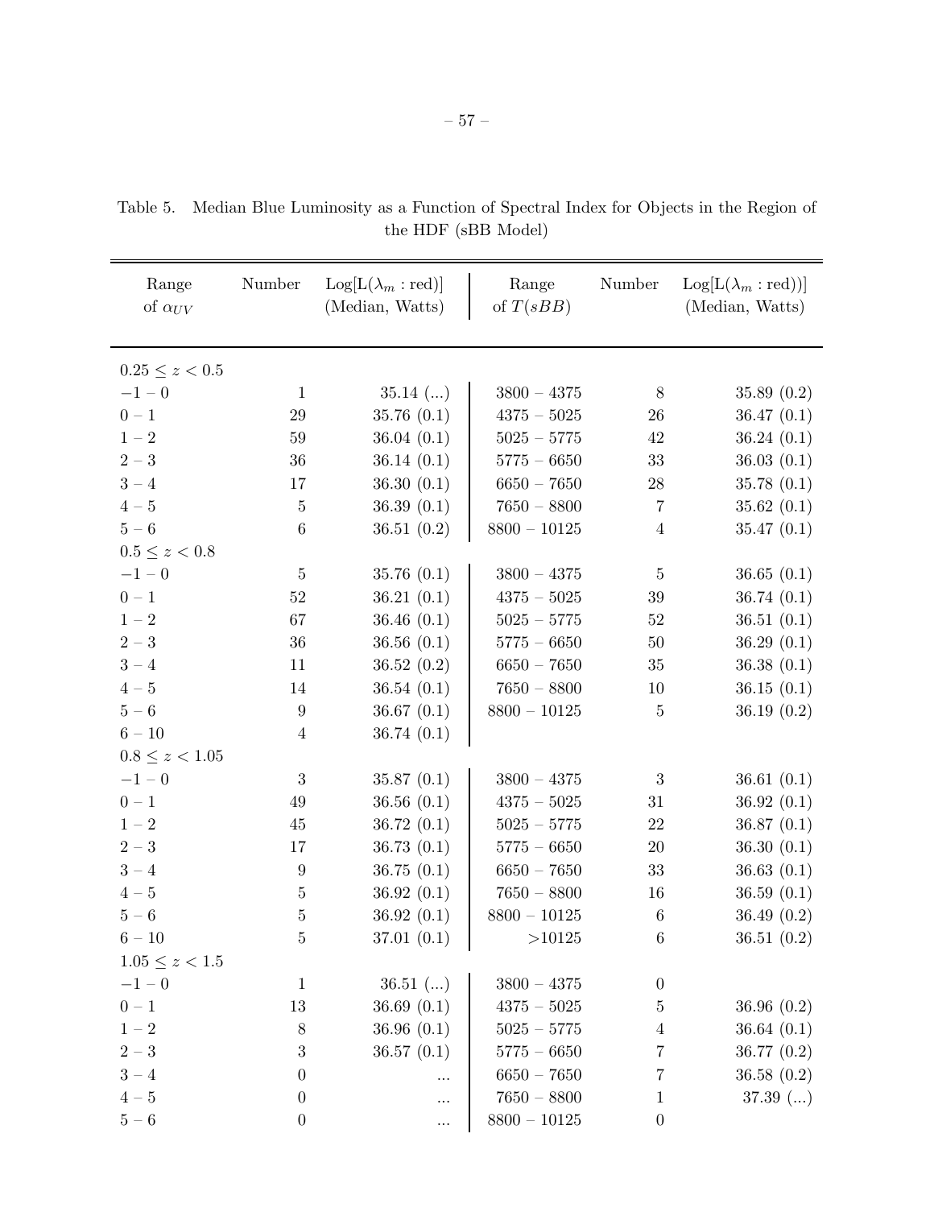Table 5. Median Blue Luminosity as a Function of Spectral Index for Objects in the Region of the HDF (sBB Model)

| Range of $\alpha_{UV}$ | Number | Log[L($\lambda_m$ : red)] (Median, Watts) | Range of $T(sBB)$ | Number | Log[L($\lambda_m$ : red))] (Median, Watts) |
|---|---|---|---|---|---|
| $0.25 \leq z < 0.5$ | | | | | |
| $-1 - 0$ | 1 | 35.14 (...) | $3800 - 4375$ | 8 | 35.89 (0.2) |
| $0 - 1$ | 29 | 35.76 (0.1) | $4375 - 5025$ | 26 | 36.47 (0.1) |
| $1 - 2$ | 59 | 36.04 (0.1) | $5025 - 5775$ | 42 | 36.24 (0.1) |
| $2 - 3$ | 36 | 36.14 (0.1) | $5775 - 6650$ | 33 | 36.03 (0.1) |
| $3 - 4$ | 17 | 36.30 (0.1) | $6650 - 7650$ | 28 | 35.78 (0.1) |
| $4 - 5$ | 5 | 36.39 (0.1) | $7650 - 8800$ | 7 | 35.62 (0.1) |
| $5 - 6$ | 6 | 36.51 (0.2) | $8800 - 10125$ | 4 | 35.47 (0.1) |
| $0.5 \leq z < 0.8$ | | | | | |
| $-1 - 0$ | 5 | 35.76 (0.1) | $3800 - 4375$ | 5 | 36.65 (0.1) |
| $0 - 1$ | 52 | 36.21 (0.1) | $4375 - 5025$ | 39 | 36.74 (0.1) |
| $1 - 2$ | 67 | 36.46 (0.1) | $5025 - 5775$ | 52 | 36.51 (0.1) |
| $2 - 3$ | 36 | 36.56 (0.1) | $5775 - 6650$ | 50 | 36.29 (0.1) |
| $3 - 4$ | 11 | 36.52 (0.2) | $6650 - 7650$ | 35 | 36.38 (0.1) |
| $4 - 5$ | 14 | 36.54 (0.1) | $7650 - 8800$ | 10 | 36.15 (0.1) |
| $5 - 6$ | 9 | 36.67 (0.1) | $8800 - 10125$ | 5 | 36.19 (0.2) |
| $6 - 10$ | 4 | 36.74 (0.1) | | | |
| $0.8 \leq z < 1.05$ | | | | | |
| $-1 - 0$ | 3 | 35.87 (0.1) | $3800 - 4375$ | 3 | 36.61 (0.1) |
| $0 - 1$ | 49 | 36.56 (0.1) | $4375 - 5025$ | 31 | 36.92 (0.1) |
| $1 - 2$ | 45 | 36.72 (0.1) | $5025 - 5775$ | 22 | 36.87 (0.1) |
| $2 - 3$ | 17 | 36.73 (0.1) | $5775 - 6650$ | 20 | 36.30 (0.1) |
| $3 - 4$ | 9 | 36.75 (0.1) | $6650 - 7650$ | 33 | 36.63 (0.1) |
| $4 - 5$ | 5 | 36.92 (0.1) | $7650 - 8800$ | 16 | 36.59 (0.1) |
| $5 - 6$ | 5 | 36.92 (0.1) | $8800 - 10125$ | 6 | 36.49 (0.2) |
| $6 - 10$ | 5 | 37.01 (0.1) | >10125 | 6 | 36.51 (0.2) |
| $1.05 \leq z < 1.5$ | | | | | |
| $-1 - 0$ | 1 | 36.51 (...) | $3800 - 4375$ | 0 | |
| $0 - 1$ | 13 | 36.69 (0.1) | $4375 - 5025$ | 5 | 36.96 (0.2) |
| $1 - 2$ | 8 | 36.96 (0.1) | $5025 - 5775$ | 4 | 36.64 (0.1) |
| $2 - 3$ | 3 | 36.57 (0.1) | $5775 - 6650$ | 7 | 36.77 (0.2) |
| $3 - 4$ | 0 | ... | $6650 - 7650$ | 7 | 36.58 (0.2) |
| $4 - 5$ | 0 | ... | $7650 - 8800$ | 1 | 37.39 (...) |
| $5 - 6$ | 0 | ... | $8800 - 10125$ | 0 | |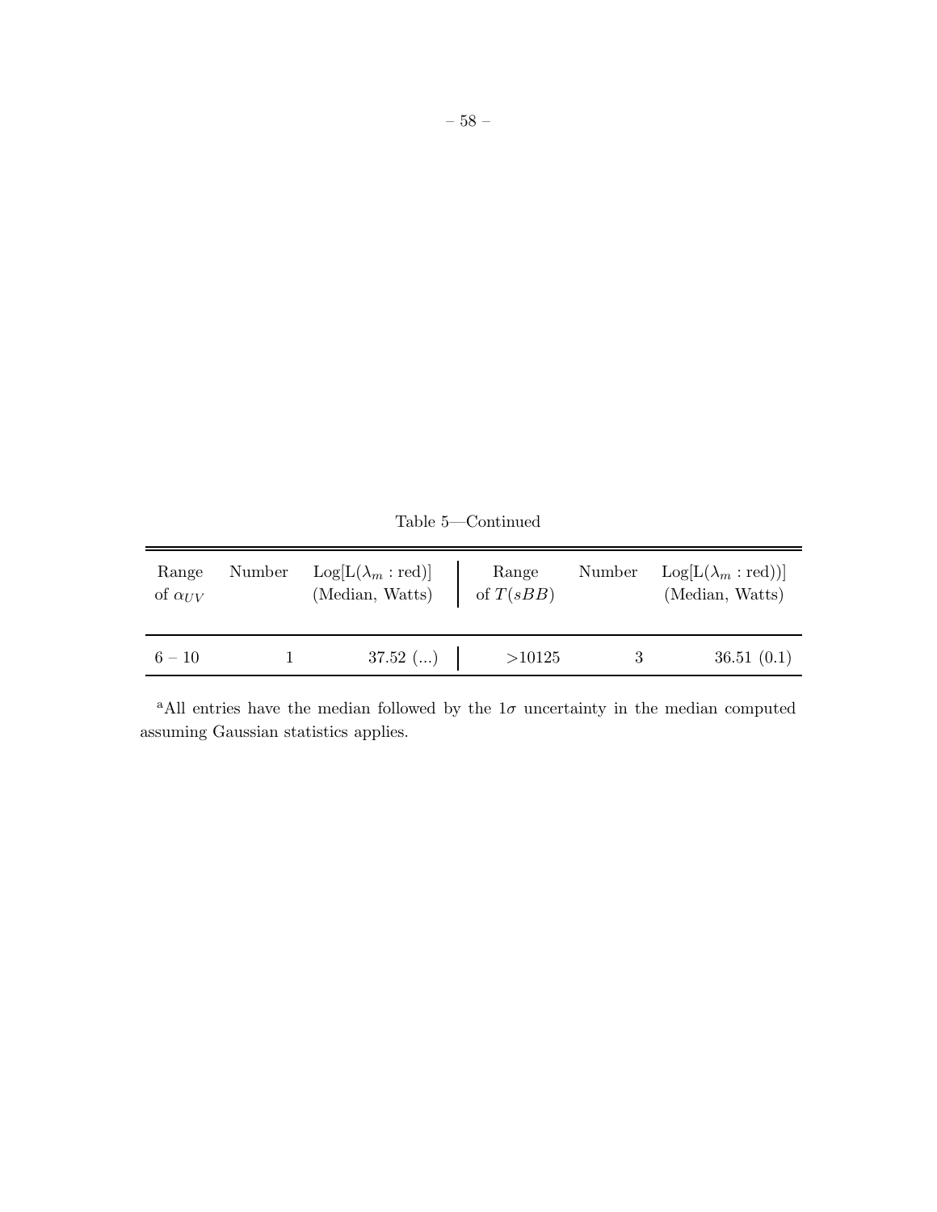Table 5—Continued

| Range of $\alpha_{UV}$ | Number | Log[L($\lambda_m$ : red)] (Median, Watts) | Range of $T(sBB)$ | Number | Log[L($\lambda_m$ : red))] (Median, Watts) |
|---|---|---|---|---|---|
| 6 – 10 | 1 | 37.52 (...) | >10125 | 3 | 36.51 (0.1) |

[a]All entries have the median followed by the $1\sigma$ uncertainty in the median computed assuming Gaussian statistics applies.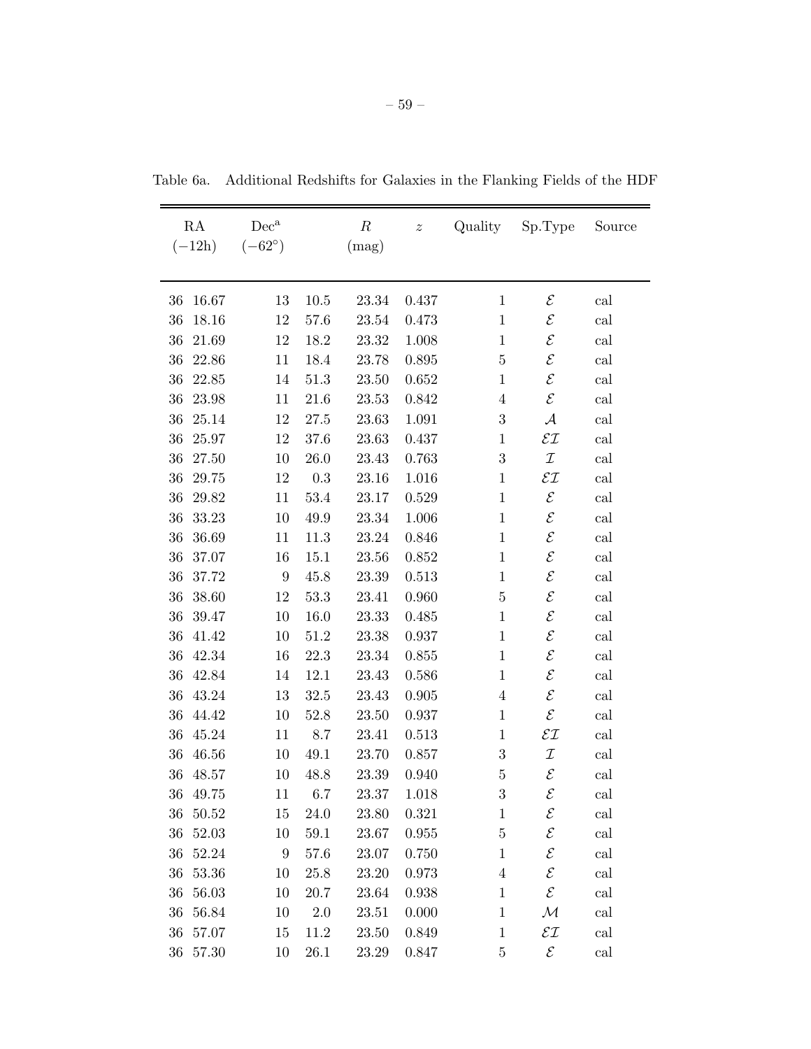Table 6a. Additional Redshifts for Galaxies in the Flanking Fields of the HDF

| RA (−12h) | | Dec[a] (−62°) | | $R$ (mag) | $z$ | Quality | Sp.Type | Source |
|---|---|---|---|---|---|---|---|---|
| 36 | 16.67 | 13 | 10.5 | 23.34 | 0.437 | 1 | $\mathcal{E}$ | cal |
| 36 | 18.16 | 12 | 57.6 | 23.54 | 0.473 | 1 | $\mathcal{E}$ | cal |
| 36 | 21.69 | 12 | 18.2 | 23.32 | 1.008 | 1 | $\mathcal{E}$ | cal |
| 36 | 22.86 | 11 | 18.4 | 23.78 | 0.895 | 5 | $\mathcal{E}$ | cal |
| 36 | 22.85 | 14 | 51.3 | 23.50 | 0.652 | 1 | $\mathcal{E}$ | cal |
| 36 | 23.98 | 11 | 21.6 | 23.53 | 0.842 | 4 | $\mathcal{E}$ | cal |
| 36 | 25.14 | 12 | 27.5 | 23.63 | 1.091 | 3 | $\mathcal{A}$ | cal |
| 36 | 25.97 | 12 | 37.6 | 23.63 | 0.437 | 1 | $\mathcal{EI}$ | cal |
| 36 | 27.50 | 10 | 26.0 | 23.43 | 0.763 | 3 | $\mathcal{I}$ | cal |
| 36 | 29.75 | 12 | 0.3 | 23.16 | 1.016 | 1 | $\mathcal{EI}$ | cal |
| 36 | 29.82 | 11 | 53.4 | 23.17 | 0.529 | 1 | $\mathcal{E}$ | cal |
| 36 | 33.23 | 10 | 49.9 | 23.34 | 1.006 | 1 | $\mathcal{E}$ | cal |
| 36 | 36.69 | 11 | 11.3 | 23.24 | 0.846 | 1 | $\mathcal{E}$ | cal |
| 36 | 37.07 | 16 | 15.1 | 23.56 | 0.852 | 1 | $\mathcal{E}$ | cal |
| 36 | 37.72 | 9 | 45.8 | 23.39 | 0.513 | 1 | $\mathcal{E}$ | cal |
| 36 | 38.60 | 12 | 53.3 | 23.41 | 0.960 | 5 | $\mathcal{E}$ | cal |
| 36 | 39.47 | 10 | 16.0 | 23.33 | 0.485 | 1 | $\mathcal{E}$ | cal |
| 36 | 41.42 | 10 | 51.2 | 23.38 | 0.937 | 1 | $\mathcal{E}$ | cal |
| 36 | 42.34 | 16 | 22.3 | 23.34 | 0.855 | 1 | $\mathcal{E}$ | cal |
| 36 | 42.84 | 14 | 12.1 | 23.43 | 0.586 | 1 | $\mathcal{E}$ | cal |
| 36 | 43.24 | 13 | 32.5 | 23.43 | 0.905 | 4 | $\mathcal{E}$ | cal |
| 36 | 44.42 | 10 | 52.8 | 23.50 | 0.937 | 1 | $\mathcal{E}$ | cal |
| 36 | 45.24 | 11 | 8.7 | 23.41 | 0.513 | 1 | $\mathcal{EI}$ | cal |
| 36 | 46.56 | 10 | 49.1 | 23.70 | 0.857 | 3 | $\mathcal{I}$ | cal |
| 36 | 48.57 | 10 | 48.8 | 23.39 | 0.940 | 5 | $\mathcal{E}$ | cal |
| 36 | 49.75 | 11 | 6.7 | 23.37 | 1.018 | 3 | $\mathcal{E}$ | cal |
| 36 | 50.52 | 15 | 24.0 | 23.80 | 0.321 | 1 | $\mathcal{E}$ | cal |
| 36 | 52.03 | 10 | 59.1 | 23.67 | 0.955 | 5 | $\mathcal{E}$ | cal |
| 36 | 52.24 | 9 | 57.6 | 23.07 | 0.750 | 1 | $\mathcal{E}$ | cal |
| 36 | 53.36 | 10 | 25.8 | 23.20 | 0.973 | 4 | $\mathcal{E}$ | cal |
| 36 | 56.03 | 10 | 20.7 | 23.64 | 0.938 | 1 | $\mathcal{E}$ | cal |
| 36 | 56.84 | 10 | 2.0 | 23.51 | 0.000 | 1 | $\mathcal{M}$ | cal |
| 36 | 57.07 | 15 | 11.2 | 23.50 | 0.849 | 1 | $\mathcal{EI}$ | cal |
| 36 | 57.30 | 10 | 26.1 | 23.29 | 0.847 | 5 | $\mathcal{E}$ | cal |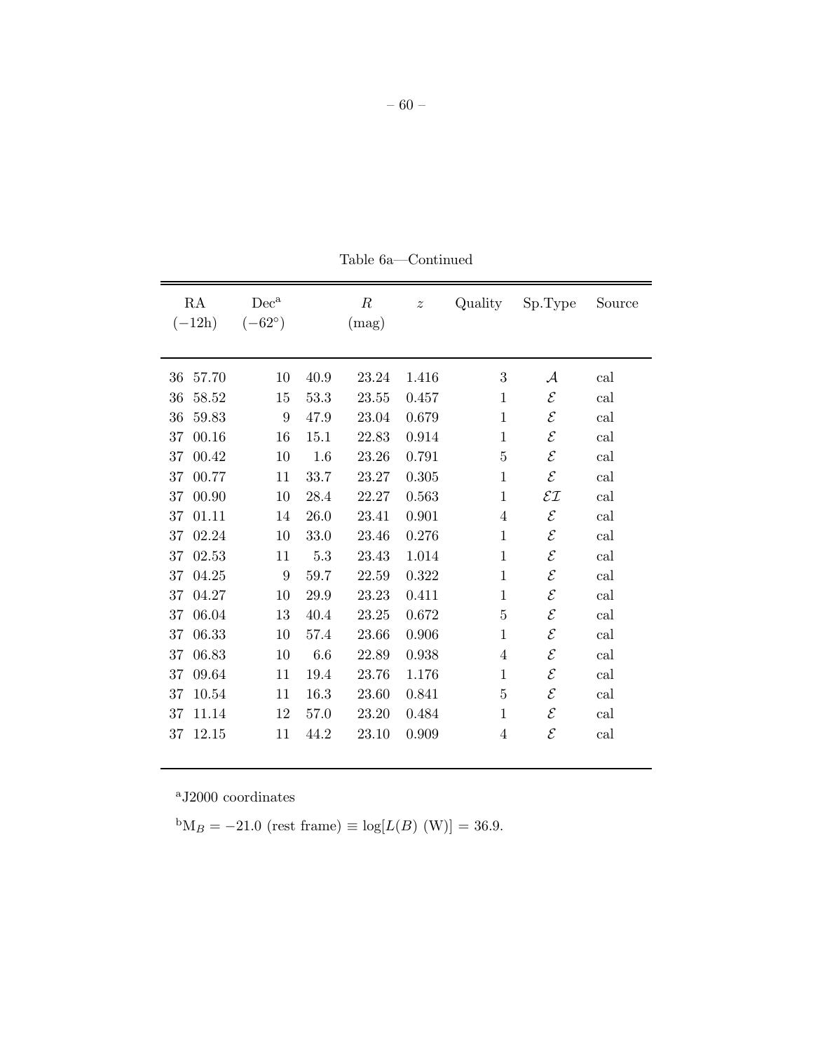Table 6a—Continued

| RA (−12h) | | Dec[a] (−62°) | | $R$ (mag) | $z$ | Quality | Sp.Type | Source |
|---|---|---|---|---|---|---|---|---|
| 36 | 57.70 | 10 | 40.9 | 23.24 | 1.416 | 3 | $\mathcal{A}$ | cal |
| 36 | 58.52 | 15 | 53.3 | 23.55 | 0.457 | 1 | $\mathcal{E}$ | cal |
| 36 | 59.83 | 9 | 47.9 | 23.04 | 0.679 | 1 | $\mathcal{E}$ | cal |
| 37 | 00.16 | 16 | 15.1 | 22.83 | 0.914 | 1 | $\mathcal{E}$ | cal |
| 37 | 00.42 | 10 | 1.6 | 23.26 | 0.791 | 5 | $\mathcal{E}$ | cal |
| 37 | 00.77 | 11 | 33.7 | 23.27 | 0.305 | 1 | $\mathcal{E}$ | cal |
| 37 | 00.90 | 10 | 28.4 | 22.27 | 0.563 | 1 | $\mathcal{EI}$ | cal |
| 37 | 01.11 | 14 | 26.0 | 23.41 | 0.901 | 4 | $\mathcal{E}$ | cal |
| 37 | 02.24 | 10 | 33.0 | 23.46 | 0.276 | 1 | $\mathcal{E}$ | cal |
| 37 | 02.53 | 11 | 5.3 | 23.43 | 1.014 | 1 | $\mathcal{E}$ | cal |
| 37 | 04.25 | 9 | 59.7 | 22.59 | 0.322 | 1 | $\mathcal{E}$ | cal |
| 37 | 04.27 | 10 | 29.9 | 23.23 | 0.411 | 1 | $\mathcal{E}$ | cal |
| 37 | 06.04 | 13 | 40.4 | 23.25 | 0.672 | 5 | $\mathcal{E}$ | cal |
| 37 | 06.33 | 10 | 57.4 | 23.66 | 0.906 | 1 | $\mathcal{E}$ | cal |
| 37 | 06.83 | 10 | 6.6 | 22.89 | 0.938 | 4 | $\mathcal{E}$ | cal |
| 37 | 09.64 | 11 | 19.4 | 23.76 | 1.176 | 1 | $\mathcal{E}$ | cal |
| 37 | 10.54 | 11 | 16.3 | 23.60 | 0.841 | 5 | $\mathcal{E}$ | cal |
| 37 | 11.14 | 12 | 57.0 | 23.20 | 0.484 | 1 | $\mathcal{E}$ | cal |
| 37 | 12.15 | 11 | 44.2 | 23.10 | 0.909 | 4 | $\mathcal{E}$ | cal |

[a] J2000 coordinates

[b] $M_B = -21.0$ (rest frame) $\equiv \log[L(B)\ (\mathrm{W})] = 36.9$.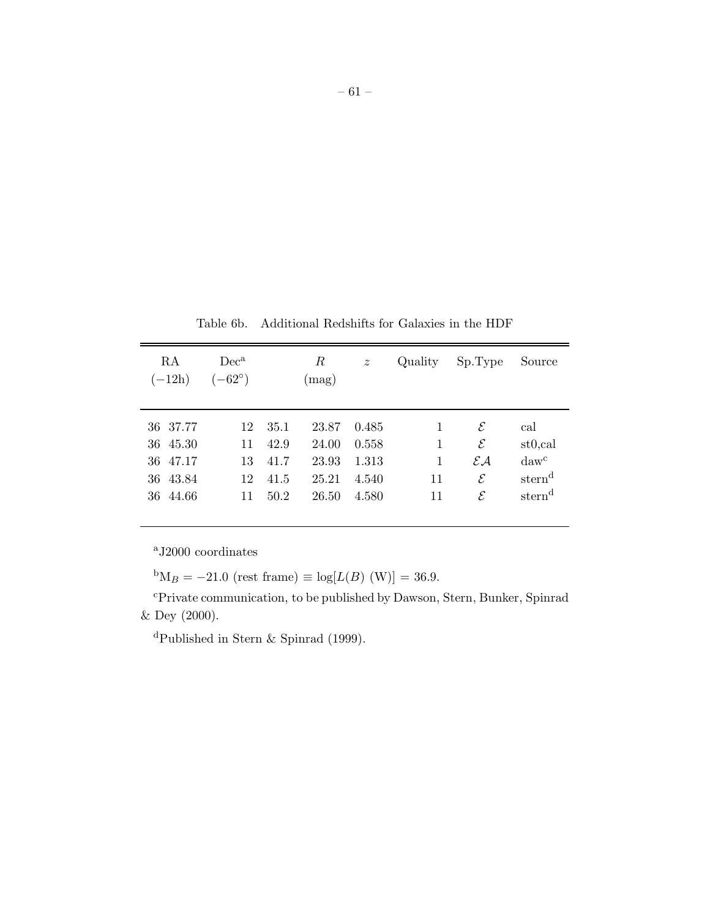Table 6b. Additional Redshifts for Galaxies in the HDF

| RA ($-$12h) | Dec[a] ($-62^\circ$) | | $R$ (mag) | $z$ | Quality | Sp.Type | Source |
|---|---|---|---|---|---|---|---|
| 36 37.77 | 12 | 35.1 | 23.87 | 0.485 | 1 | $\mathcal{E}$ | cal |
| 36 45.30 | 11 | 42.9 | 24.00 | 0.558 | 1 | $\mathcal{E}$ | st0,cal |
| 36 47.17 | 13 | 41.7 | 23.93 | 1.313 | 1 | $\mathcal{EA}$ | daw[c] |
| 36 43.84 | 12 | 41.5 | 25.21 | 4.540 | 11 | $\mathcal{E}$ | stern[d] |
| 36 44.66 | 11 | 50.2 | 26.50 | 4.580 | 11 | $\mathcal{E}$ | stern[d] |

[a]J2000 coordinates

[b]$M_B = -21.0$ (rest frame) $\equiv \log[L(B)\ (\mathrm{W})] = 36.9$.

[c]Private communication, to be published by Dawson, Stern, Bunker, Spinrad & Dey (2000).

[d]Published in Stern & Spinrad (1999).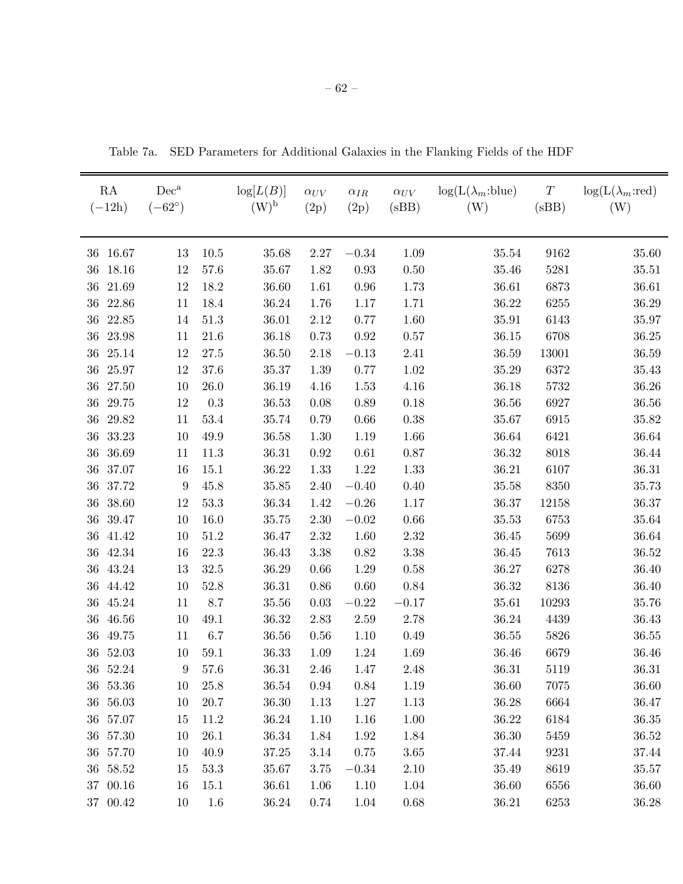Table 7a. SED Parameters for Additional Galaxies in the Flanking Fields of the HDF

| RA ($-12$h) | | Dec[a] ($-62^\circ$) | | $\log[L(B)]$ (W)[b] | $\alpha_{UV}$ (2p) | $\alpha_{IR}$ (2p) | $\alpha_{UV}$ (sBB) | $\log(\mathrm{L}(\lambda_m\mathrm{:blue})$ (W) | $T$ (sBB) | $\log(\mathrm{L}(\lambda_m\mathrm{:red})$ (W) |
|---|---|---|---|---|---|---|---|---|---|---|
| 36 | 16.67 | 13 | 10.5 | 35.68 | 2.27 | −0.34 | 1.09 | 35.54 | 9162 | 35.60 |
| 36 | 18.16 | 12 | 57.6 | 35.67 | 1.82 | 0.93 | 0.50 | 35.46 | 5281 | 35.51 |
| 36 | 21.69 | 12 | 18.2 | 36.60 | 1.61 | 0.96 | 1.73 | 36.61 | 6873 | 36.61 |
| 36 | 22.86 | 11 | 18.4 | 36.24 | 1.76 | 1.17 | 1.71 | 36.22 | 6255 | 36.29 |
| 36 | 22.85 | 14 | 51.3 | 36.01 | 2.12 | 0.77 | 1.60 | 35.91 | 6143 | 35.97 |
| 36 | 23.98 | 11 | 21.6 | 36.18 | 0.73 | 0.92 | 0.57 | 36.15 | 6708 | 36.25 |
| 36 | 25.14 | 12 | 27.5 | 36.50 | 2.18 | −0.13 | 2.41 | 36.59 | 13001 | 36.59 |
| 36 | 25.97 | 12 | 37.6 | 35.37 | 1.39 | 0.77 | 1.02 | 35.29 | 6372 | 35.43 |
| 36 | 27.50 | 10 | 26.0 | 36.19 | 4.16 | 1.53 | 4.16 | 36.18 | 5732 | 36.26 |
| 36 | 29.75 | 12 | 0.3 | 36.53 | 0.08 | 0.89 | 0.18 | 36.56 | 6927 | 36.56 |
| 36 | 29.82 | 11 | 53.4 | 35.74 | 0.79 | 0.66 | 0.38 | 35.67 | 6915 | 35.82 |
| 36 | 33.23 | 10 | 49.9 | 36.58 | 1.30 | 1.19 | 1.66 | 36.64 | 6421 | 36.64 |
| 36 | 36.69 | 11 | 11.3 | 36.31 | 0.92 | 0.61 | 0.87 | 36.32 | 8018 | 36.44 |
| 36 | 37.07 | 16 | 15.1 | 36.22 | 1.33 | 1.22 | 1.33 | 36.21 | 6107 | 36.31 |
| 36 | 37.72 | 9 | 45.8 | 35.85 | 2.40 | −0.40 | 0.40 | 35.58 | 8350 | 35.73 |
| 36 | 38.60 | 12 | 53.3 | 36.34 | 1.42 | −0.26 | 1.17 | 36.37 | 12158 | 36.37 |
| 36 | 39.47 | 10 | 16.0 | 35.75 | 2.30 | −0.02 | 0.66 | 35.53 | 6753 | 35.64 |
| 36 | 41.42 | 10 | 51.2 | 36.47 | 2.32 | 1.60 | 2.32 | 36.45 | 5699 | 36.64 |
| 36 | 42.34 | 16 | 22.3 | 36.43 | 3.38 | 0.82 | 3.38 | 36.45 | 7613 | 36.52 |
| 36 | 43.24 | 13 | 32.5 | 36.29 | 0.66 | 1.29 | 0.58 | 36.27 | 6278 | 36.40 |
| 36 | 44.42 | 10 | 52.8 | 36.31 | 0.86 | 0.60 | 0.84 | 36.32 | 8136 | 36.40 |
| 36 | 45.24 | 11 | 8.7 | 35.56 | 0.03 | −0.22 | −0.17 | 35.61 | 10293 | 35.76 |
| 36 | 46.56 | 10 | 49.1 | 36.32 | 2.83 | 2.59 | 2.78 | 36.24 | 4439 | 36.43 |
| 36 | 49.75 | 11 | 6.7 | 36.56 | 0.56 | 1.10 | 0.49 | 36.55 | 5826 | 36.55 |
| 36 | 52.03 | 10 | 59.1 | 36.33 | 1.09 | 1.24 | 1.69 | 36.46 | 6679 | 36.46 |
| 36 | 52.24 | 9 | 57.6 | 36.31 | 2.46 | 1.47 | 2.48 | 36.31 | 5119 | 36.31 |
| 36 | 53.36 | 10 | 25.8 | 36.54 | 0.94 | 0.84 | 1.19 | 36.60 | 7075 | 36.60 |
| 36 | 56.03 | 10 | 20.7 | 36.30 | 1.13 | 1.27 | 1.13 | 36.28 | 6664 | 36.47 |
| 36 | 57.07 | 15 | 11.2 | 36.24 | 1.10 | 1.16 | 1.00 | 36.22 | 6184 | 36.35 |
| 36 | 57.30 | 10 | 26.1 | 36.34 | 1.84 | 1.92 | 1.84 | 36.30 | 5459 | 36.52 |
| 36 | 57.70 | 10 | 40.9 | 37.25 | 3.14 | 0.75 | 3.65 | 37.44 | 9231 | 37.44 |
| 36 | 58.52 | 15 | 53.3 | 35.67 | 3.75 | −0.34 | 2.10 | 35.49 | 8619 | 35.57 |
| 37 | 00.16 | 16 | 15.1 | 36.61 | 1.06 | 1.10 | 1.04 | 36.60 | 6556 | 36.60 |
| 37 | 00.42 | 10 | 1.6 | 36.24 | 0.74 | 1.04 | 0.68 | 36.21 | 6253 | 36.28 |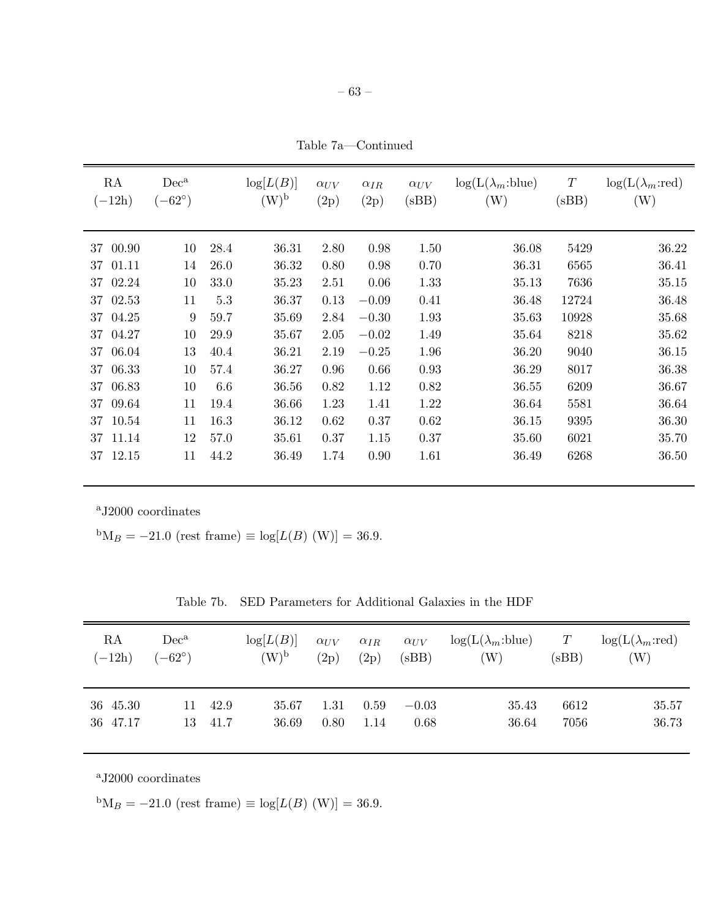Table 7a—Continued

| RA ($-$12h) | Dec[a] ($-62^{\circ}$) | | $\log[L(B)]$ (W)[b] | $\alpha_{UV}$ (2p) | $\alpha_{IR}$ (2p) | $\alpha_{UV}$ (sBB) | log(L($\lambda_m$:blue) (W) | $T$ (sBB) | log(L($\lambda_m$:red) (W) |
|---|---|---|---|---|---|---|---|---|---|
| 37 00.90 | 10 | 28.4 | 36.31 | 2.80 | 0.98 | 1.50 | 36.08 | 5429 | 36.22 |
| 37 01.11 | 14 | 26.0 | 36.32 | 0.80 | 0.98 | 0.70 | 36.31 | 6565 | 36.41 |
| 37 02.24 | 10 | 33.0 | 35.23 | 2.51 | 0.06 | 1.33 | 35.13 | 7636 | 35.15 |
| 37 02.53 | 11 | 5.3 | 36.37 | 0.13 | $-0.09$ | 0.41 | 36.48 | 12724 | 36.48 |
| 37 04.25 | 9 | 59.7 | 35.69 | 2.84 | $-0.30$ | 1.93 | 35.63 | 10928 | 35.68 |
| 37 04.27 | 10 | 29.9 | 35.67 | 2.05 | $-0.02$ | 1.49 | 35.64 | 8218 | 35.62 |
| 37 06.04 | 13 | 40.4 | 36.21 | 2.19 | $-0.25$ | 1.96 | 36.20 | 9040 | 36.15 |
| 37 06.33 | 10 | 57.4 | 36.27 | 0.96 | 0.66 | 0.93 | 36.29 | 8017 | 36.38 |
| 37 06.83 | 10 | 6.6 | 36.56 | 0.82 | 1.12 | 0.82 | 36.55 | 6209 | 36.67 |
| 37 09.64 | 11 | 19.4 | 36.66 | 1.23 | 1.41 | 1.22 | 36.64 | 5581 | 36.64 |
| 37 10.54 | 11 | 16.3 | 36.12 | 0.62 | 0.37 | 0.62 | 36.15 | 9395 | 36.30 |
| 37 11.14 | 12 | 57.0 | 35.61 | 0.37 | 1.15 | 0.37 | 35.60 | 6021 | 35.70 |
| 37 12.15 | 11 | 44.2 | 36.49 | 1.74 | 0.90 | 1.61 | 36.49 | 6268 | 36.50 |

[a]J2000 coordinates

[b]$M_B = -21.0$ (rest frame) $\equiv \log[L(B)\ (\mathrm{W})] = 36.9$.

Table 7b. SED Parameters for Additional Galaxies in the HDF

| RA ($-$12h) | Dec[a] ($-62^{\circ}$) | | $\log[L(B)]$ (W)[b] | $\alpha_{UV}$ (2p) | $\alpha_{IR}$ (2p) | $\alpha_{UV}$ (sBB) | log(L($\lambda_m$:blue) (W) | $T$ (sBB) | log(L($\lambda_m$:red) (W) |
|---|---|---|---|---|---|---|---|---|---|
| 36 45.30 | 11 | 42.9 | 35.67 | 1.31 | 0.59 | $-0.03$ | 35.43 | 6612 | 35.57 |
| 36 47.17 | 13 | 41.7 | 36.69 | 0.80 | 1.14 | 0.68 | 36.64 | 7056 | 36.73 |

[a]J2000 coordinates

[b]$M_B = -21.0$ (rest frame) $\equiv \log[L(B)\ (\mathrm{W})] = 36.9$.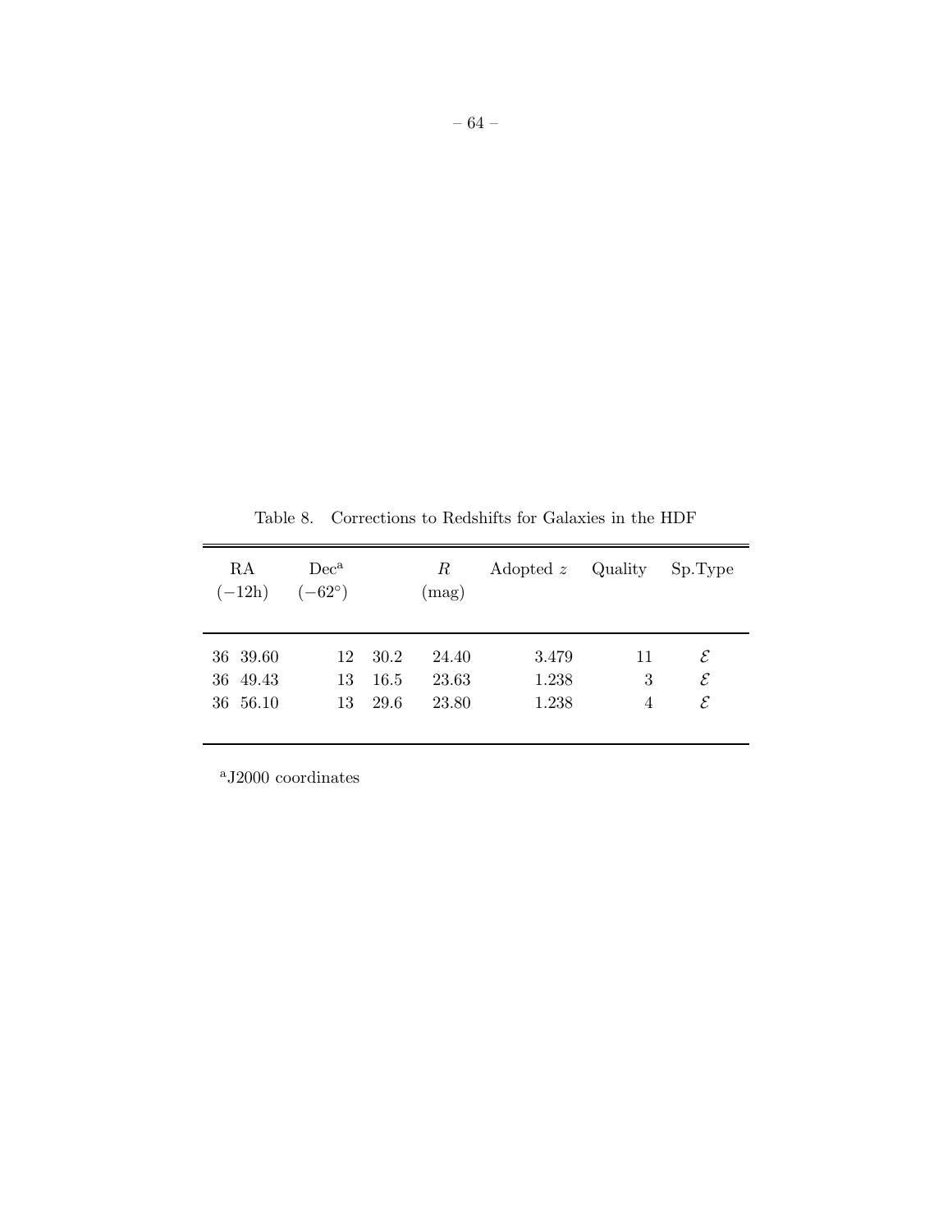Table 8. Corrections to Redshifts for Galaxies in the HDF

| RA $(-12h)$ | Dec[a] $(-62^{\circ})$ | | $R$ (mag) | Adopted $z$ | Quality | Sp.Type |
|---|---|---|---|---|---|---|
| 36 39.60 | 12 | 30.2 | 24.40 | 3.479 | 11 | $\mathcal{E}$ |
| 36 49.43 | 13 | 16.5 | 23.63 | 1.238 | 3 | $\mathcal{E}$ |
| 36 56.10 | 13 | 29.6 | 23.80 | 1.238 | 4 | $\mathcal{E}$ |

[a]J2000 coordinates